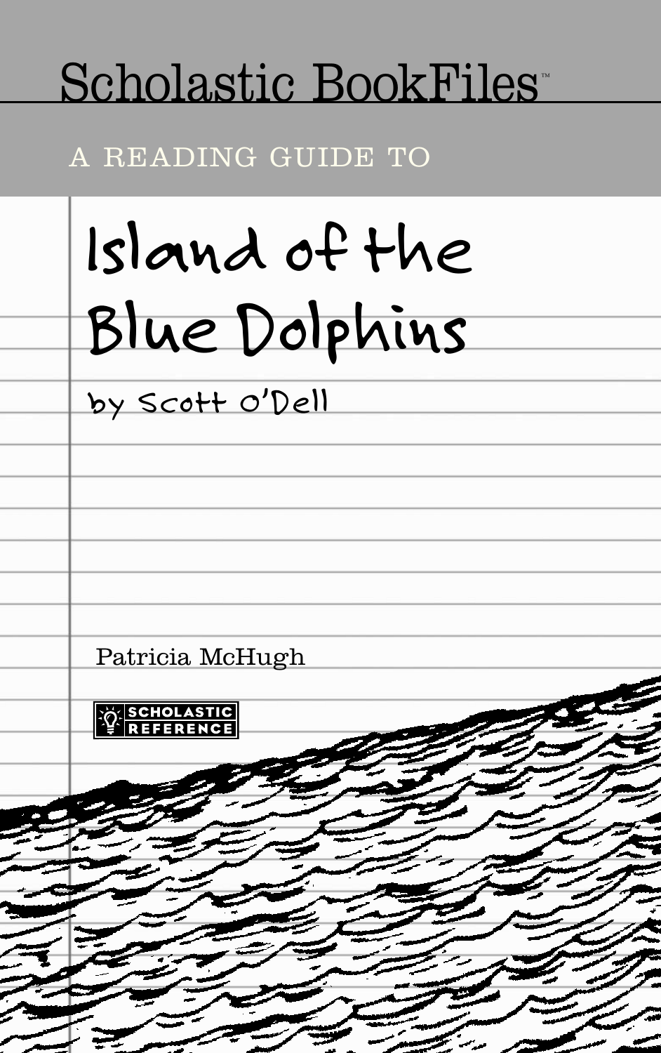# Scholastic BookFiles™

A READING GUIDE TO

# Island of the Blue Dolphins

by Scott O'Dell

Patricia McHugh

SCHOLASTIC REFERENCE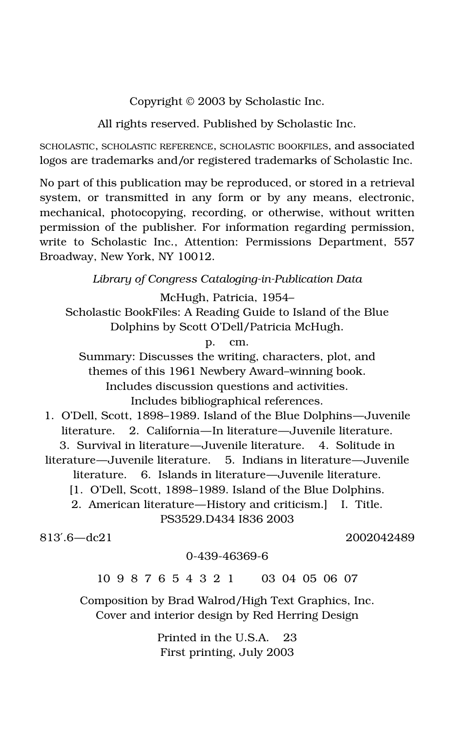Copyright © 2003 by Scholastic Inc.

All rights reserved. Published by Scholastic Inc.

SCHOLASTIC, SCHOLASTIC REFERENCE, SCHOLASTIC BOOKFILES, and associated logos are trademarks and/or registered trademarks of Scholastic Inc.

No part of this publication may be reproduced, or stored in a retrieval system, or transmitted in any form or by any means, electronic, mechanical, photocopying, recording, or otherwise, without written permission of the publisher. For information regarding permission, write to Scholastic Inc., Attention: Permissions Department, 557 Broadway, New York, NY 10012.

*Library of Congress Cataloging-in-Publication Data*

McHugh, Patricia, 1954–
Scholastic BookFiles: A Reading Guide to Island of the Blue Dolphins by Scott O'Dell/Patricia McHugh.
p. cm.
Summary: Discusses the writing, characters, plot, and themes of this 1961 Newbery Award–winning book.
Includes discussion questions and activities.
Includes bibliographical references.
1. O'Dell, Scott, 1898–1989. Island of the Blue Dolphins—Juvenile literature. 2. California—In literature—Juvenile literature. 3. Survival in literature—Juvenile literature. 4. Solitude in literature—Juvenile literature. 5. Indians in literature—Juvenile literature. 6. Islands in literature—Juvenile literature. [1. O'Dell, Scott, 1898–1989. Island of the Blue Dolphins. 2. American literature—History and criticism.] I. Title.
PS3529.D434 I836 2003

813′.6—dc21 2002042489

0-439-46369-6

10 9 8 7 6 5 4 3 2 1 03 04 05 06 07

Composition by Brad Walrod/High Text Graphics, Inc.
Cover and interior design by Red Herring Design

Printed in the U.S.A. 23
First printing, July 2003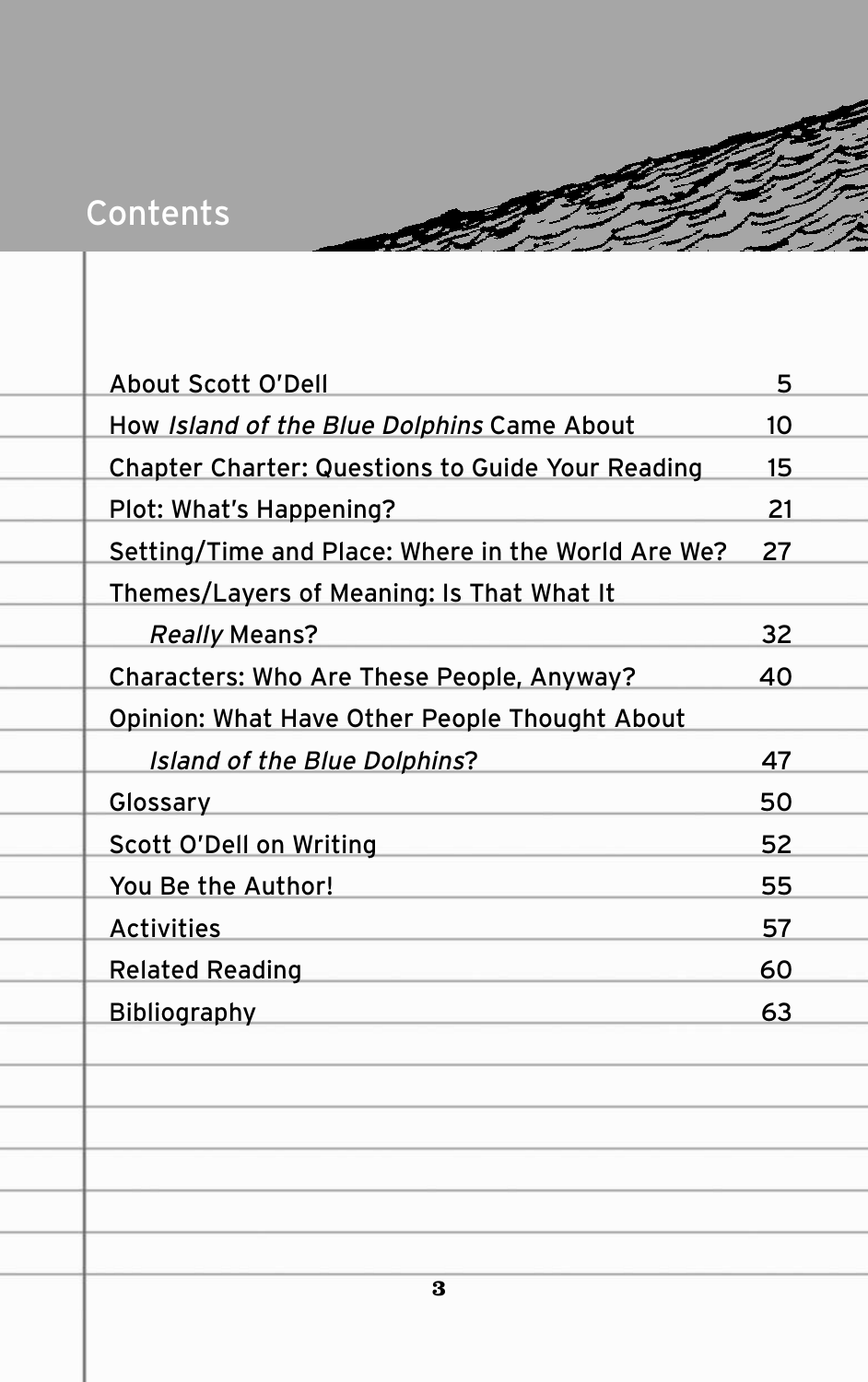# Contents

| | |
|---|---|
| About Scott O'Dell | 5 |
| How *Island of the Blue Dolphins* Came About | 10 |
| Chapter Charter: Questions to Guide Your Reading | 15 |
| Plot: What's Happening? | 21 |
| Setting/Time and Place: Where in the World Are We? | 27 |
| Themes/Layers of Meaning: Is That What It *Really* Means? | 32 |
| Characters: Who Are These People, Anyway? | 40 |
| Opinion: What Have Other People Thought About *Island of the Blue Dolphins*? | 47 |
| Glossary | 50 |
| Scott O'Dell on Writing | 52 |
| You Be the Author! | 55 |
| Activities | 57 |
| Related Reading | 60 |
| Bibliography | 63 |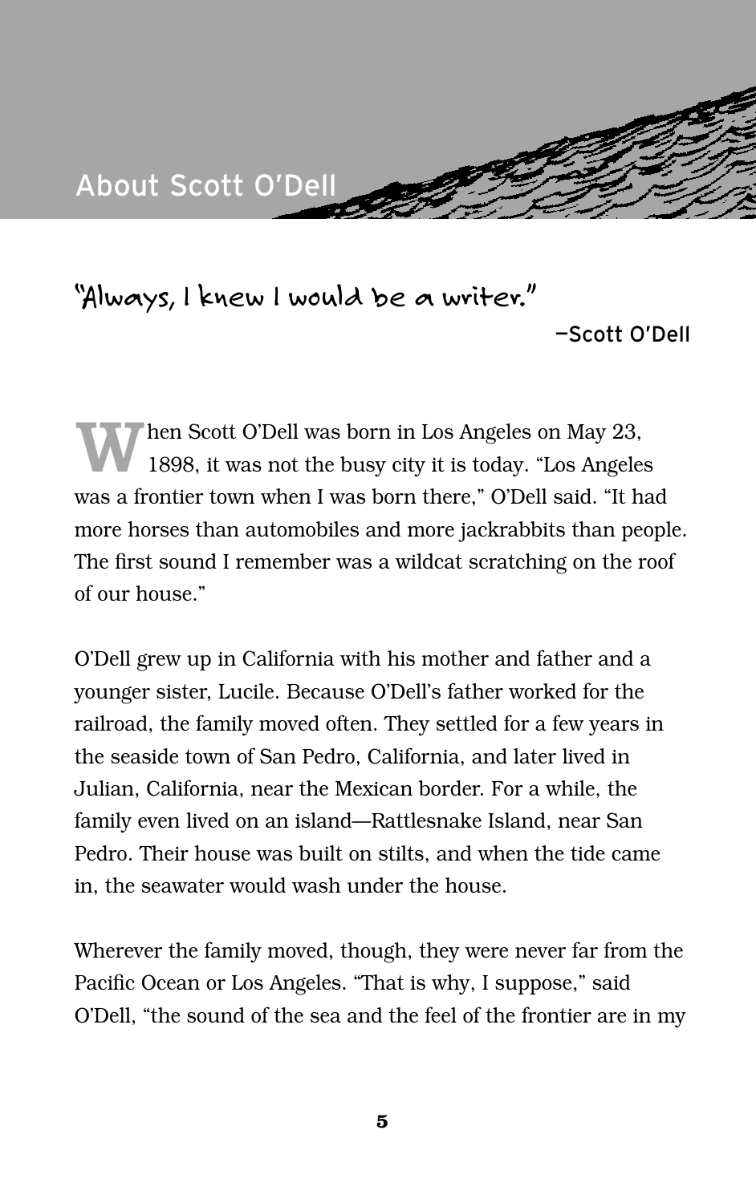## About Scott O'Dell

"Always, I knew I would be a writer."

—Scott O'Dell

When Scott O'Dell was born in Los Angeles on May 23, 1898, it was not the busy city it is today. "Los Angeles was a frontier town when I was born there," O'Dell said. "It had more horses than automobiles and more jackrabbits than people. The first sound I remember was a wildcat scratching on the roof of our house."

O'Dell grew up in California with his mother and father and a younger sister, Lucile. Because O'Dell's father worked for the railroad, the family moved often. They settled for a few years in the seaside town of San Pedro, California, and later lived in Julian, California, near the Mexican border. For a while, the family even lived on an island—Rattlesnake Island, near San Pedro. Their house was built on stilts, and when the tide came in, the seawater would wash under the house.

Wherever the family moved, though, they were never far from the Pacific Ocean or Los Angeles. "That is why, I suppose," said O'Dell, "the sound of the sea and the feel of the frontier are in my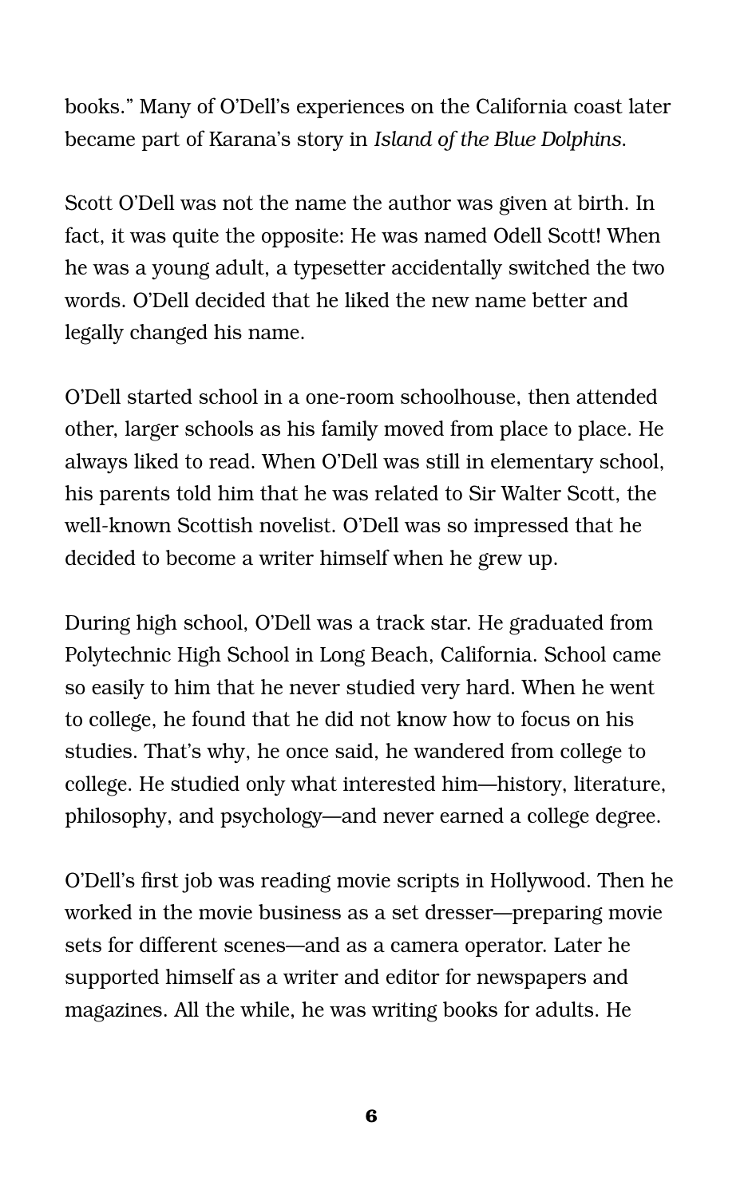books." Many of O'Dell's experiences on the California coast later became part of Karana's story in *Island of the Blue Dolphins*.

Scott O'Dell was not the name the author was given at birth. In fact, it was quite the opposite: He was named Odell Scott! When he was a young adult, a typesetter accidentally switched the two words. O'Dell decided that he liked the new name better and legally changed his name.

O'Dell started school in a one-room schoolhouse, then attended other, larger schools as his family moved from place to place. He always liked to read. When O'Dell was still in elementary school, his parents told him that he was related to Sir Walter Scott, the well-known Scottish novelist. O'Dell was so impressed that he decided to become a writer himself when he grew up.

During high school, O'Dell was a track star. He graduated from Polytechnic High School in Long Beach, California. School came so easily to him that he never studied very hard. When he went to college, he found that he did not know how to focus on his studies. That's why, he once said, he wandered from college to college. He studied only what interested him—history, literature, philosophy, and psychology—and never earned a college degree.

O'Dell's first job was reading movie scripts in Hollywood. Then he worked in the movie business as a set dresser—preparing movie sets for different scenes—and as a camera operator. Later he supported himself as a writer and editor for newspapers and magazines. All the while, he was writing books for adults. He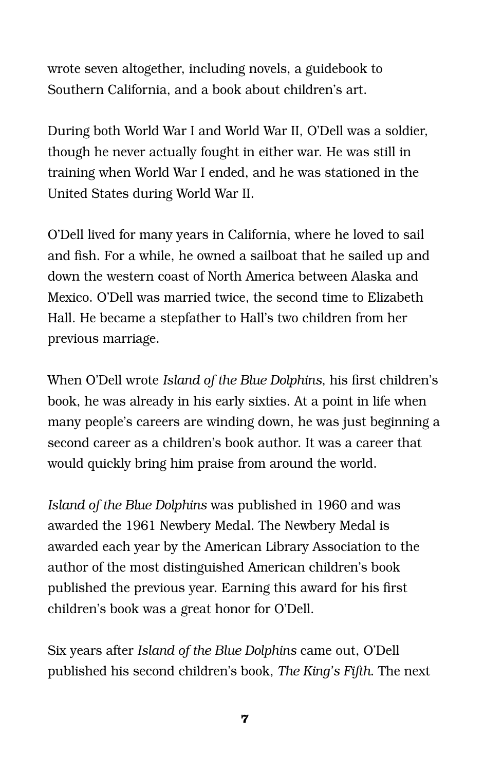wrote seven altogether, including novels, a guidebook to Southern California, and a book about children's art.

During both World War I and World War II, O'Dell was a soldier, though he never actually fought in either war. He was still in training when World War I ended, and he was stationed in the United States during World War II.

O'Dell lived for many years in California, where he loved to sail and fish. For a while, he owned a sailboat that he sailed up and down the western coast of North America between Alaska and Mexico. O'Dell was married twice, the second time to Elizabeth Hall. He became a stepfather to Hall's two children from her previous marriage.

When O'Dell wrote *Island of the Blue Dolphins*, his first children's book, he was already in his early sixties. At a point in life when many people's careers are winding down, he was just beginning a second career as a children's book author. It was a career that would quickly bring him praise from around the world.

*Island of the Blue Dolphins* was published in 1960 and was awarded the 1961 Newbery Medal. The Newbery Medal is awarded each year by the American Library Association to the author of the most distinguished American children's book published the previous year. Earning this award for his first children's book was a great honor for O'Dell.

Six years after *Island of the Blue Dolphins* came out, O'Dell published his second children's book, *The King's Fifth*. The next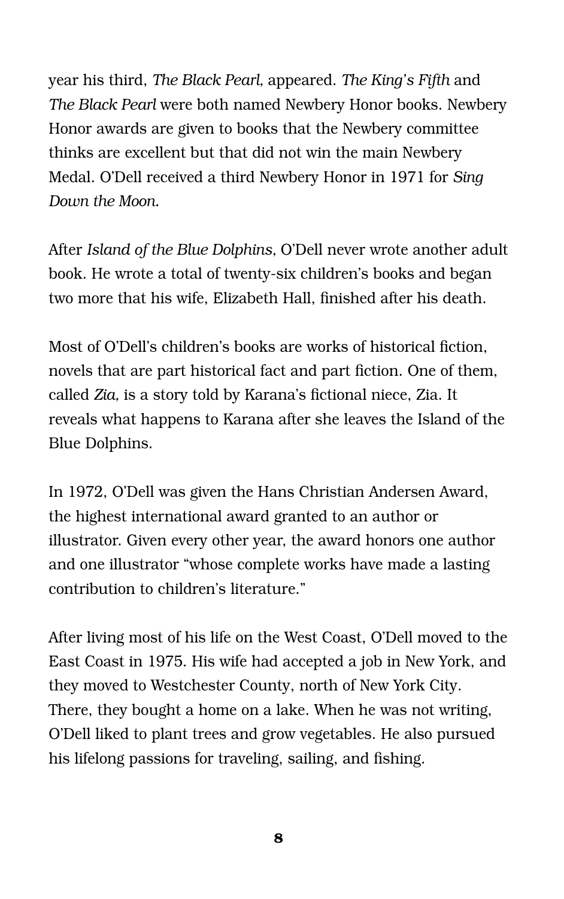year his third, *The Black Pearl,* appeared. *The King's Fifth* and *The Black Pearl* were both named Newbery Honor books. Newbery Honor awards are given to books that the Newbery committee thinks are excellent but that did not win the main Newbery Medal. O'Dell received a third Newbery Honor in 1971 for *Sing Down the Moon.*

After *Island of the Blue Dolphins,* O'Dell never wrote another adult book. He wrote a total of twenty-six children's books and began two more that his wife, Elizabeth Hall, finished after his death.

Most of O'Dell's children's books are works of historical fiction, novels that are part historical fact and part fiction. One of them, called *Zia,* is a story told by Karana's fictional niece, Zia. It reveals what happens to Karana after she leaves the Island of the Blue Dolphins.

In 1972, O'Dell was given the Hans Christian Andersen Award, the highest international award granted to an author or illustrator. Given every other year, the award honors one author and one illustrator "whose complete works have made a lasting contribution to children's literature."

After living most of his life on the West Coast, O'Dell moved to the East Coast in 1975. His wife had accepted a job in New York, and they moved to Westchester County, north of New York City. There, they bought a home on a lake. When he was not writing, O'Dell liked to plant trees and grow vegetables. He also pursued his lifelong passions for traveling, sailing, and fishing.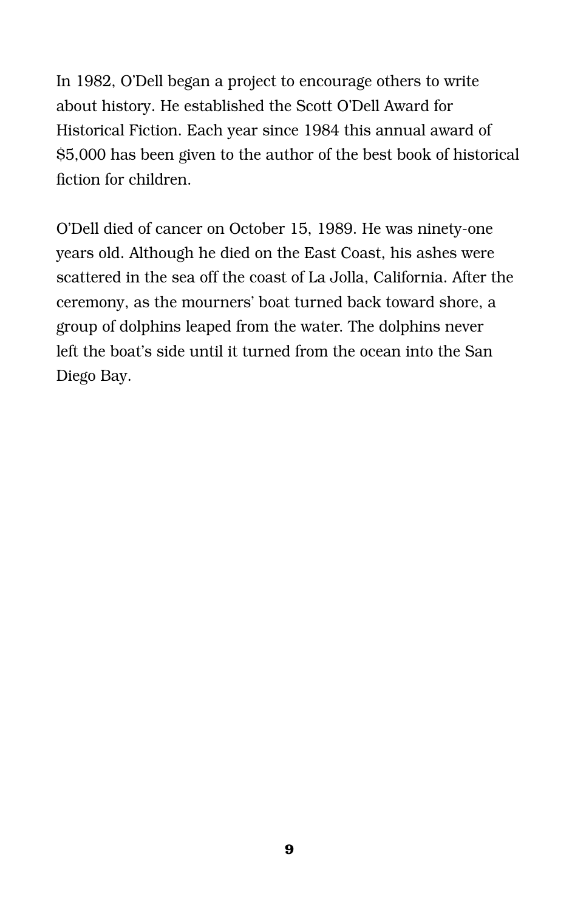In 1982, O'Dell began a project to encourage others to write about history. He established the Scott O'Dell Award for Historical Fiction. Each year since 1984 this annual award of $5,000 has been given to the author of the best book of historical fiction for children.

O'Dell died of cancer on October 15, 1989. He was ninety-one years old. Although he died on the East Coast, his ashes were scattered in the sea off the coast of La Jolla, California. After the ceremony, as the mourners' boat turned back toward shore, a group of dolphins leaped from the water. The dolphins never left the boat's side until it turned from the ocean into the San Diego Bay.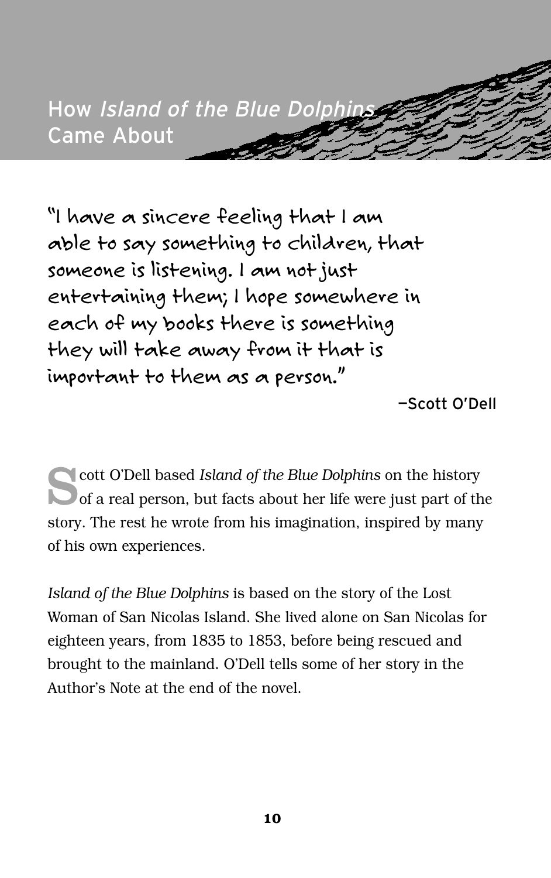# How *Island of the Blue Dolphins* Came About

> "I have a sincere feeling that I am able to say something to children, that someone is listening. I am not just entertaining them; I hope somewhere in each of my books there is something they will take away from it that is important to them as a person."
>
> —Scott O'Dell

Scott O'Dell based *Island of the Blue Dolphins* on the history of a real person, but facts about her life were just part of the story. The rest he wrote from his imagination, inspired by many of his own experiences.

*Island of the Blue Dolphins* is based on the story of the Lost Woman of San Nicolas Island. She lived alone on San Nicolas for eighteen years, from 1835 to 1853, before being rescued and brought to the mainland. O'Dell tells some of her story in the Author's Note at the end of the novel.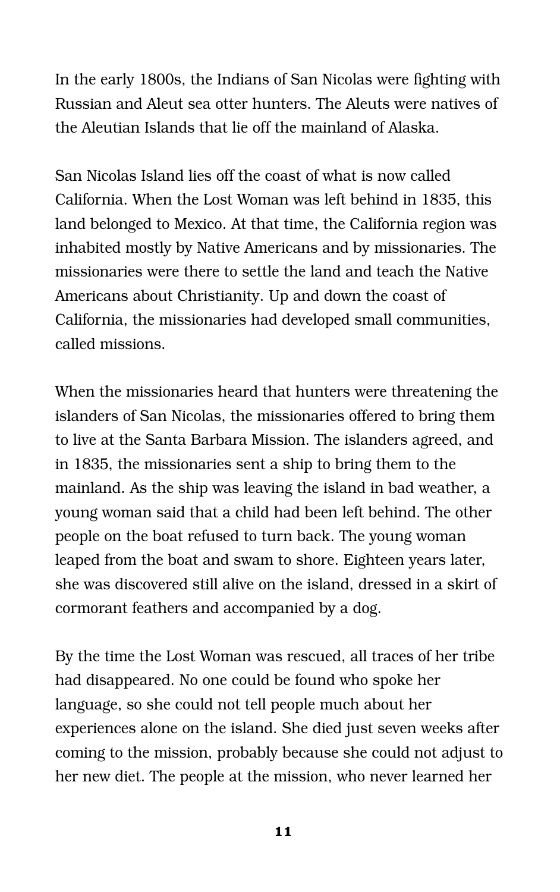In the early 1800s, the Indians of San Nicolas were fighting with Russian and Aleut sea otter hunters. The Aleuts were natives of the Aleutian Islands that lie off the mainland of Alaska.

San Nicolas Island lies off the coast of what is now called California. When the Lost Woman was left behind in 1835, this land belonged to Mexico. At that time, the California region was inhabited mostly by Native Americans and by missionaries. The missionaries were there to settle the land and teach the Native Americans about Christianity. Up and down the coast of California, the missionaries had developed small communities, called missions.

When the missionaries heard that hunters were threatening the islanders of San Nicolas, the missionaries offered to bring them to live at the Santa Barbara Mission. The islanders agreed, and in 1835, the missionaries sent a ship to bring them to the mainland. As the ship was leaving the island in bad weather, a young woman said that a child had been left behind. The other people on the boat refused to turn back. The young woman leaped from the boat and swam to shore. Eighteen years later, she was discovered still alive on the island, dressed in a skirt of cormorant feathers and accompanied by a dog.

By the time the Lost Woman was rescued, all traces of her tribe had disappeared. No one could be found who spoke her language, so she could not tell people much about her experiences alone on the island. She died just seven weeks after coming to the mission, probably because she could not adjust to her new diet. The people at the mission, who never learned her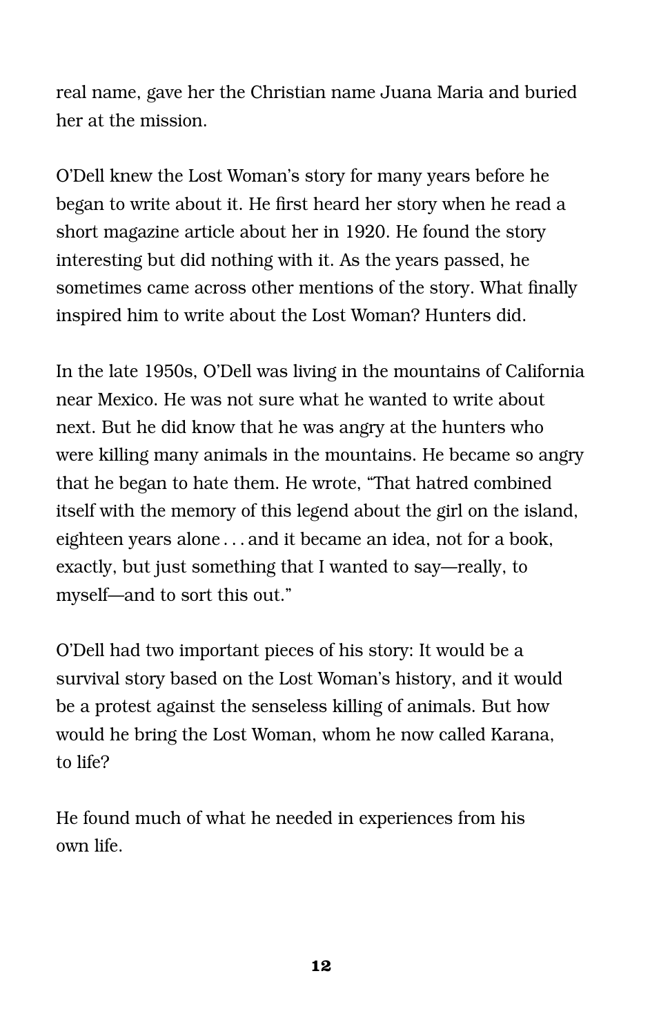real name, gave her the Christian name Juana Maria and buried her at the mission.

O'Dell knew the Lost Woman's story for many years before he began to write about it. He first heard her story when he read a short magazine article about her in 1920. He found the story interesting but did nothing with it. As the years passed, he sometimes came across other mentions of the story. What finally inspired him to write about the Lost Woman? Hunters did.

In the late 1950s, O'Dell was living in the mountains of California near Mexico. He was not sure what he wanted to write about next. But he did know that he was angry at the hunters who were killing many animals in the mountains. He became so angry that he began to hate them. He wrote, "That hatred combined itself with the memory of this legend about the girl on the island, eighteen years alone . . . and it became an idea, not for a book, exactly, but just something that I wanted to say—really, to myself—and to sort this out."

O'Dell had two important pieces of his story: It would be a survival story based on the Lost Woman's history, and it would be a protest against the senseless killing of animals. But how would he bring the Lost Woman, whom he now called Karana, to life?

He found much of what he needed in experiences from his own life.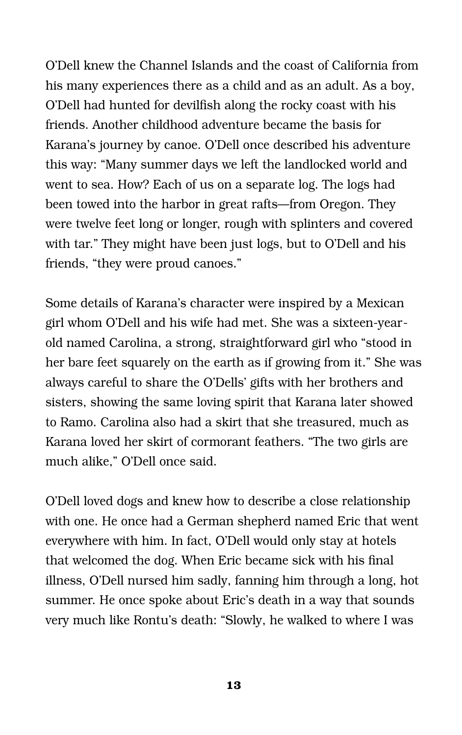O'Dell knew the Channel Islands and the coast of California from his many experiences there as a child and as an adult. As a boy, O'Dell had hunted for devilfish along the rocky coast with his friends. Another childhood adventure became the basis for Karana's journey by canoe. O'Dell once described his adventure this way: "Many summer days we left the landlocked world and went to sea. How? Each of us on a separate log. The logs had been towed into the harbor in great rafts—from Oregon. They were twelve feet long or longer, rough with splinters and covered with tar." They might have been just logs, but to O'Dell and his friends, "they were proud canoes."

Some details of Karana's character were inspired by a Mexican girl whom O'Dell and his wife had met. She was a sixteen-year-old named Carolina, a strong, straightforward girl who "stood in her bare feet squarely on the earth as if growing from it." She was always careful to share the O'Dells' gifts with her brothers and sisters, showing the same loving spirit that Karana later showed to Ramo. Carolina also had a skirt that she treasured, much as Karana loved her skirt of cormorant feathers. "The two girls are much alike," O'Dell once said.

O'Dell loved dogs and knew how to describe a close relationship with one. He once had a German shepherd named Eric that went everywhere with him. In fact, O'Dell would only stay at hotels that welcomed the dog. When Eric became sick with his final illness, O'Dell nursed him sadly, fanning him through a long, hot summer. He once spoke about Eric's death in a way that sounds very much like Rontu's death: "Slowly, he walked to where I was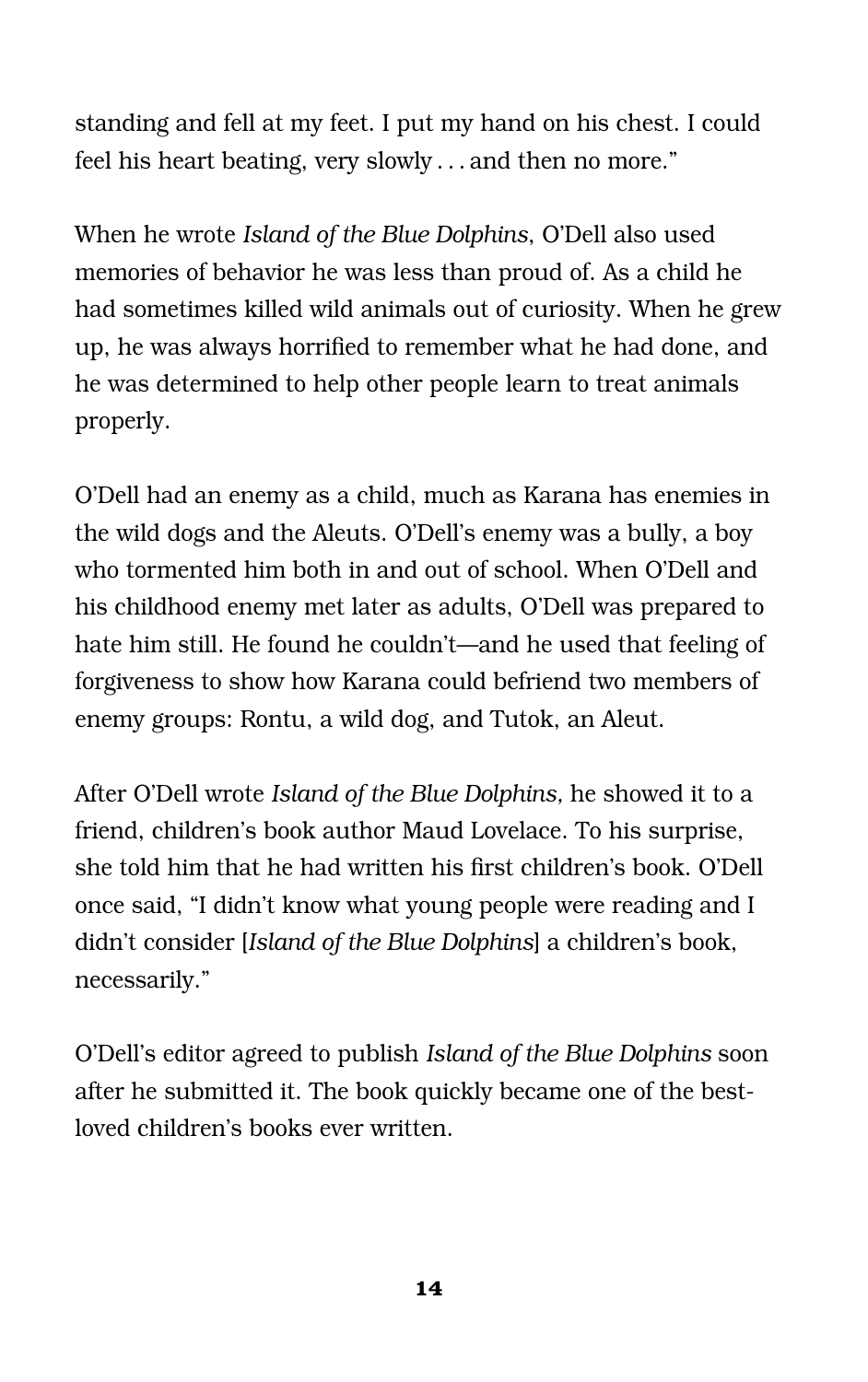standing and fell at my feet. I put my hand on his chest. I could feel his heart beating, very slowly . . . and then no more."

When he wrote *Island of the Blue Dolphins*, O'Dell also used memories of behavior he was less than proud of. As a child he had sometimes killed wild animals out of curiosity. When he grew up, he was always horrified to remember what he had done, and he was determined to help other people learn to treat animals properly.

O'Dell had an enemy as a child, much as Karana has enemies in the wild dogs and the Aleuts. O'Dell's enemy was a bully, a boy who tormented him both in and out of school. When O'Dell and his childhood enemy met later as adults, O'Dell was prepared to hate him still. He found he couldn't—and he used that feeling of forgiveness to show how Karana could befriend two members of enemy groups: Rontu, a wild dog, and Tutok, an Aleut.

After O'Dell wrote *Island of the Blue Dolphins,* he showed it to a friend, children's book author Maud Lovelace. To his surprise, she told him that he had written his first children's book. O'Dell once said, "I didn't know what young people were reading and I didn't consider [*Island of the Blue Dolphins*] a children's book, necessarily."

O'Dell's editor agreed to publish *Island of the Blue Dolphins* soon after he submitted it. The book quickly became one of the best-loved children's books ever written.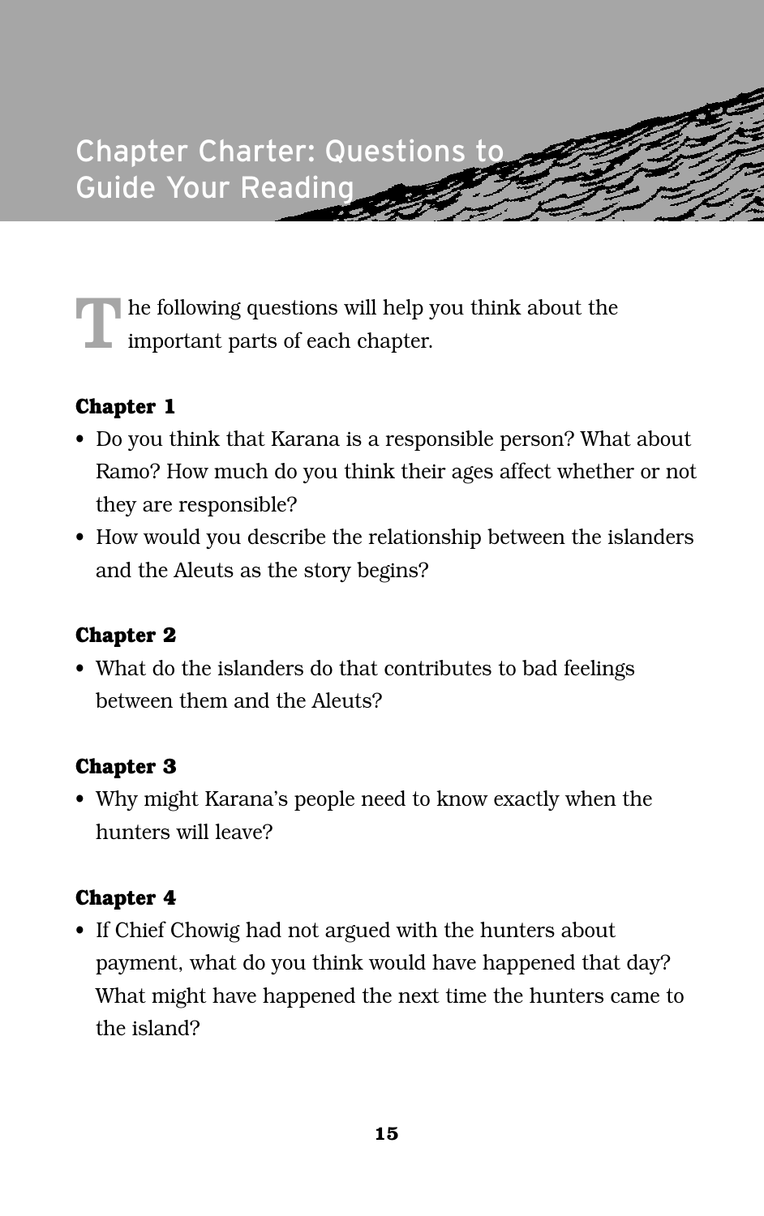# Chapter Charter: Questions to Guide Your Reading

The following questions will help you think about the important parts of each chapter.

### Chapter 1

- Do you think that Karana is a responsible person? What about Ramo? How much do you think their ages affect whether or not they are responsible?
- How would you describe the relationship between the islanders and the Aleuts as the story begins?

### Chapter 2

- What do the islanders do that contributes to bad feelings between them and the Aleuts?

### Chapter 3

- Why might Karana's people need to know exactly when the hunters will leave?

### Chapter 4

- If Chief Chowig had not argued with the hunters about payment, what do you think would have happened that day? What might have happened the next time the hunters came to the island?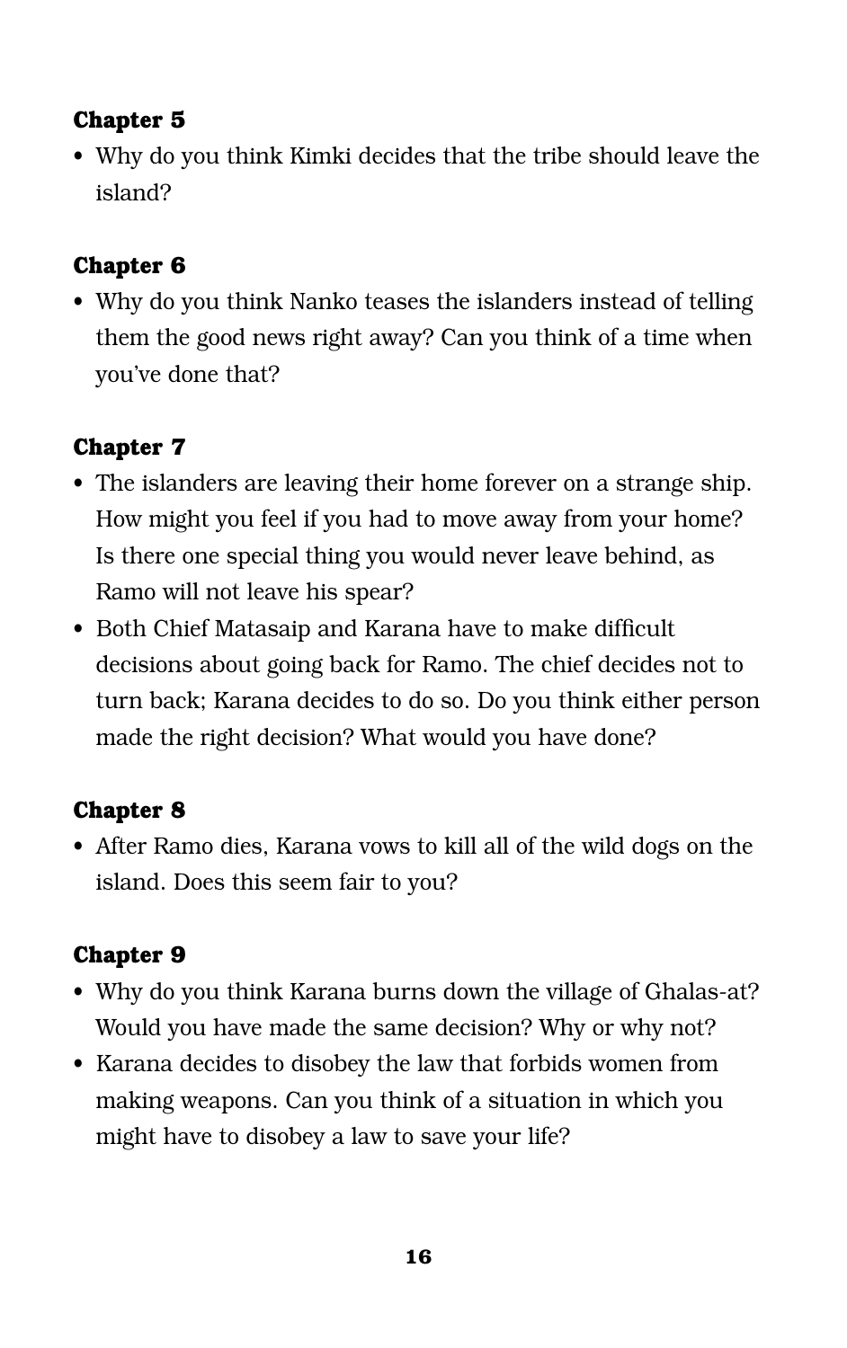**Chapter 5**

- Why do you think Kimki decides that the tribe should leave the island?

**Chapter 6**

- Why do you think Nanko teases the islanders instead of telling them the good news right away? Can you think of a time when you've done that?

**Chapter 7**

- The islanders are leaving their home forever on a strange ship. How might you feel if you had to move away from your home? Is there one special thing you would never leave behind, as Ramo will not leave his spear?
- Both Chief Matasaip and Karana have to make difficult decisions about going back for Ramo. The chief decides not to turn back; Karana decides to do so. Do you think either person made the right decision? What would you have done?

**Chapter 8**

- After Ramo dies, Karana vows to kill all of the wild dogs on the island. Does this seem fair to you?

**Chapter 9**

- Why do you think Karana burns down the village of Ghalas-at? Would you have made the same decision? Why or why not?
- Karana decides to disobey the law that forbids women from making weapons. Can you think of a situation in which you might have to disobey a law to save your life?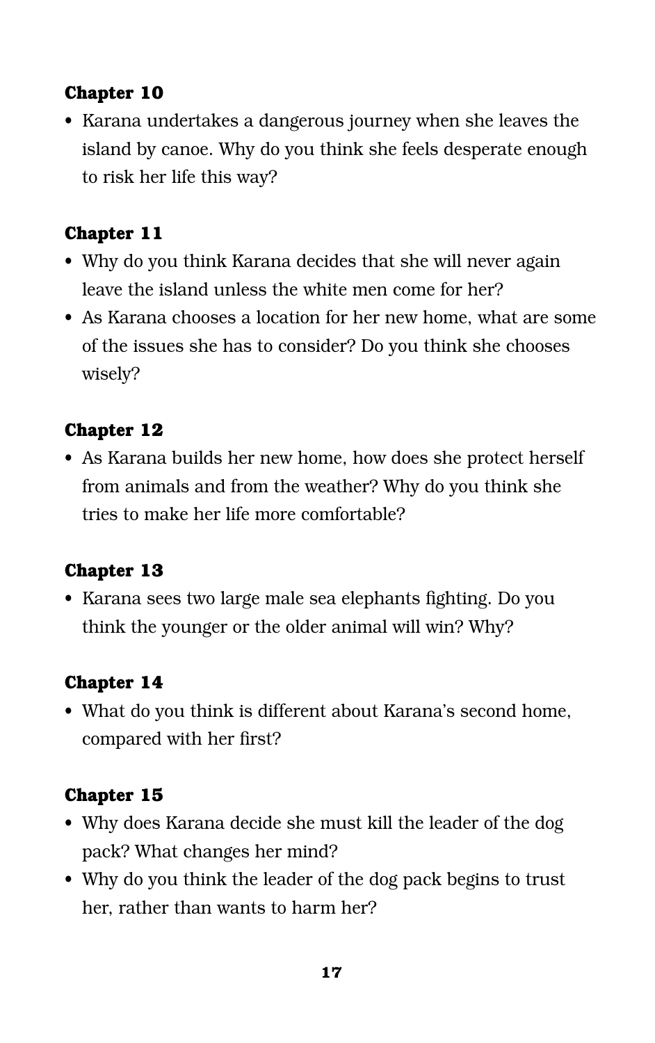**Chapter 10**

- Karana undertakes a dangerous journey when she leaves the island by canoe. Why do you think she feels desperate enough to risk her life this way?

**Chapter 11**

- Why do you think Karana decides that she will never again leave the island unless the white men come for her?
- As Karana chooses a location for her new home, what are some of the issues she has to consider? Do you think she chooses wisely?

**Chapter 12**

- As Karana builds her new home, how does she protect herself from animals and from the weather? Why do you think she tries to make her life more comfortable?

**Chapter 13**

- Karana sees two large male sea elephants fighting. Do you think the younger or the older animal will win? Why?

**Chapter 14**

- What do you think is different about Karana's second home, compared with her first?

**Chapter 15**

- Why does Karana decide she must kill the leader of the dog pack? What changes her mind?
- Why do you think the leader of the dog pack begins to trust her, rather than wants to harm her?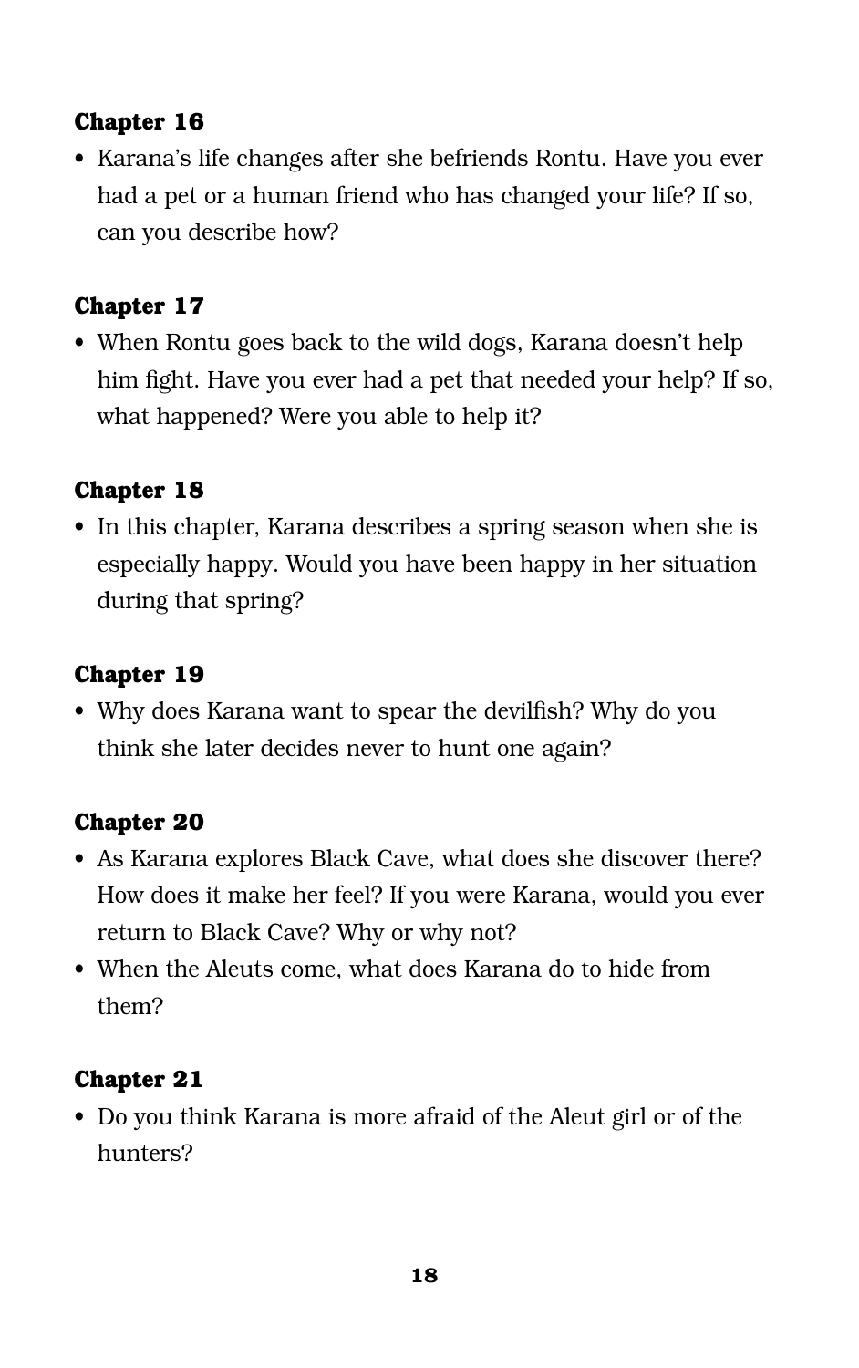**Chapter 16**

- Karana's life changes after she befriends Rontu. Have you ever had a pet or a human friend who has changed your life? If so, can you describe how?

**Chapter 17**

- When Rontu goes back to the wild dogs, Karana doesn't help him fight. Have you ever had a pet that needed your help? If so, what happened? Were you able to help it?

**Chapter 18**

- In this chapter, Karana describes a spring season when she is especially happy. Would you have been happy in her situation during that spring?

**Chapter 19**

- Why does Karana want to spear the devilfish? Why do you think she later decides never to hunt one again?

**Chapter 20**

- As Karana explores Black Cave, what does she discover there? How does it make her feel? If you were Karana, would you ever return to Black Cave? Why or why not?
- When the Aleuts come, what does Karana do to hide from them?

**Chapter 21**

- Do you think Karana is more afraid of the Aleut girl or of the hunters?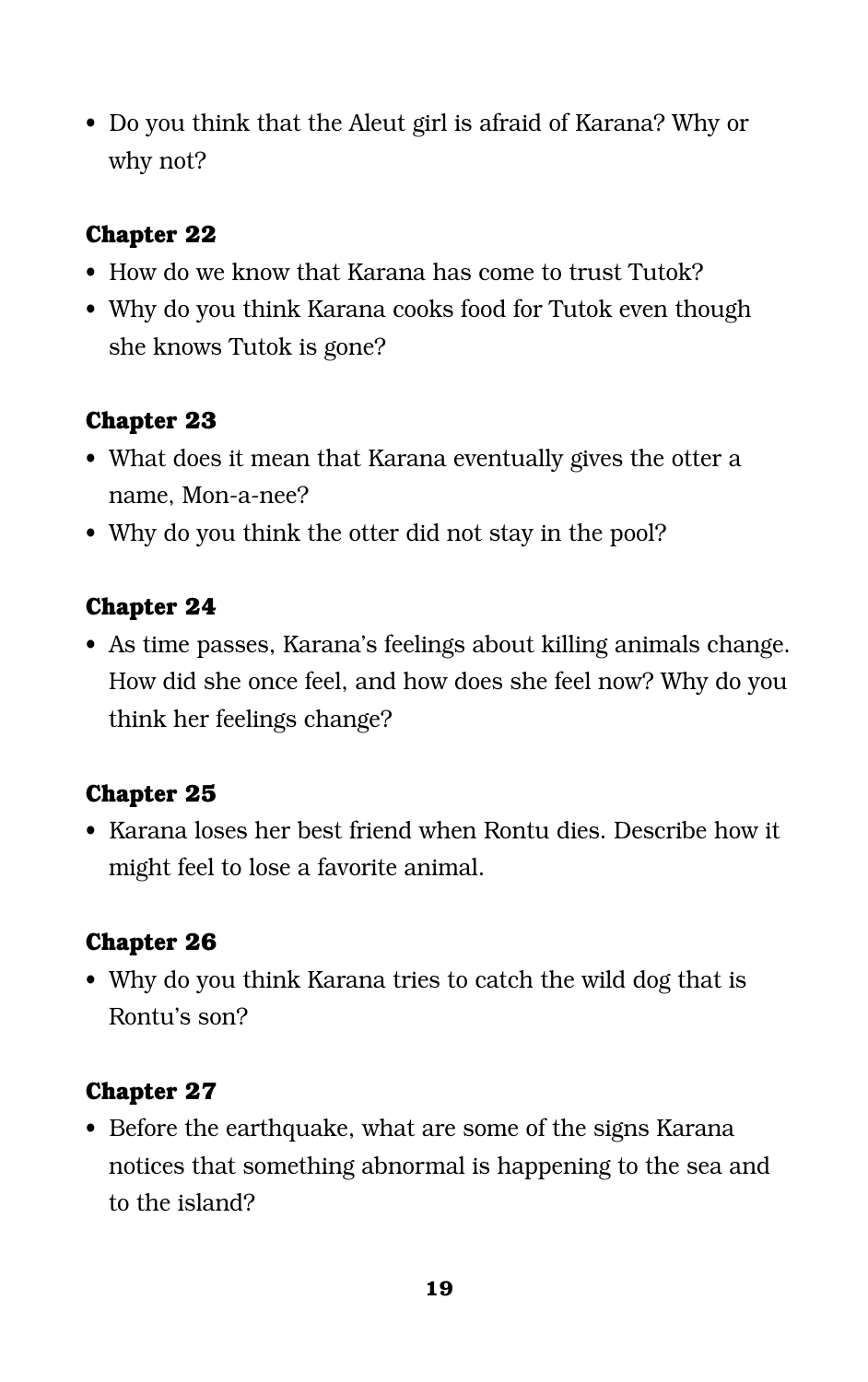- Do you think that the Aleut girl is afraid of Karana? Why or why not?

### Chapter 22

- How do we know that Karana has come to trust Tutok?
- Why do you think Karana cooks food for Tutok even though she knows Tutok is gone?

### Chapter 23

- What does it mean that Karana eventually gives the otter a name, Mon-a-nee?
- Why do you think the otter did not stay in the pool?

### Chapter 24

- As time passes, Karana's feelings about killing animals change. How did she once feel, and how does she feel now? Why do you think her feelings change?

### Chapter 25

- Karana loses her best friend when Rontu dies. Describe how it might feel to lose a favorite animal.

### Chapter 26

- Why do you think Karana tries to catch the wild dog that is Rontu's son?

### Chapter 27

- Before the earthquake, what are some of the signs Karana notices that something abnormal is happening to the sea and to the island?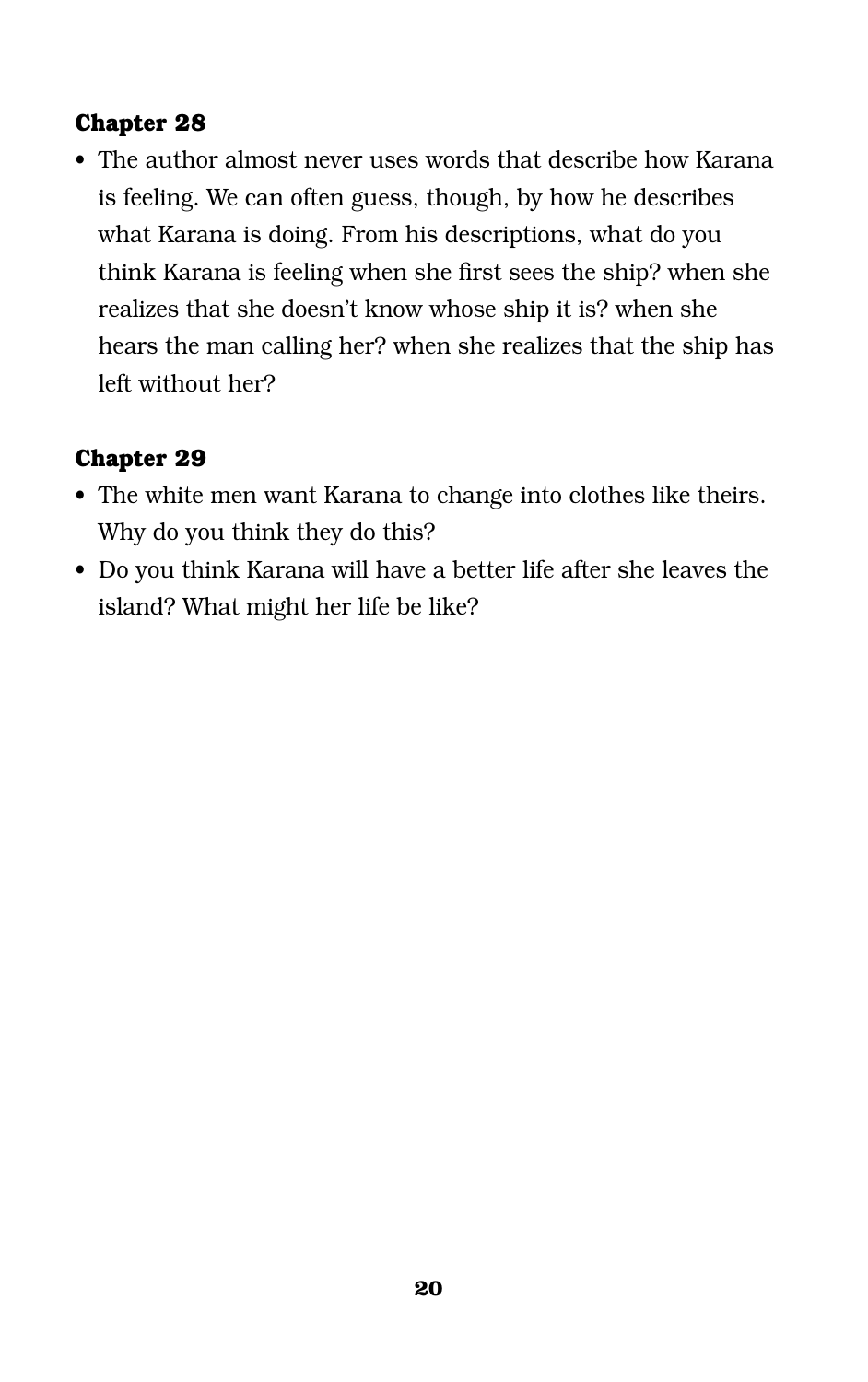**Chapter 28**

- The author almost never uses words that describe how Karana is feeling. We can often guess, though, by how he describes what Karana is doing. From his descriptions, what do you think Karana is feeling when she first sees the ship? when she realizes that she doesn't know whose ship it is? when she hears the man calling her? when she realizes that the ship has left without her?

**Chapter 29**

- The white men want Karana to change into clothes like theirs. Why do you think they do this?
- Do you think Karana will have a better life after she leaves the island? What might her life be like?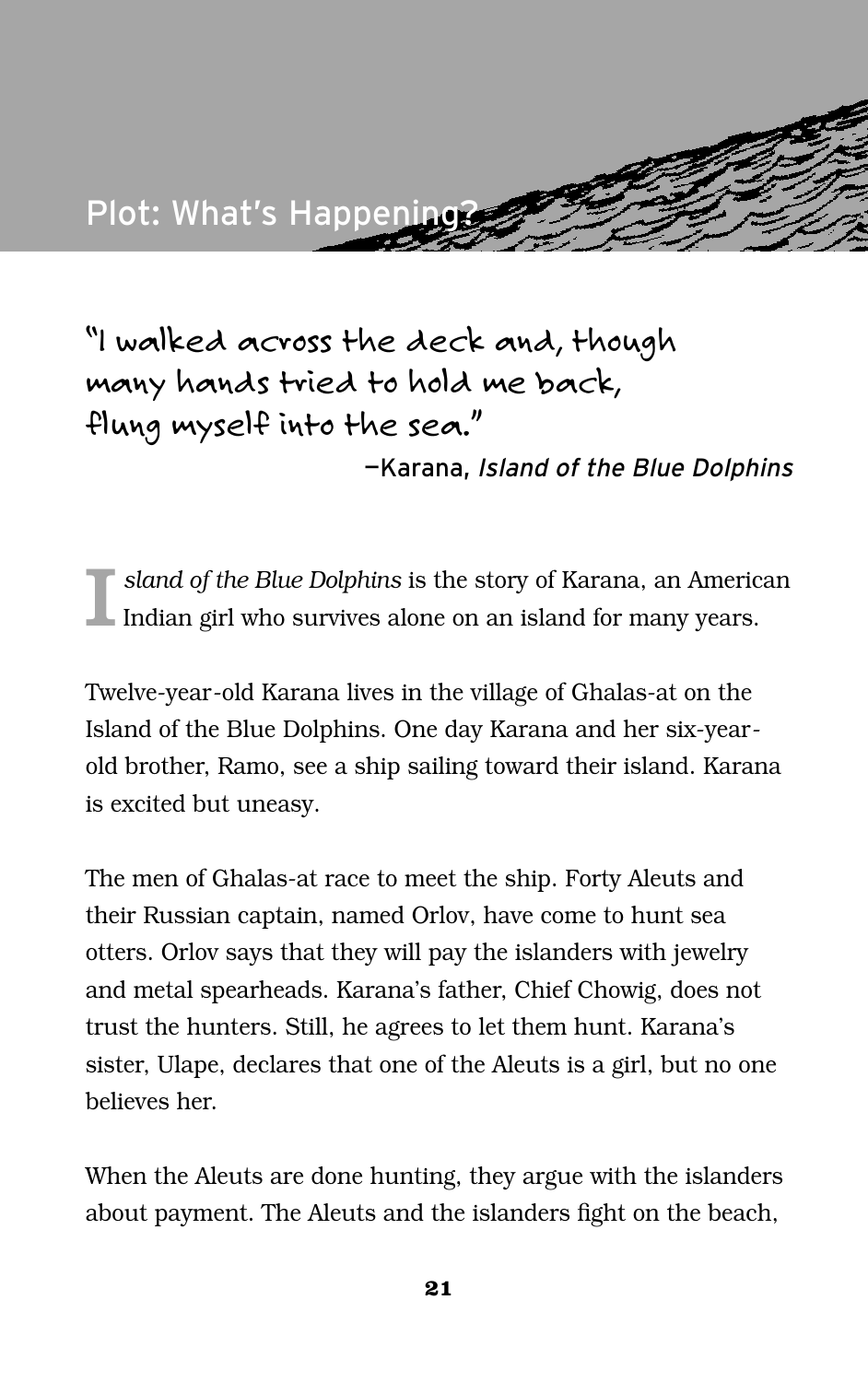# Plot: What's Happening?

"I walked across the deck and, though many hands tried to hold me back, flung myself into the sea."

—Karana, *Island of the Blue Dolphins*

*Island of the Blue Dolphins* is the story of Karana, an American Indian girl who survives alone on an island for many years.

Twelve-year-old Karana lives in the village of Ghalas-at on the Island of the Blue Dolphins. One day Karana and her six-year-old brother, Ramo, see a ship sailing toward their island. Karana is excited but uneasy.

The men of Ghalas-at race to meet the ship. Forty Aleuts and their Russian captain, named Orlov, have come to hunt sea otters. Orlov says that they will pay the islanders with jewelry and metal spearheads. Karana's father, Chief Chowig, does not trust the hunters. Still, he agrees to let them hunt. Karana's sister, Ulape, declares that one of the Aleuts is a girl, but no one believes her.

When the Aleuts are done hunting, they argue with the islanders about payment. The Aleuts and the islanders fight on the beach,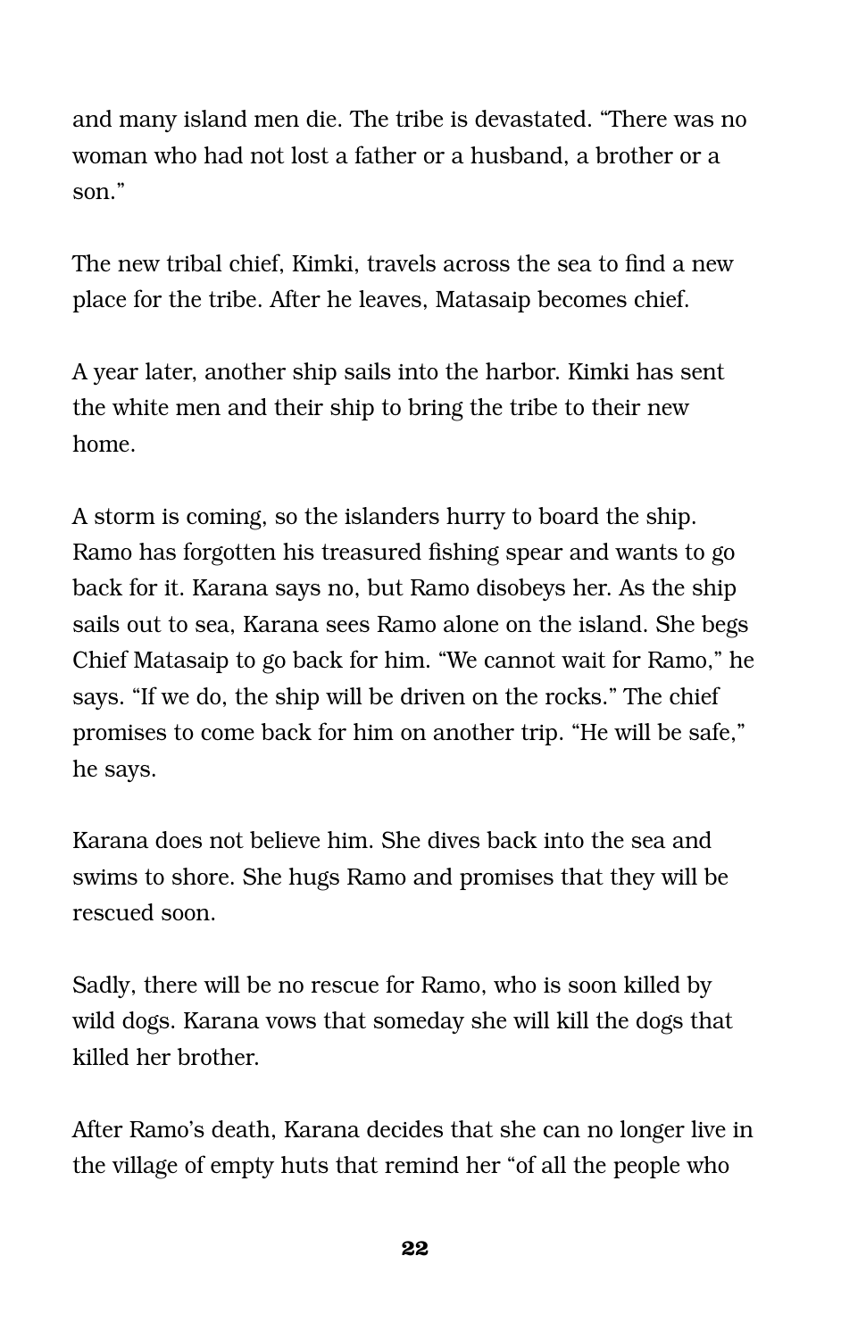and many island men die. The tribe is devastated. "There was no woman who had not lost a father or a husband, a brother or a son."

The new tribal chief, Kimki, travels across the sea to find a new place for the tribe. After he leaves, Matasaip becomes chief.

A year later, another ship sails into the harbor. Kimki has sent the white men and their ship to bring the tribe to their new home.

A storm is coming, so the islanders hurry to board the ship. Ramo has forgotten his treasured fishing spear and wants to go back for it. Karana says no, but Ramo disobeys her. As the ship sails out to sea, Karana sees Ramo alone on the island. She begs Chief Matasaip to go back for him. "We cannot wait for Ramo," he says. "If we do, the ship will be driven on the rocks." The chief promises to come back for him on another trip. "He will be safe," he says.

Karana does not believe him. She dives back into the sea and swims to shore. She hugs Ramo and promises that they will be rescued soon.

Sadly, there will be no rescue for Ramo, who is soon killed by wild dogs. Karana vows that someday she will kill the dogs that killed her brother.

After Ramo's death, Karana decides that she can no longer live in the village of empty huts that remind her "of all the people who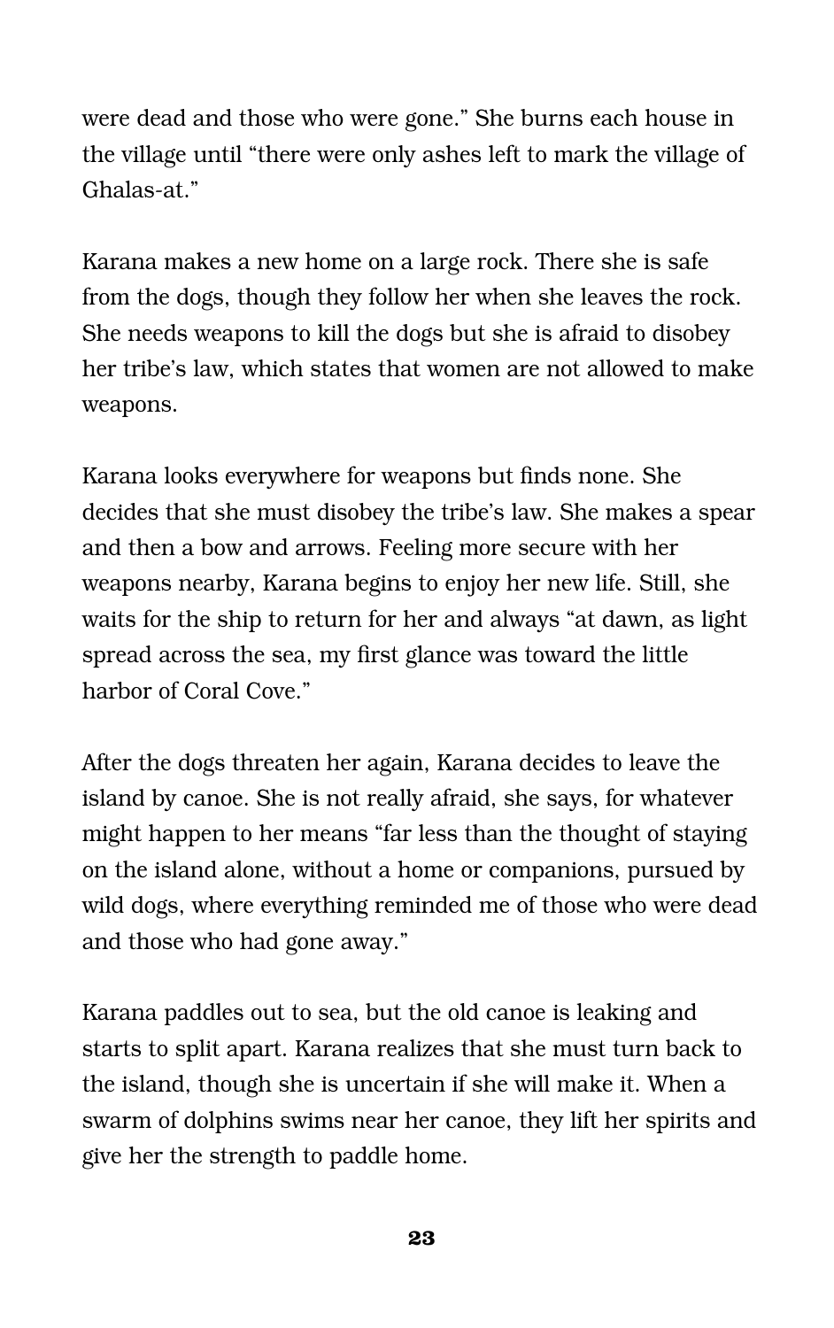were dead and those who were gone." She burns each house in the village until "there were only ashes left to mark the village of Ghalas-at."

Karana makes a new home on a large rock. There she is safe from the dogs, though they follow her when she leaves the rock. She needs weapons to kill the dogs but she is afraid to disobey her tribe's law, which states that women are not allowed to make weapons.

Karana looks everywhere for weapons but finds none. She decides that she must disobey the tribe's law. She makes a spear and then a bow and arrows. Feeling more secure with her weapons nearby, Karana begins to enjoy her new life. Still, she waits for the ship to return for her and always "at dawn, as light spread across the sea, my first glance was toward the little harbor of Coral Cove."

After the dogs threaten her again, Karana decides to leave the island by canoe. She is not really afraid, she says, for whatever might happen to her means "far less than the thought of staying on the island alone, without a home or companions, pursued by wild dogs, where everything reminded me of those who were dead and those who had gone away."

Karana paddles out to sea, but the old canoe is leaking and starts to split apart. Karana realizes that she must turn back to the island, though she is uncertain if she will make it. When a swarm of dolphins swims near her canoe, they lift her spirits and give her the strength to paddle home.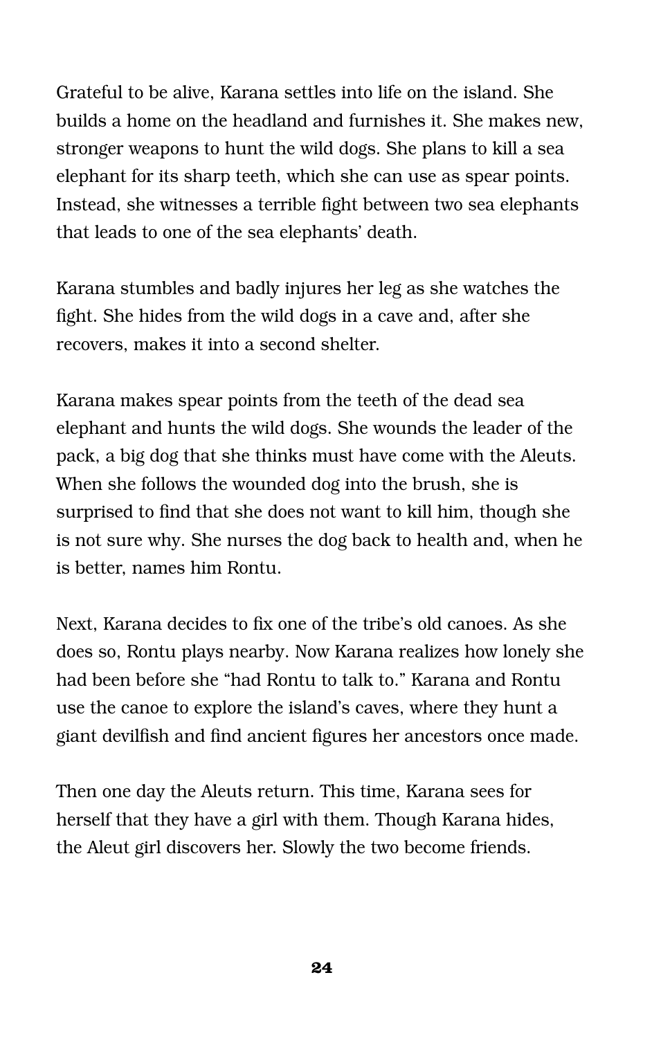Grateful to be alive, Karana settles into life on the island. She builds a home on the headland and furnishes it. She makes new, stronger weapons to hunt the wild dogs. She plans to kill a sea elephant for its sharp teeth, which she can use as spear points. Instead, she witnesses a terrible fight between two sea elephants that leads to one of the sea elephants' death.

Karana stumbles and badly injures her leg as she watches the fight. She hides from the wild dogs in a cave and, after she recovers, makes it into a second shelter.

Karana makes spear points from the teeth of the dead sea elephant and hunts the wild dogs. She wounds the leader of the pack, a big dog that she thinks must have come with the Aleuts. When she follows the wounded dog into the brush, she is surprised to find that she does not want to kill him, though she is not sure why. She nurses the dog back to health and, when he is better, names him Rontu.

Next, Karana decides to fix one of the tribe's old canoes. As she does so, Rontu plays nearby. Now Karana realizes how lonely she had been before she "had Rontu to talk to." Karana and Rontu use the canoe to explore the island's caves, where they hunt a giant devilfish and find ancient figures her ancestors once made.

Then one day the Aleuts return. This time, Karana sees for herself that they have a girl with them. Though Karana hides, the Aleut girl discovers her. Slowly the two become friends.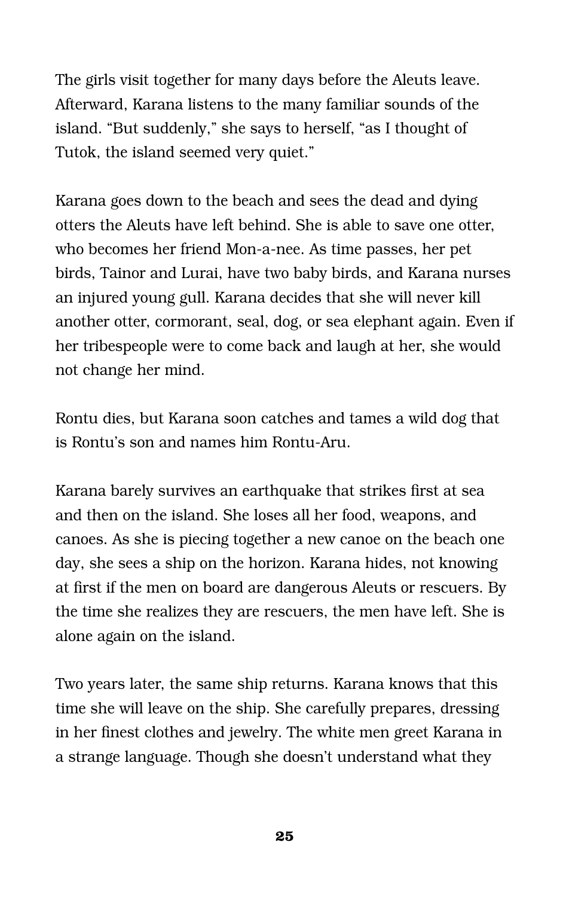The girls visit together for many days before the Aleuts leave. Afterward, Karana listens to the many familiar sounds of the island. "But suddenly," she says to herself, "as I thought of Tutok, the island seemed very quiet."

Karana goes down to the beach and sees the dead and dying otters the Aleuts have left behind. She is able to save one otter, who becomes her friend Mon-a-nee. As time passes, her pet birds, Tainor and Lurai, have two baby birds, and Karana nurses an injured young gull. Karana decides that she will never kill another otter, cormorant, seal, dog, or sea elephant again. Even if her tribespeople were to come back and laugh at her, she would not change her mind.

Rontu dies, but Karana soon catches and tames a wild dog that is Rontu's son and names him Rontu-Aru.

Karana barely survives an earthquake that strikes first at sea and then on the island. She loses all her food, weapons, and canoes. As she is piecing together a new canoe on the beach one day, she sees a ship on the horizon. Karana hides, not knowing at first if the men on board are dangerous Aleuts or rescuers. By the time she realizes they are rescuers, the men have left. She is alone again on the island.

Two years later, the same ship returns. Karana knows that this time she will leave on the ship. She carefully prepares, dressing in her finest clothes and jewelry. The white men greet Karana in a strange language. Though she doesn't understand what they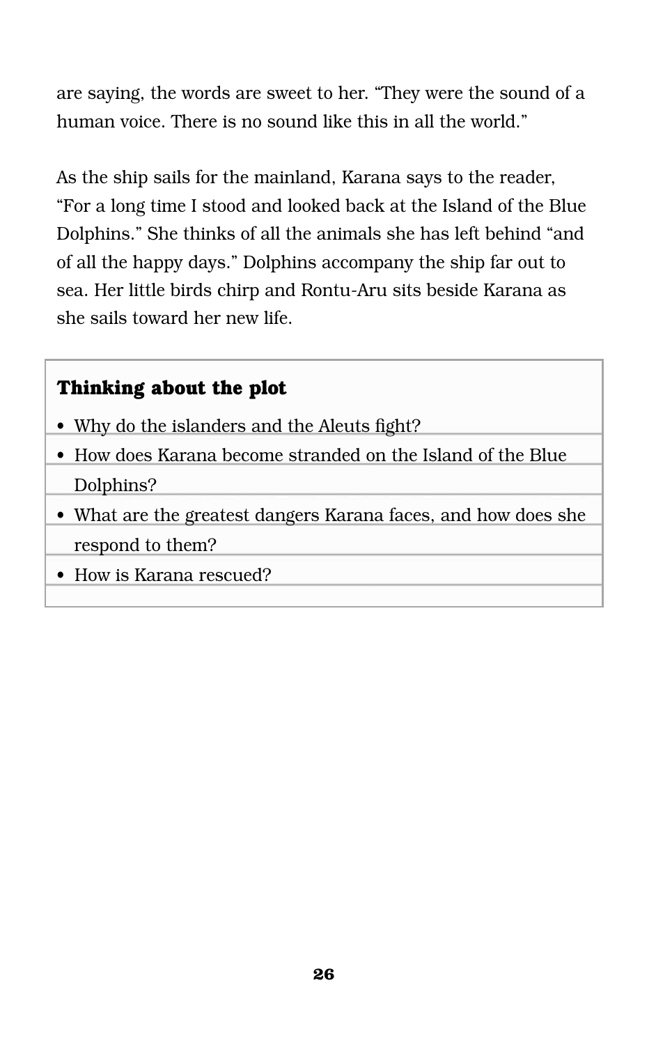are saying, the words are sweet to her. “They were the sound of a human voice. There is no sound like this in all the world.”

As the ship sails for the mainland, Karana says to the reader, “For a long time I stood and looked back at the Island of the Blue Dolphins.” She thinks of all the animals she has left behind “and of all the happy days.” Dolphins accompany the ship far out to sea. Her little birds chirp and Rontu-Aru sits beside Karana as she sails toward her new life.

### Thinking about the plot

- Why do the islanders and the Aleuts fight?
- How does Karana become stranded on the Island of the Blue Dolphins?
- What are the greatest dangers Karana faces, and how does she respond to them?
- How is Karana rescued?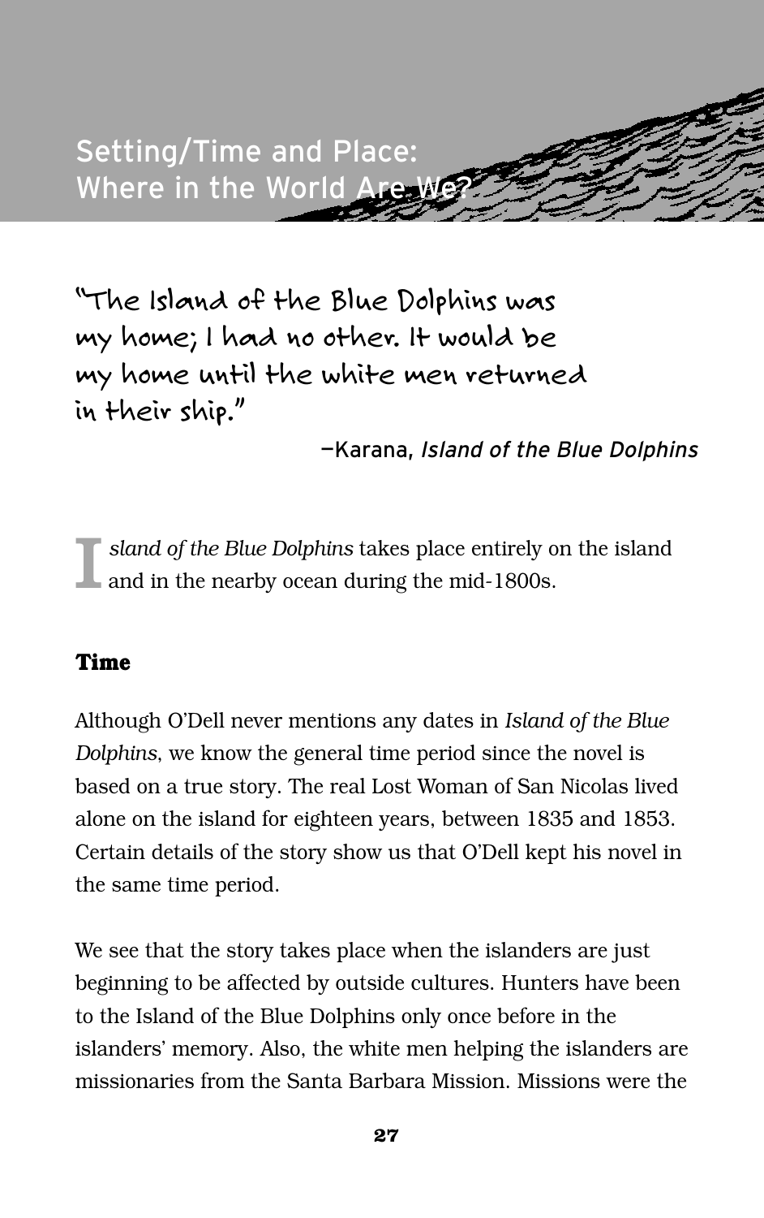# Setting/Time and Place: Where in the World Are We?

"The Island of the Blue Dolphins was my home; I had no other. It would be my home until the white men returned in their ship."

—Karana, *Island of the Blue Dolphins*

*Island of the Blue Dolphins* takes place entirely on the island and in the nearby ocean during the mid-1800s.

## Time

Although O'Dell never mentions any dates in *Island of the Blue Dolphins*, we know the general time period since the novel is based on a true story. The real Lost Woman of San Nicolas lived alone on the island for eighteen years, between 1835 and 1853. Certain details of the story show us that O'Dell kept his novel in the same time period.

We see that the story takes place when the islanders are just beginning to be affected by outside cultures. Hunters have been to the Island of the Blue Dolphins only once before in the islanders' memory. Also, the white men helping the islanders are missionaries from the Santa Barbara Mission. Missions were the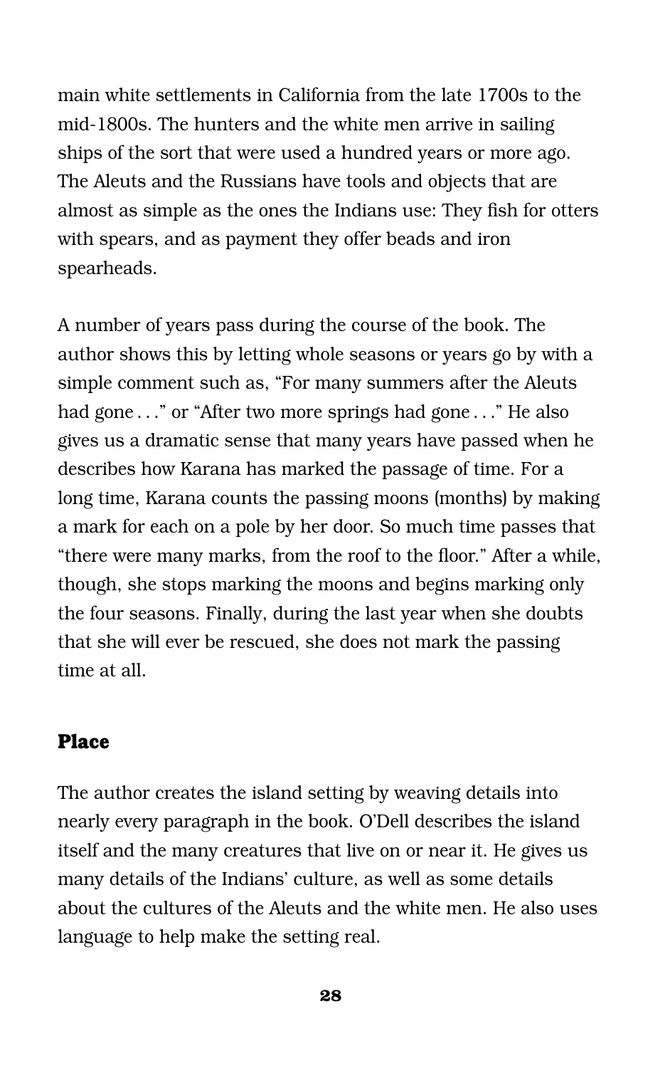main white settlements in California from the late 1700s to the mid-1800s. The hunters and the white men arrive in sailing ships of the sort that were used a hundred years or more ago. The Aleuts and the Russians have tools and objects that are almost as simple as the ones the Indians use: They fish for otters with spears, and as payment they offer beads and iron spearheads.

A number of years pass during the course of the book. The author shows this by letting whole seasons or years go by with a simple comment such as, "For many summers after the Aleuts had gone . . ." or "After two more springs had gone . . ." He also gives us a dramatic sense that many years have passed when he describes how Karana has marked the passage of time. For a long time, Karana counts the passing moons (months) by making a mark for each on a pole by her door. So much time passes that "there were many marks, from the roof to the floor." After a while, though, she stops marking the moons and begins marking only the four seasons. Finally, during the last year when she doubts that she will ever be rescued, she does not mark the passing time at all.

## Place

The author creates the island setting by weaving details into nearly every paragraph in the book. O'Dell describes the island itself and the many creatures that live on or near it. He gives us many details of the Indians' culture, as well as some details about the cultures of the Aleuts and the white men. He also uses language to help make the setting real.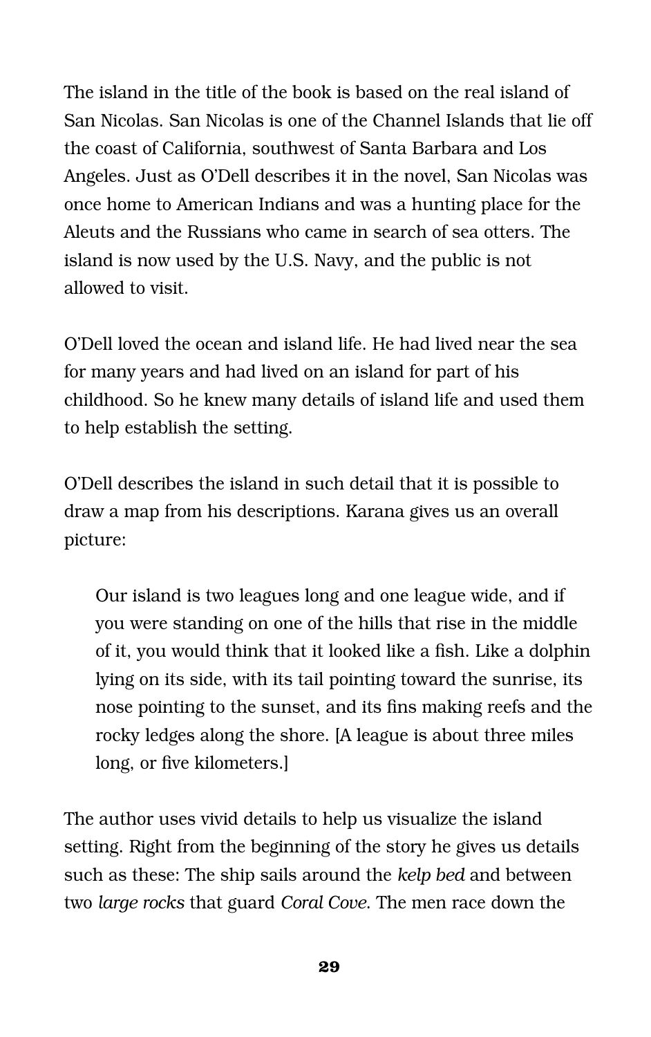The island in the title of the book is based on the real island of San Nicolas. San Nicolas is one of the Channel Islands that lie off the coast of California, southwest of Santa Barbara and Los Angeles. Just as O'Dell describes it in the novel, San Nicolas was once home to American Indians and was a hunting place for the Aleuts and the Russians who came in search of sea otters. The island is now used by the U.S. Navy, and the public is not allowed to visit.

O'Dell loved the ocean and island life. He had lived near the sea for many years and had lived on an island for part of his childhood. So he knew many details of island life and used them to help establish the setting.

O'Dell describes the island in such detail that it is possible to draw a map from his descriptions. Karana gives us an overall picture:

> Our island is two leagues long and one league wide, and if you were standing on one of the hills that rise in the middle of it, you would think that it looked like a fish. Like a dolphin lying on its side, with its tail pointing toward the sunrise, its nose pointing to the sunset, and its fins making reefs and the rocky ledges along the shore. [A league is about three miles long, or five kilometers.]

The author uses vivid details to help us visualize the island setting. Right from the beginning of the story he gives us details such as these: The ship sails around the *kelp bed* and between two *large rocks* that guard *Coral Cove*. The men race down the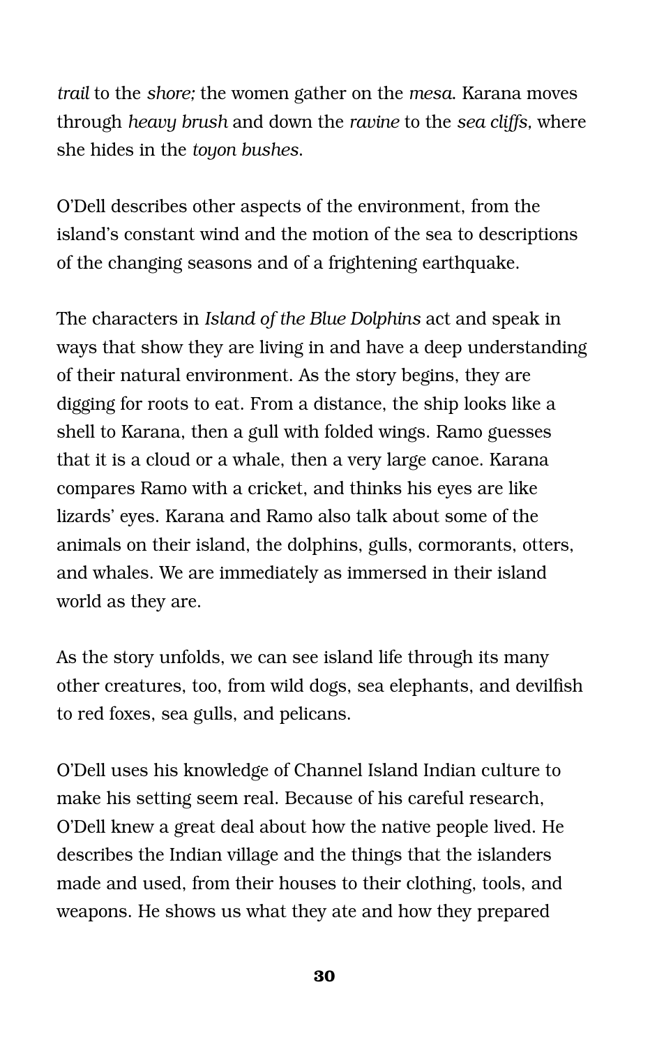*trail* to the *shore;* the women gather on the *mesa*. Karana moves through *heavy brush* and down the *ravine* to the *sea cliffs*, where she hides in the *toyon bushes*.

O'Dell describes other aspects of the environment, from the island's constant wind and the motion of the sea to descriptions of the changing seasons and of a frightening earthquake.

The characters in *Island of the Blue Dolphins* act and speak in ways that show they are living in and have a deep understanding of their natural environment. As the story begins, they are digging for roots to eat. From a distance, the ship looks like a shell to Karana, then a gull with folded wings. Ramo guesses that it is a cloud or a whale, then a very large canoe. Karana compares Ramo with a cricket, and thinks his eyes are like lizards' eyes. Karana and Ramo also talk about some of the animals on their island, the dolphins, gulls, cormorants, otters, and whales. We are immediately as immersed in their island world as they are.

As the story unfolds, we can see island life through its many other creatures, too, from wild dogs, sea elephants, and devilfish to red foxes, sea gulls, and pelicans.

O'Dell uses his knowledge of Channel Island Indian culture to make his setting seem real. Because of his careful research, O'Dell knew a great deal about how the native people lived. He describes the Indian village and the things that the islanders made and used, from their houses to their clothing, tools, and weapons. He shows us what they ate and how they prepared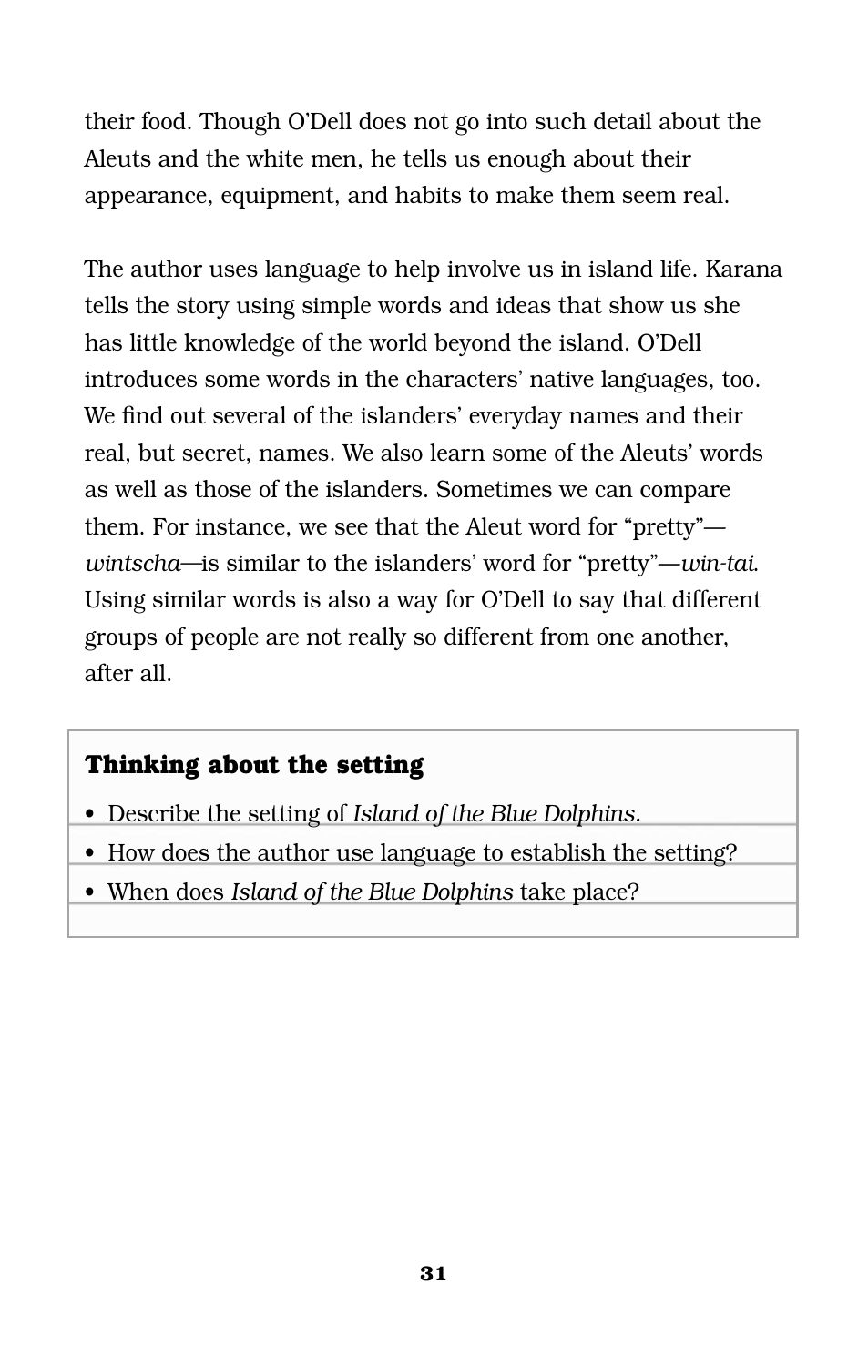their food. Though O'Dell does not go into such detail about the Aleuts and the white men, he tells us enough about their appearance, equipment, and habits to make them seem real.

The author uses language to help involve us in island life. Karana tells the story using simple words and ideas that show us she has little knowledge of the world beyond the island. O'Dell introduces some words in the characters' native languages, too. We find out several of the islanders' everyday names and their real, but secret, names. We also learn some of the Aleuts' words as well as those of the islanders. Sometimes we can compare them. For instance, we see that the Aleut word for "pretty"—*wintscha*—is similar to the islanders' word for "pretty"—*win-tai*. Using similar words is also a way for O'Dell to say that different groups of people are not really so different from one another, after all.

**Thinking about the setting**

- Describe the setting of *Island of the Blue Dolphins*.
- How does the author use language to establish the setting?
- When does *Island of the Blue Dolphins* take place?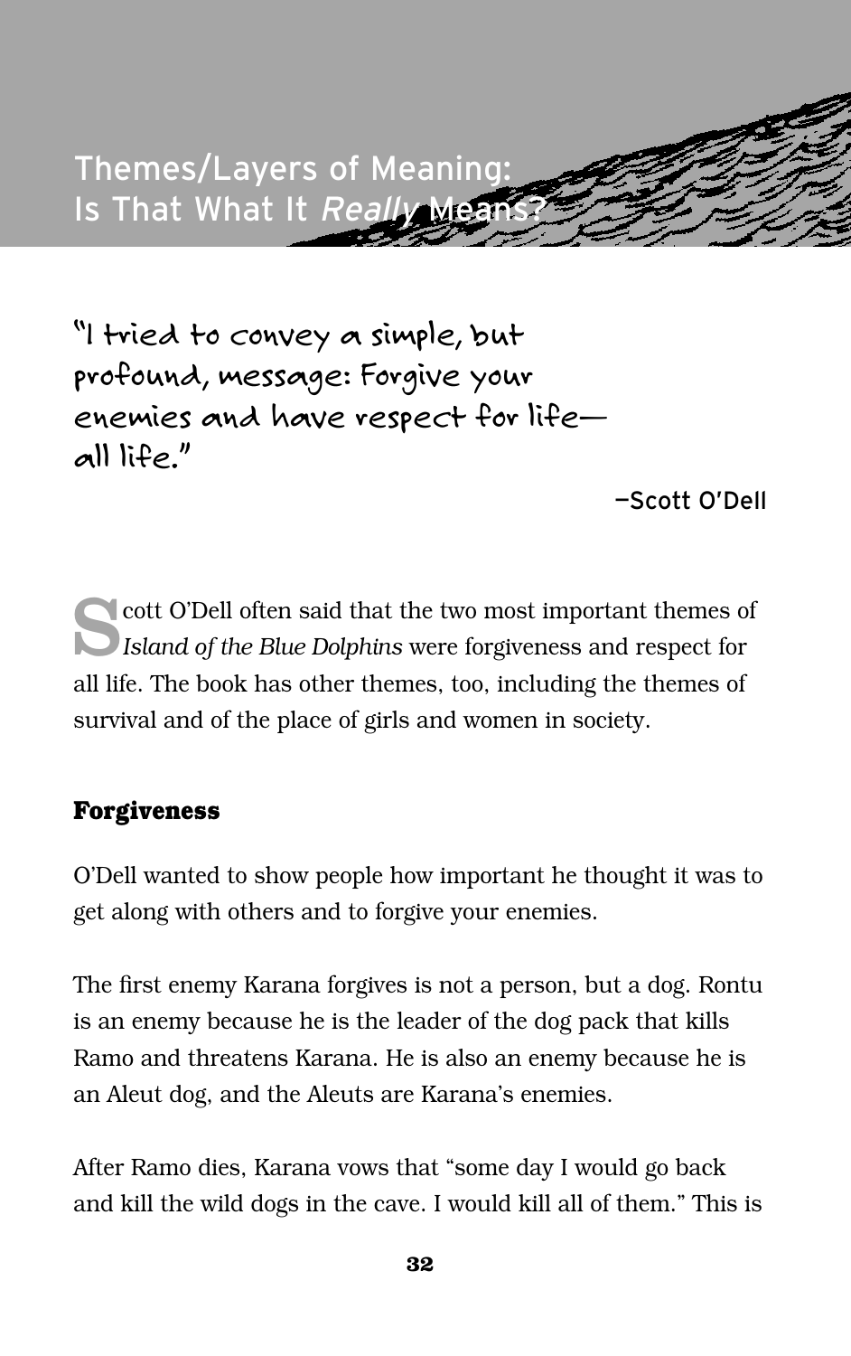# Themes/Layers of Meaning: Is That What It *Really* Means?

"I tried to convey a simple, but profound, message: Forgive your enemies and have respect for life—all life."

—Scott O'Dell

Scott O'Dell often said that the two most important themes of *Island of the Blue Dolphins* were forgiveness and respect for all life. The book has other themes, too, including the themes of survival and of the place of girls and women in society.

## Forgiveness

O'Dell wanted to show people how important he thought it was to get along with others and to forgive your enemies.

The first enemy Karana forgives is not a person, but a dog. Rontu is an enemy because he is the leader of the dog pack that kills Ramo and threatens Karana. He is also an enemy because he is an Aleut dog, and the Aleuts are Karana's enemies.

After Ramo dies, Karana vows that "some day I would go back and kill the wild dogs in the cave. I would kill all of them." This is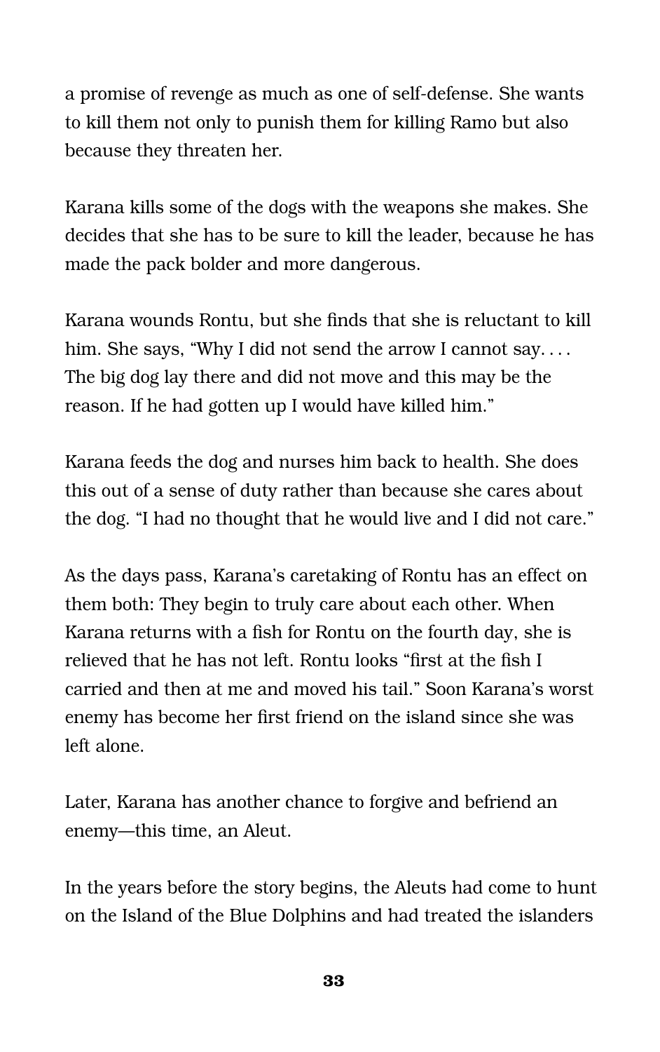a promise of revenge as much as one of self-defense. She wants to kill them not only to punish them for killing Ramo but also because they threaten her.

Karana kills some of the dogs with the weapons she makes. She decides that she has to be sure to kill the leader, because he has made the pack bolder and more dangerous.

Karana wounds Rontu, but she finds that she is reluctant to kill him. She says, "Why I did not send the arrow I cannot say. . . . The big dog lay there and did not move and this may be the reason. If he had gotten up I would have killed him."

Karana feeds the dog and nurses him back to health. She does this out of a sense of duty rather than because she cares about the dog. "I had no thought that he would live and I did not care."

As the days pass, Karana's caretaking of Rontu has an effect on them both: They begin to truly care about each other. When Karana returns with a fish for Rontu on the fourth day, she is relieved that he has not left. Rontu looks "first at the fish I carried and then at me and moved his tail." Soon Karana's worst enemy has become her first friend on the island since she was left alone.

Later, Karana has another chance to forgive and befriend an enemy—this time, an Aleut.

In the years before the story begins, the Aleuts had come to hunt on the Island of the Blue Dolphins and had treated the islanders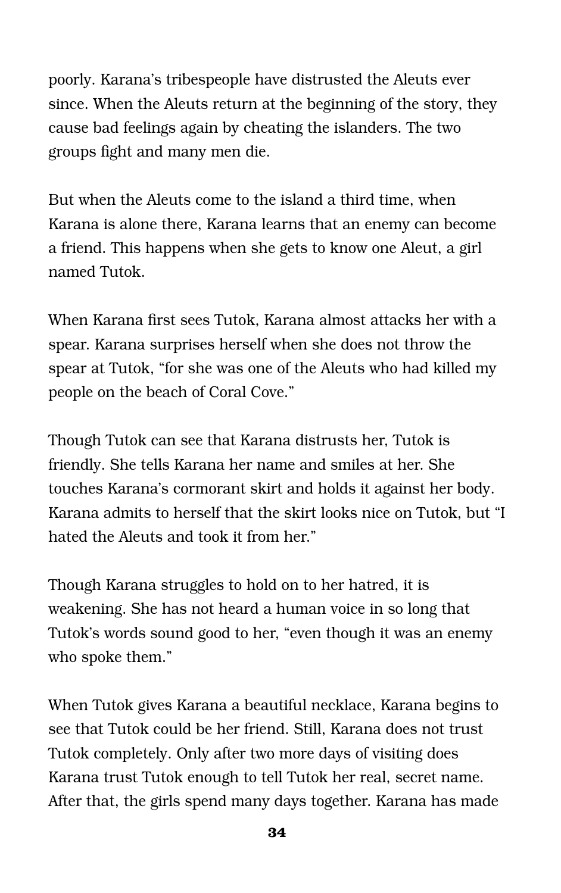poorly. Karana's tribespeople have distrusted the Aleuts ever since. When the Aleuts return at the beginning of the story, they cause bad feelings again by cheating the islanders. The two groups fight and many men die.

But when the Aleuts come to the island a third time, when Karana is alone there, Karana learns that an enemy can become a friend. This happens when she gets to know one Aleut, a girl named Tutok.

When Karana first sees Tutok, Karana almost attacks her with a spear. Karana surprises herself when she does not throw the spear at Tutok, "for she was one of the Aleuts who had killed my people on the beach of Coral Cove."

Though Tutok can see that Karana distrusts her, Tutok is friendly. She tells Karana her name and smiles at her. She touches Karana's cormorant skirt and holds it against her body. Karana admits to herself that the skirt looks nice on Tutok, but "I hated the Aleuts and took it from her."

Though Karana struggles to hold on to her hatred, it is weakening. She has not heard a human voice in so long that Tutok's words sound good to her, "even though it was an enemy who spoke them."

When Tutok gives Karana a beautiful necklace, Karana begins to see that Tutok could be her friend. Still, Karana does not trust Tutok completely. Only after two more days of visiting does Karana trust Tutok enough to tell Tutok her real, secret name. After that, the girls spend many days together. Karana has made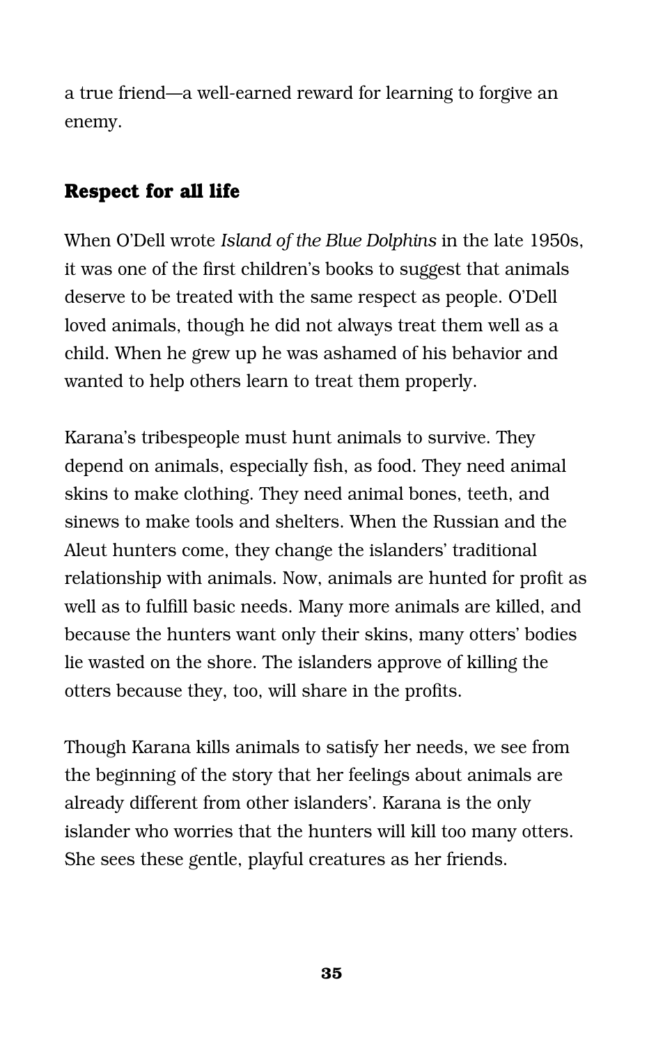a true friend—a well-earned reward for learning to forgive an enemy.

## Respect for all life

When O'Dell wrote *Island of the Blue Dolphins* in the late 1950s, it was one of the first children's books to suggest that animals deserve to be treated with the same respect as people. O'Dell loved animals, though he did not always treat them well as a child. When he grew up he was ashamed of his behavior and wanted to help others learn to treat them properly.

Karana's tribespeople must hunt animals to survive. They depend on animals, especially fish, as food. They need animal skins to make clothing. They need animal bones, teeth, and sinews to make tools and shelters. When the Russian and the Aleut hunters come, they change the islanders' traditional relationship with animals. Now, animals are hunted for profit as well as to fulfill basic needs. Many more animals are killed, and because the hunters want only their skins, many otters' bodies lie wasted on the shore. The islanders approve of killing the otters because they, too, will share in the profits.

Though Karana kills animals to satisfy her needs, we see from the beginning of the story that her feelings about animals are already different from other islanders'. Karana is the only islander who worries that the hunters will kill too many otters. She sees these gentle, playful creatures as her friends.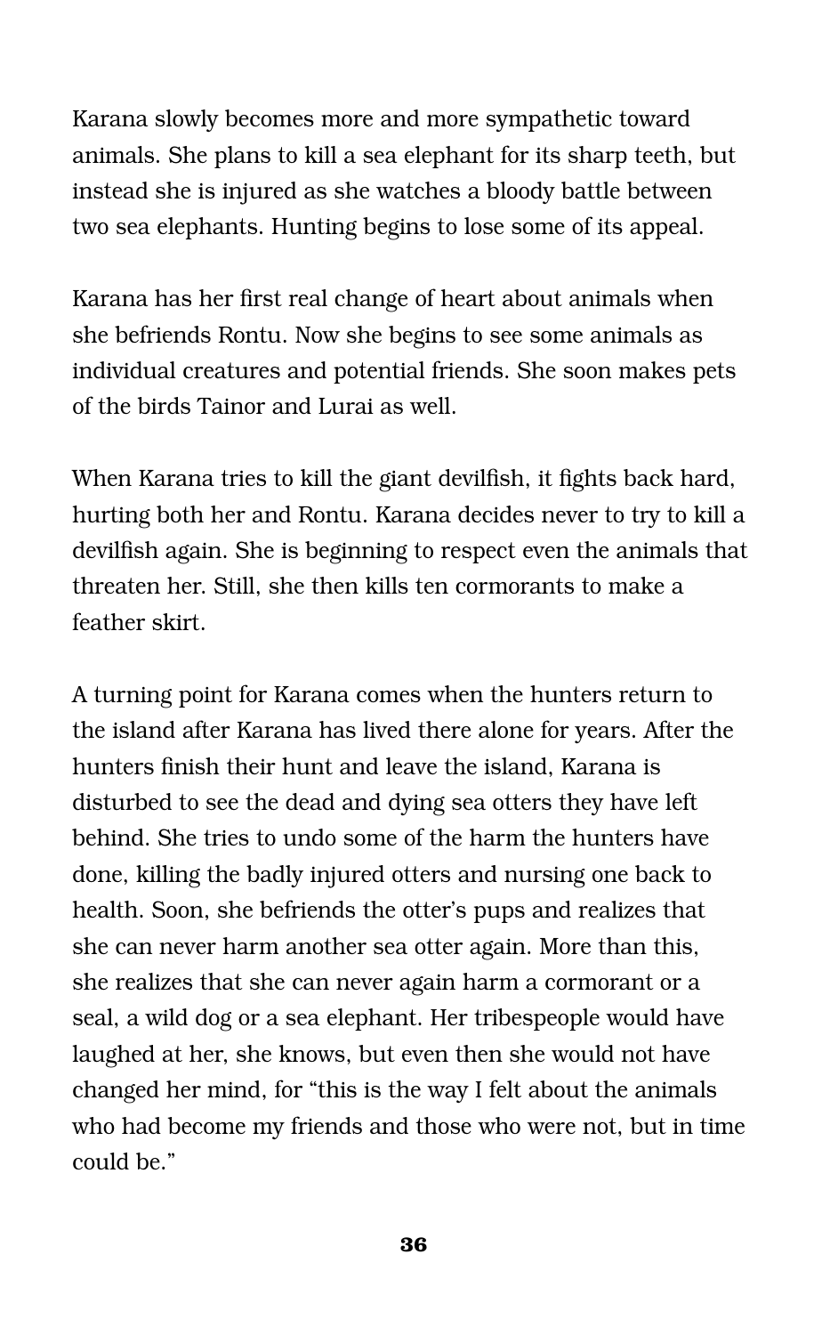Karana slowly becomes more and more sympathetic toward animals. She plans to kill a sea elephant for its sharp teeth, but instead she is injured as she watches a bloody battle between two sea elephants. Hunting begins to lose some of its appeal.

Karana has her first real change of heart about animals when she befriends Rontu. Now she begins to see some animals as individual creatures and potential friends. She soon makes pets of the birds Tainor and Lurai as well.

When Karana tries to kill the giant devilfish, it fights back hard, hurting both her and Rontu. Karana decides never to try to kill a devilfish again. She is beginning to respect even the animals that threaten her. Still, she then kills ten cormorants to make a feather skirt.

A turning point for Karana comes when the hunters return to the island after Karana has lived there alone for years. After the hunters finish their hunt and leave the island, Karana is disturbed to see the dead and dying sea otters they have left behind. She tries to undo some of the harm the hunters have done, killing the badly injured otters and nursing one back to health. Soon, she befriends the otter's pups and realizes that she can never harm another sea otter again. More than this, she realizes that she can never again harm a cormorant or a seal, a wild dog or a sea elephant. Her tribespeople would have laughed at her, she knows, but even then she would not have changed her mind, for "this is the way I felt about the animals who had become my friends and those who were not, but in time could be."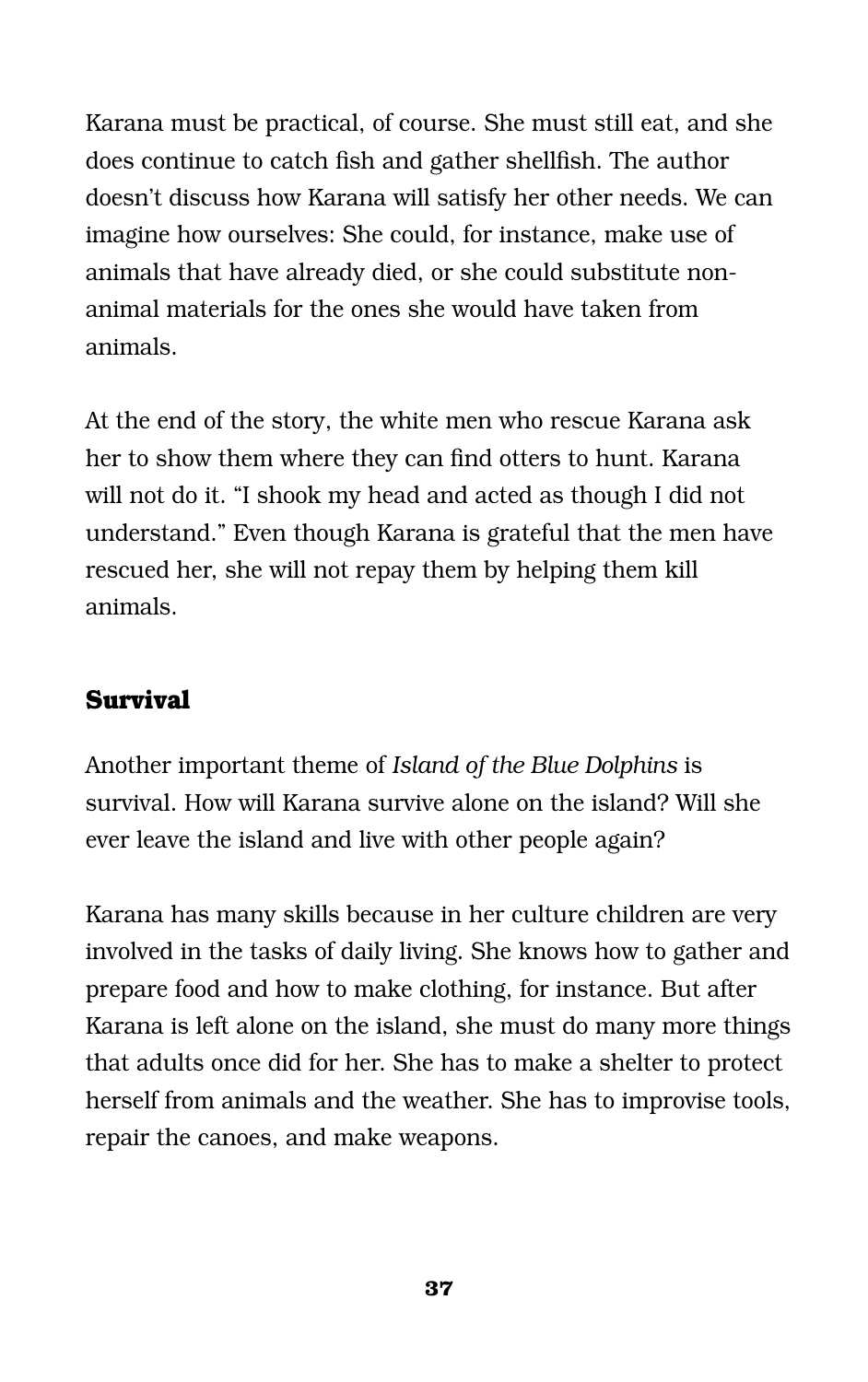Karana must be practical, of course. She must still eat, and she does continue to catch fish and gather shellfish. The author doesn't discuss how Karana will satisfy her other needs. We can imagine how ourselves: She could, for instance, make use of animals that have already died, or she could substitute non-animal materials for the ones she would have taken from animals.

At the end of the story, the white men who rescue Karana ask her to show them where they can find otters to hunt. Karana will not do it. "I shook my head and acted as though I did not understand." Even though Karana is grateful that the men have rescued her, she will not repay them by helping them kill animals.

## Survival

Another important theme of *Island of the Blue Dolphins* is survival. How will Karana survive alone on the island? Will she ever leave the island and live with other people again?

Karana has many skills because in her culture children are very involved in the tasks of daily living. She knows how to gather and prepare food and how to make clothing, for instance. But after Karana is left alone on the island, she must do many more things that adults once did for her. She has to make a shelter to protect herself from animals and the weather. She has to improvise tools, repair the canoes, and make weapons.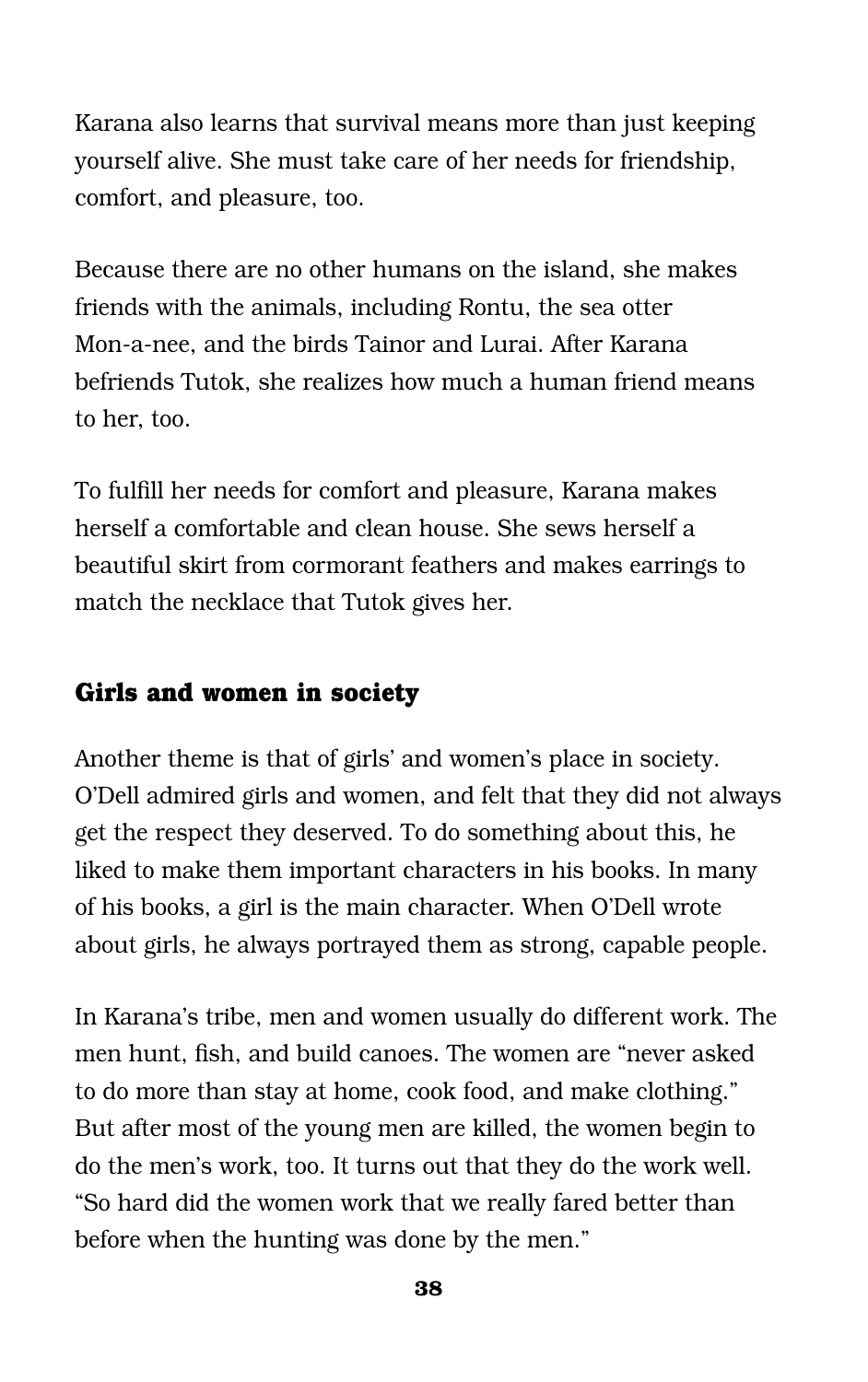Karana also learns that survival means more than just keeping yourself alive. She must take care of her needs for friendship, comfort, and pleasure, too.

Because there are no other humans on the island, she makes friends with the animals, including Rontu, the sea otter Mon-a-nee, and the birds Tainor and Lurai. After Karana befriends Tutok, she realizes how much a human friend means to her, too.

To fulfill her needs for comfort and pleasure, Karana makes herself a comfortable and clean house. She sews herself a beautiful skirt from cormorant feathers and makes earrings to match the necklace that Tutok gives her.

## Girls and women in society

Another theme is that of girls' and women's place in society. O'Dell admired girls and women, and felt that they did not always get the respect they deserved. To do something about this, he liked to make them important characters in his books. In many of his books, a girl is the main character. When O'Dell wrote about girls, he always portrayed them as strong, capable people.

In Karana's tribe, men and women usually do different work. The men hunt, fish, and build canoes. The women are "never asked to do more than stay at home, cook food, and make clothing." But after most of the young men are killed, the women begin to do the men's work, too. It turns out that they do the work well. "So hard did the women work that we really fared better than before when the hunting was done by the men."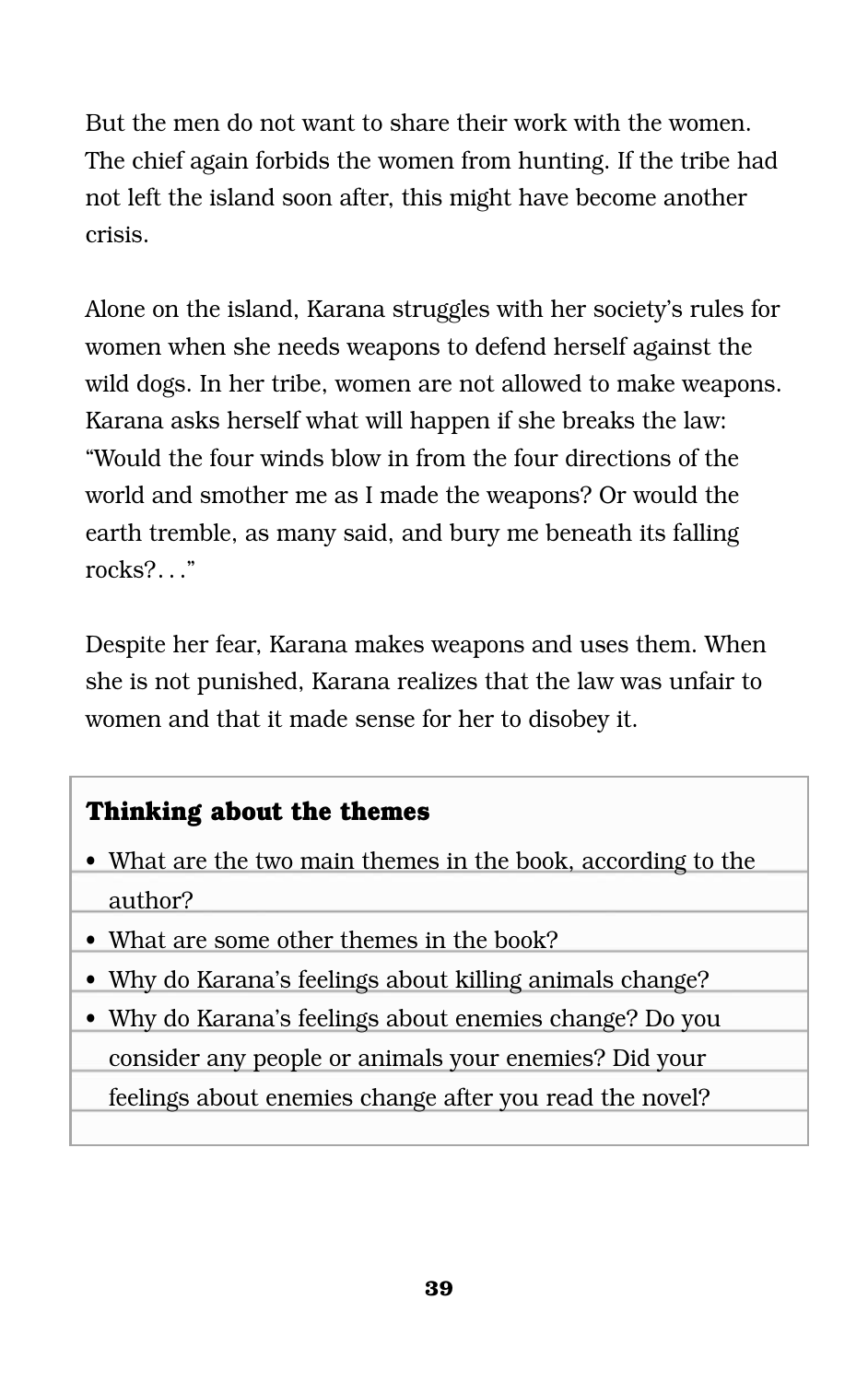But the men do not want to share their work with the women. The chief again forbids the women from hunting. If the tribe had not left the island soon after, this might have become another crisis.

Alone on the island, Karana struggles with her society's rules for women when she needs weapons to defend herself against the wild dogs. In her tribe, women are not allowed to make weapons. Karana asks herself what will happen if she breaks the law: "Would the four winds blow in from the four directions of the world and smother me as I made the weapons? Or would the earth tremble, as many said, and bury me beneath its falling rocks?. . ."

Despite her fear, Karana makes weapons and uses them. When she is not punished, Karana realizes that the law was unfair to women and that it made sense for her to disobey it.

**Thinking about the themes**

- What are the two main themes in the book, according to the author?
- What are some other themes in the book?
- Why do Karana's feelings about killing animals change?
- Why do Karana's feelings about enemies change? Do you consider any people or animals your enemies? Did your feelings about enemies change after you read the novel?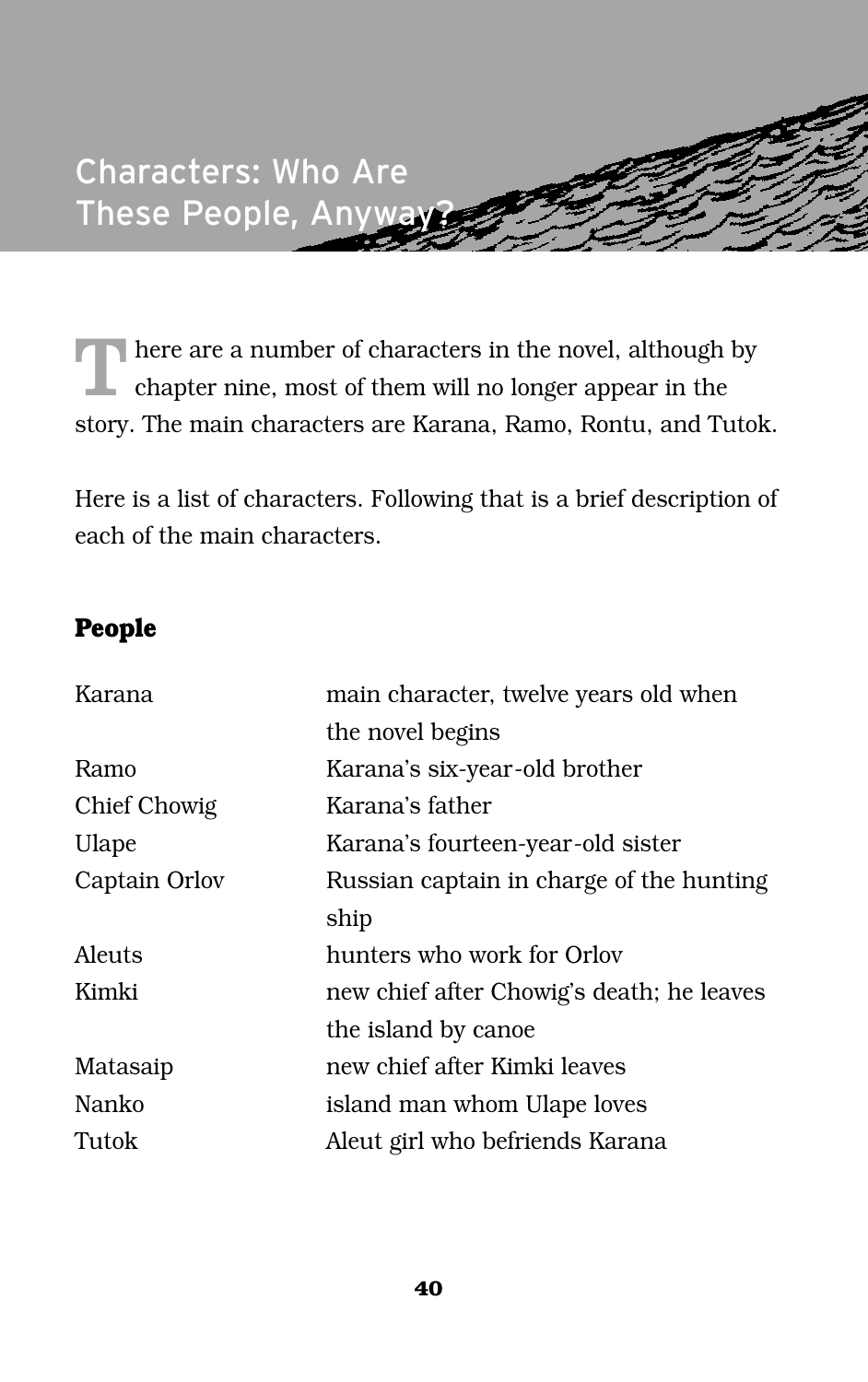# Characters: Who Are These People, Anyway?

There are a number of characters in the novel, although by chapter nine, most of them will no longer appear in the story. The main characters are Karana, Ramo, Rontu, and Tutok.

Here is a list of characters. Following that is a brief description of each of the main characters.

### People

| | |
|---|---|
| Karana | main character, twelve years old when the novel begins |
| Ramo | Karana's six-year-old brother |
| Chief Chowig | Karana's father |
| Ulape | Karana's fourteen-year-old sister |
| Captain Orlov | Russian captain in charge of the hunting ship |
| Aleuts | hunters who work for Orlov |
| Kimki | new chief after Chowig's death; he leaves the island by canoe |
| Matasaip | new chief after Kimki leaves |
| Nanko | island man whom Ulape loves |
| Tutok | Aleut girl who befriends Karana |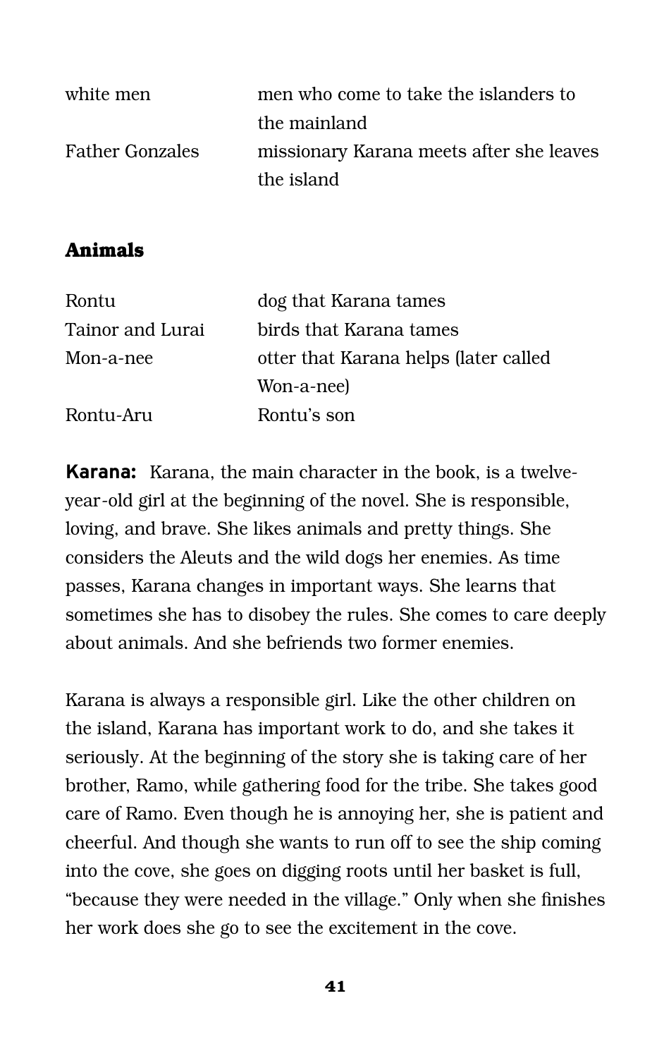| | |
|---|---|
| white men | men who come to take the islanders to the mainland |
| Father Gonzales | missionary Karana meets after she leaves the island |

## Animals

| | |
|---|---|
| Rontu | dog that Karana tames |
| Tainor and Lurai | birds that Karana tames |
| Mon-a-nee | otter that Karana helps (later called Won-a-nee) |
| Rontu-Aru | Rontu's son |

**Karana:** Karana, the main character in the book, is a twelve-year-old girl at the beginning of the novel. She is responsible, loving, and brave. She likes animals and pretty things. She considers the Aleuts and the wild dogs her enemies. As time passes, Karana changes in important ways. She learns that sometimes she has to disobey the rules. She comes to care deeply about animals. And she befriends two former enemies.

Karana is always a responsible girl. Like the other children on the island, Karana has important work to do, and she takes it seriously. At the beginning of the story she is taking care of her brother, Ramo, while gathering food for the tribe. She takes good care of Ramo. Even though he is annoying her, she is patient and cheerful. And though she wants to run off to see the ship coming into the cove, she goes on digging roots until her basket is full, "because they were needed in the village." Only when she finishes her work does she go to see the excitement in the cove.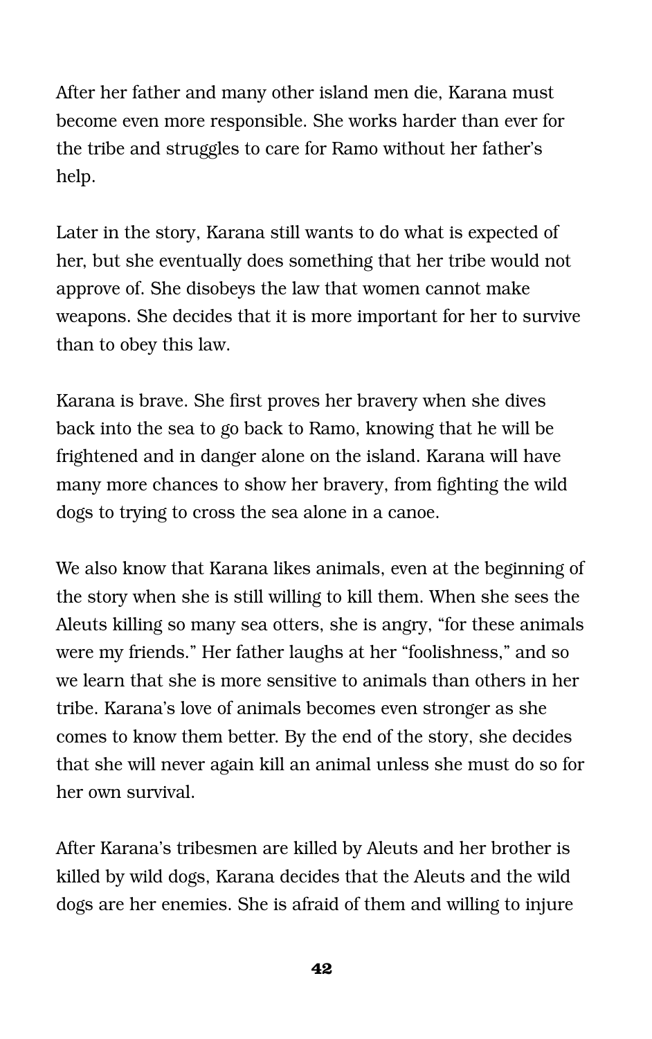After her father and many other island men die, Karana must become even more responsible. She works harder than ever for the tribe and struggles to care for Ramo without her father's help.

Later in the story, Karana still wants to do what is expected of her, but she eventually does something that her tribe would not approve of. She disobeys the law that women cannot make weapons. She decides that it is more important for her to survive than to obey this law.

Karana is brave. She first proves her bravery when she dives back into the sea to go back to Ramo, knowing that he will be frightened and in danger alone on the island. Karana will have many more chances to show her bravery, from fighting the wild dogs to trying to cross the sea alone in a canoe.

We also know that Karana likes animals, even at the beginning of the story when she is still willing to kill them. When she sees the Aleuts killing so many sea otters, she is angry, "for these animals were my friends." Her father laughs at her "foolishness," and so we learn that she is more sensitive to animals than others in her tribe. Karana's love of animals becomes even stronger as she comes to know them better. By the end of the story, she decides that she will never again kill an animal unless she must do so for her own survival.

After Karana's tribesmen are killed by Aleuts and her brother is killed by wild dogs, Karana decides that the Aleuts and the wild dogs are her enemies. She is afraid of them and willing to injure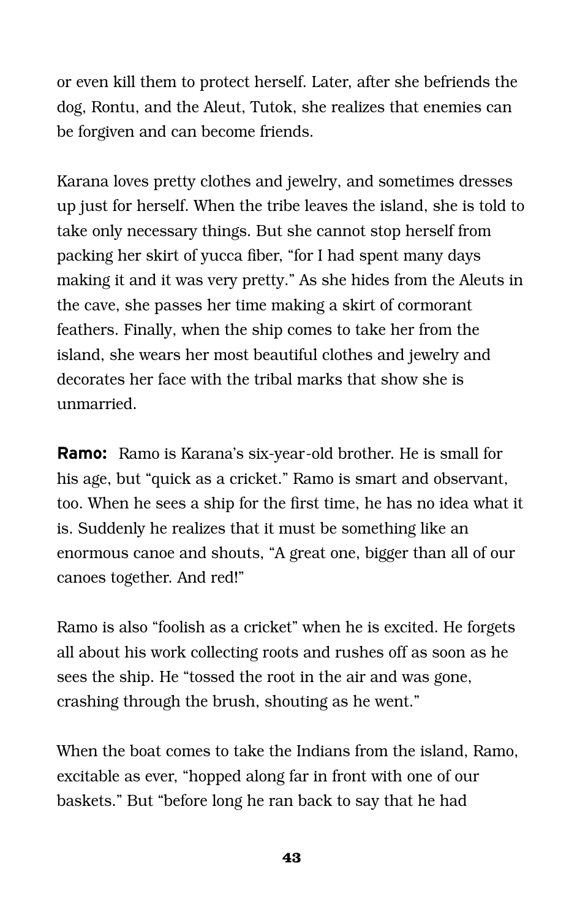or even kill them to protect herself. Later, after she befriends the dog, Rontu, and the Aleut, Tutok, she realizes that enemies can be forgiven and can become friends.

Karana loves pretty clothes and jewelry, and sometimes dresses up just for herself. When the tribe leaves the island, she is told to take only necessary things. But she cannot stop herself from packing her skirt of yucca fiber, "for I had spent many days making it and it was very pretty." As she hides from the Aleuts in the cave, she passes her time making a skirt of cormorant feathers. Finally, when the ship comes to take her from the island, she wears her most beautiful clothes and jewelry and decorates her face with the tribal marks that show she is unmarried.

**Ramo:** Ramo is Karana's six-year-old brother. He is small for his age, but "quick as a cricket." Ramo is smart and observant, too. When he sees a ship for the first time, he has no idea what it is. Suddenly he realizes that it must be something like an enormous canoe and shouts, "A great one, bigger than all of our canoes together. And red!"

Ramo is also "foolish as a cricket" when he is excited. He forgets all about his work collecting roots and rushes off as soon as he sees the ship. He "tossed the root in the air and was gone, crashing through the brush, shouting as he went."

When the boat comes to take the Indians from the island, Ramo, excitable as ever, "hopped along far in front with one of our baskets." But "before long he ran back to say that he had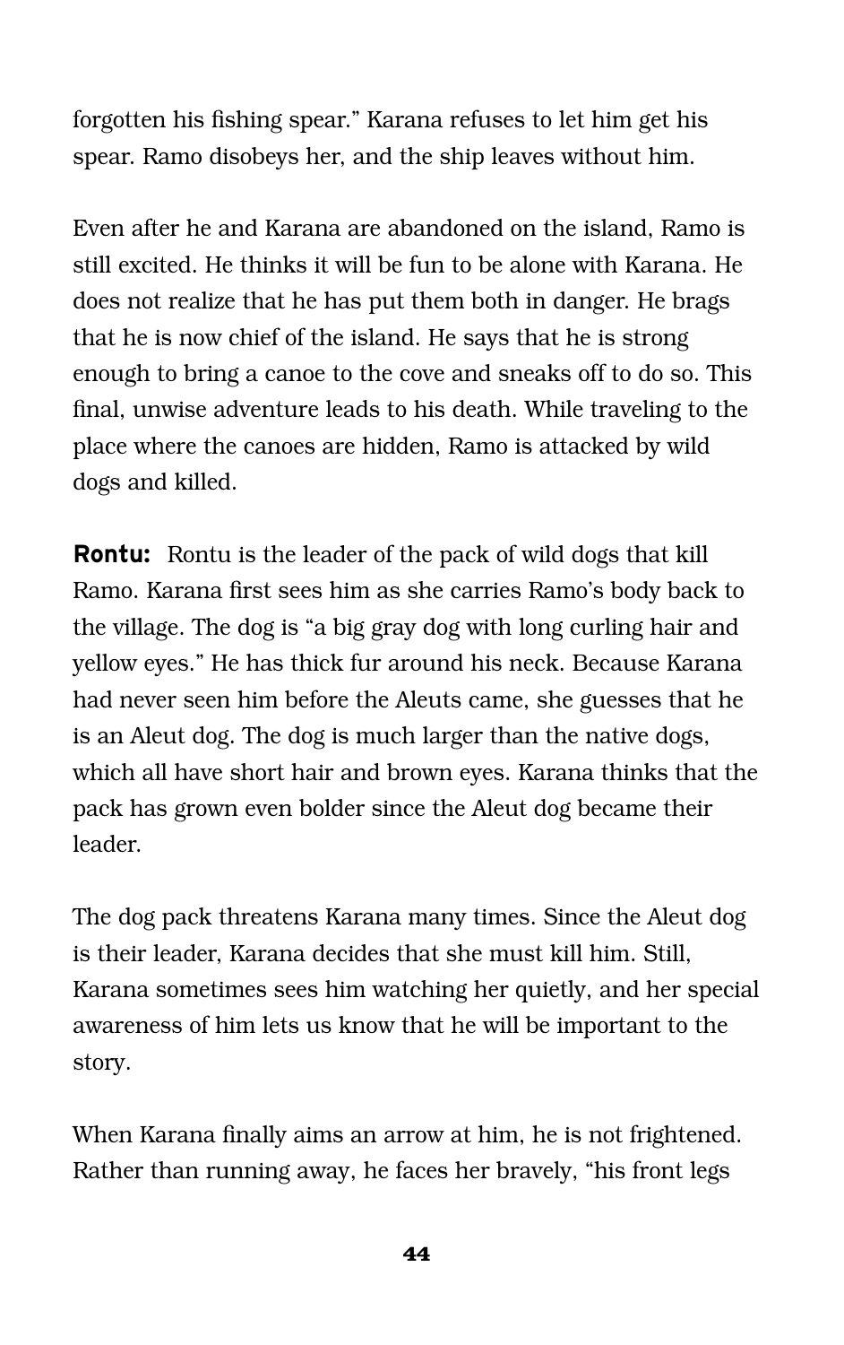forgotten his fishing spear." Karana refuses to let him get his spear. Ramo disobeys her, and the ship leaves without him.

Even after he and Karana are abandoned on the island, Ramo is still excited. He thinks it will be fun to be alone with Karana. He does not realize that he has put them both in danger. He brags that he is now chief of the island. He says that he is strong enough to bring a canoe to the cove and sneaks off to do so. This final, unwise adventure leads to his death. While traveling to the place where the canoes are hidden, Ramo is attacked by wild dogs and killed.

**Rontu:** Rontu is the leader of the pack of wild dogs that kill Ramo. Karana first sees him as she carries Ramo's body back to the village. The dog is "a big gray dog with long curling hair and yellow eyes." He has thick fur around his neck. Because Karana had never seen him before the Aleuts came, she guesses that he is an Aleut dog. The dog is much larger than the native dogs, which all have short hair and brown eyes. Karana thinks that the pack has grown even bolder since the Aleut dog became their leader.

The dog pack threatens Karana many times. Since the Aleut dog is their leader, Karana decides that she must kill him. Still, Karana sometimes sees him watching her quietly, and her special awareness of him lets us know that he will be important to the story.

When Karana finally aims an arrow at him, he is not frightened. Rather than running away, he faces her bravely, "his front legs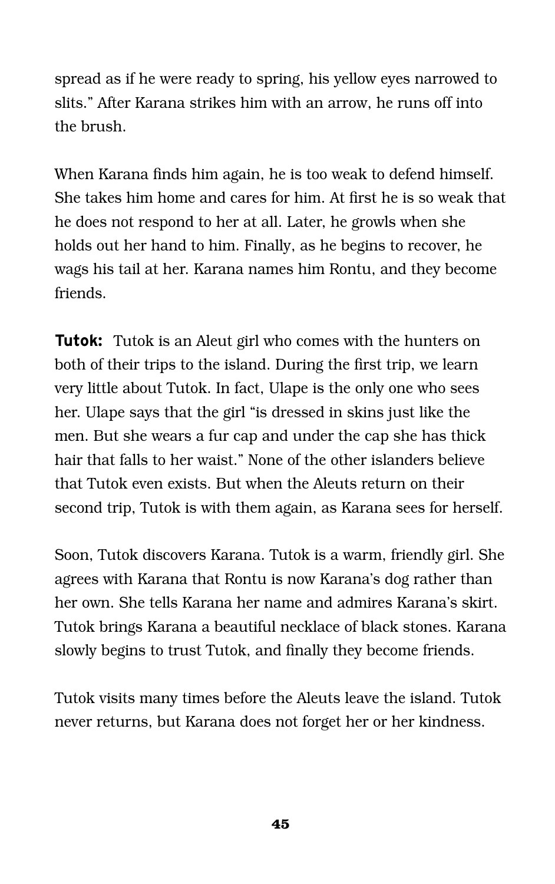spread as if he were ready to spring, his yellow eyes narrowed to slits." After Karana strikes him with an arrow, he runs off into the brush.

When Karana finds him again, he is too weak to defend himself. She takes him home and cares for him. At first he is so weak that he does not respond to her at all. Later, he growls when she holds out her hand to him. Finally, as he begins to recover, he wags his tail at her. Karana names him Rontu, and they become friends.

**Tutok:** Tutok is an Aleut girl who comes with the hunters on both of their trips to the island. During the first trip, we learn very little about Tutok. In fact, Ulape is the only one who sees her. Ulape says that the girl "is dressed in skins just like the men. But she wears a fur cap and under the cap she has thick hair that falls to her waist." None of the other islanders believe that Tutok even exists. But when the Aleuts return on their second trip, Tutok is with them again, as Karana sees for herself.

Soon, Tutok discovers Karana. Tutok is a warm, friendly girl. She agrees with Karana that Rontu is now Karana's dog rather than her own. She tells Karana her name and admires Karana's skirt. Tutok brings Karana a beautiful necklace of black stones. Karana slowly begins to trust Tutok, and finally they become friends.

Tutok visits many times before the Aleuts leave the island. Tutok never returns, but Karana does not forget her or her kindness.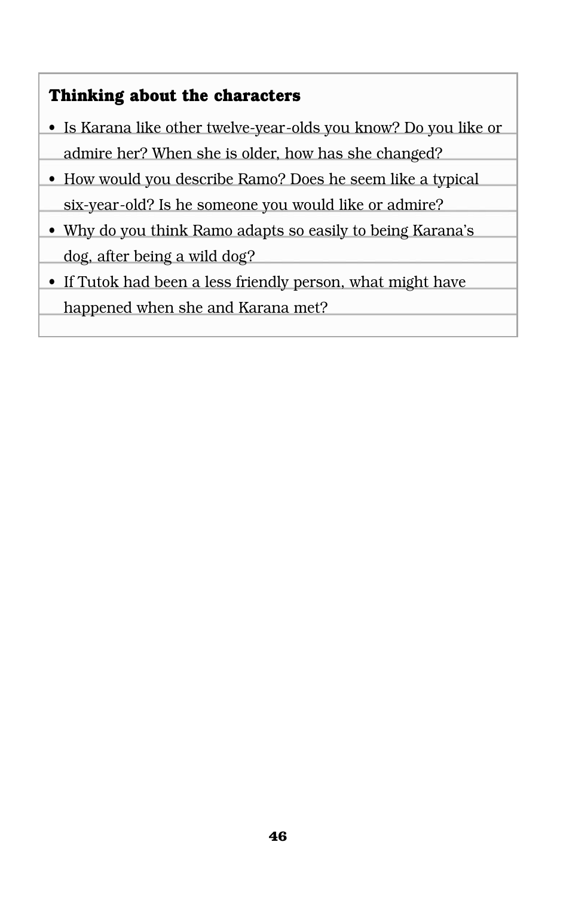### Thinking about the characters

- Is Karana like other twelve-year-olds you know? Do you like or admire her? When she is older, how has she changed?
- How would you describe Ramo? Does he seem like a typical six-year-old? Is he someone you would like or admire?
- Why do you think Ramo adapts so easily to being Karana's dog, after being a wild dog?
- If Tutok had been a less friendly person, what might have happened when she and Karana met?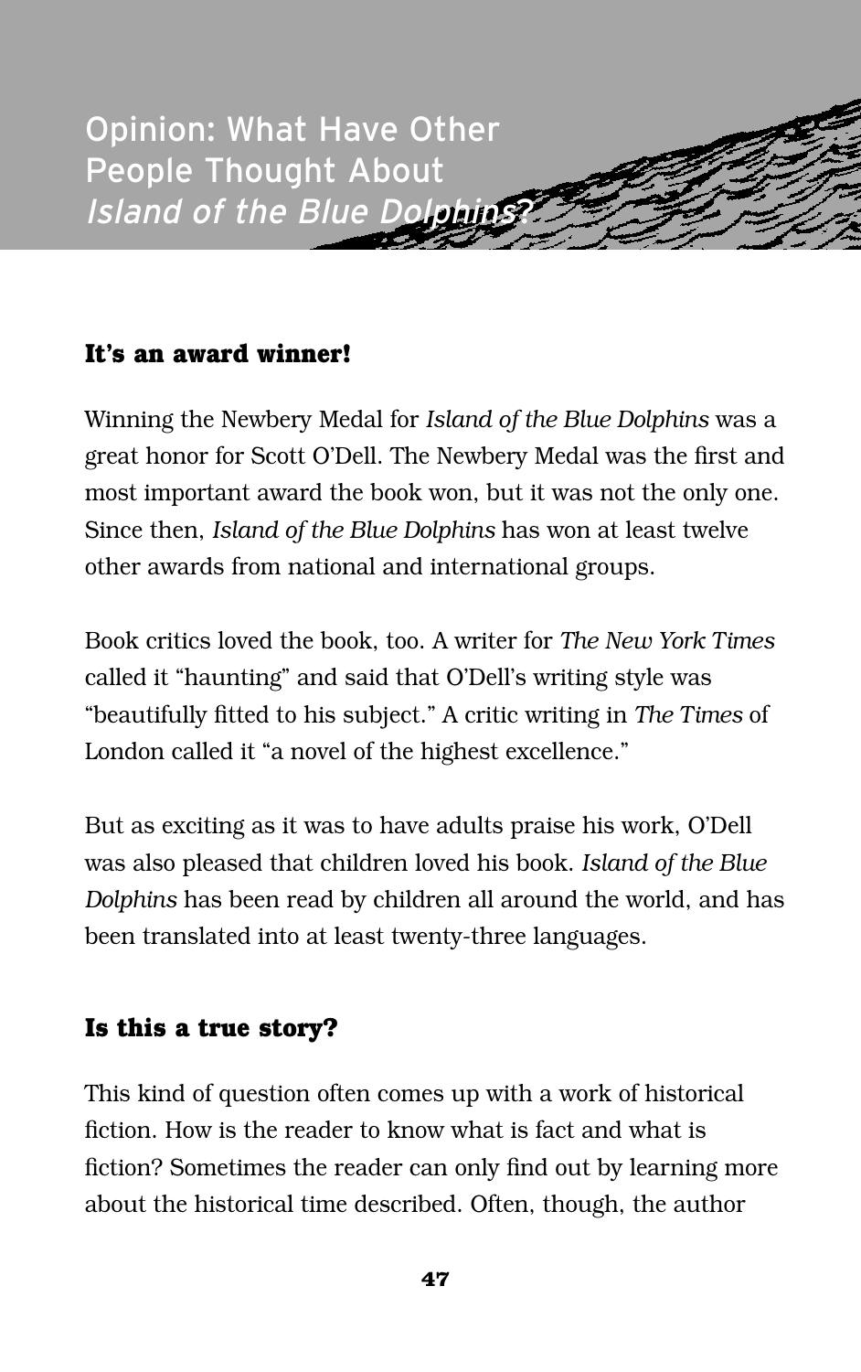# Opinion: What Have Other People Thought About *Island of the Blue Dolphins?*

### It's an award winner!

Winning the Newbery Medal for *Island of the Blue Dolphins* was a great honor for Scott O'Dell. The Newbery Medal was the first and most important award the book won, but it was not the only one. Since then, *Island of the Blue Dolphins* has won at least twelve other awards from national and international groups.

Book critics loved the book, too. A writer for *The New York Times* called it "haunting" and said that O'Dell's writing style was "beautifully fitted to his subject." A critic writing in *The Times* of London called it "a novel of the highest excellence."

But as exciting as it was to have adults praise his work, O'Dell was also pleased that children loved his book. *Island of the Blue Dolphins* has been read by children all around the world, and has been translated into at least twenty-three languages.

### Is this a true story?

This kind of question often comes up with a work of historical fiction. How is the reader to know what is fact and what is fiction? Sometimes the reader can only find out by learning more about the historical time described. Often, though, the author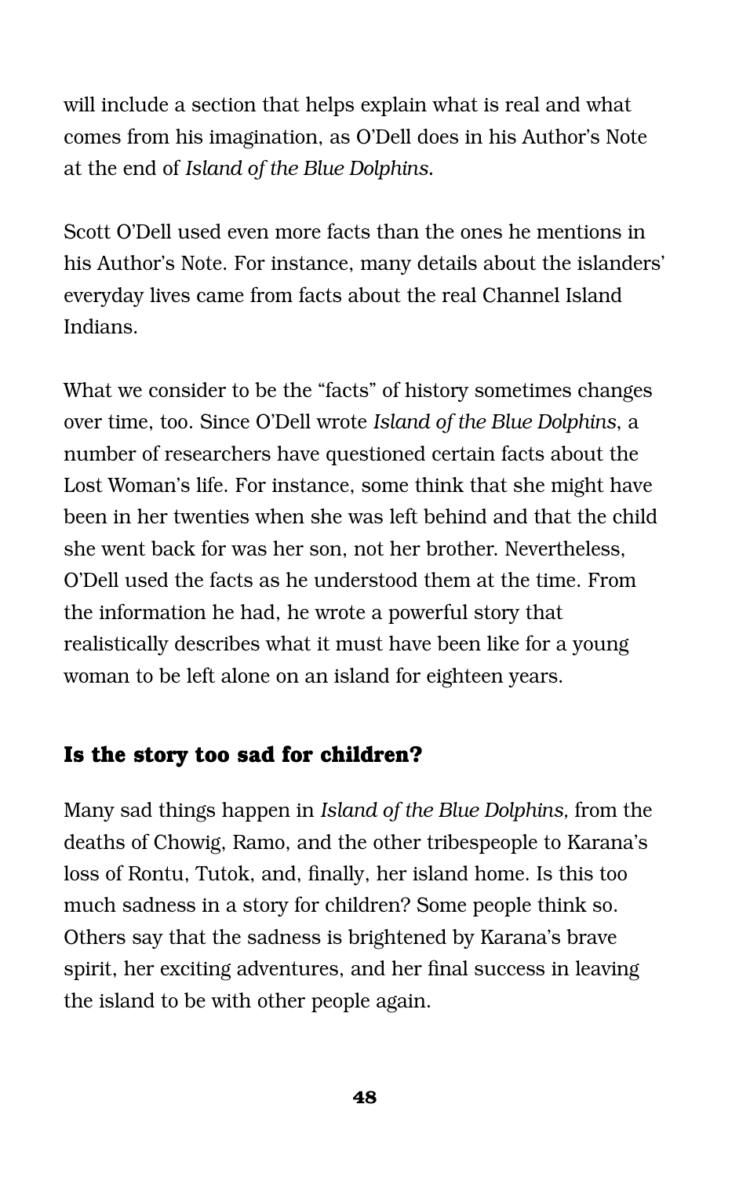will include a section that helps explain what is real and what comes from his imagination, as O'Dell does in his Author's Note at the end of *Island of the Blue Dolphins.*

Scott O'Dell used even more facts than the ones he mentions in his Author's Note. For instance, many details about the islanders' everyday lives came from facts about the real Channel Island Indians.

What we consider to be the "facts" of history sometimes changes over time, too. Since O'Dell wrote *Island of the Blue Dolphins*, a number of researchers have questioned certain facts about the Lost Woman's life. For instance, some think that she might have been in her twenties when she was left behind and that the child she went back for was her son, not her brother. Nevertheless, O'Dell used the facts as he understood them at the time. From the information he had, he wrote a powerful story that realistically describes what it must have been like for a young woman to be left alone on an island for eighteen years.

### Is the story too sad for children?

Many sad things happen in *Island of the Blue Dolphins,* from the deaths of Chowig, Ramo, and the other tribespeople to Karana's loss of Rontu, Tutok, and, finally, her island home. Is this too much sadness in a story for children? Some people think so. Others say that the sadness is brightened by Karana's brave spirit, her exciting adventures, and her final success in leaving the island to be with other people again.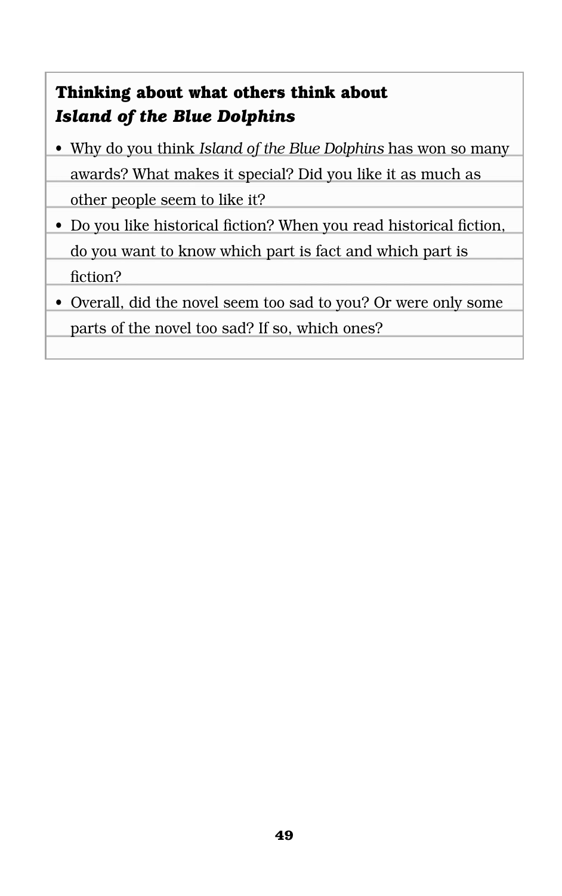**Thinking about what others think about *Island of the Blue Dolphins***

- Why do you think *Island of the Blue Dolphins* has won so many awards? What makes it special? Did you like it as much as other people seem to like it?
- Do you like historical fiction? When you read historical fiction, do you want to know which part is fact and which part is fiction?
- Overall, did the novel seem too sad to you? Or were only some parts of the novel too sad? If so, which ones?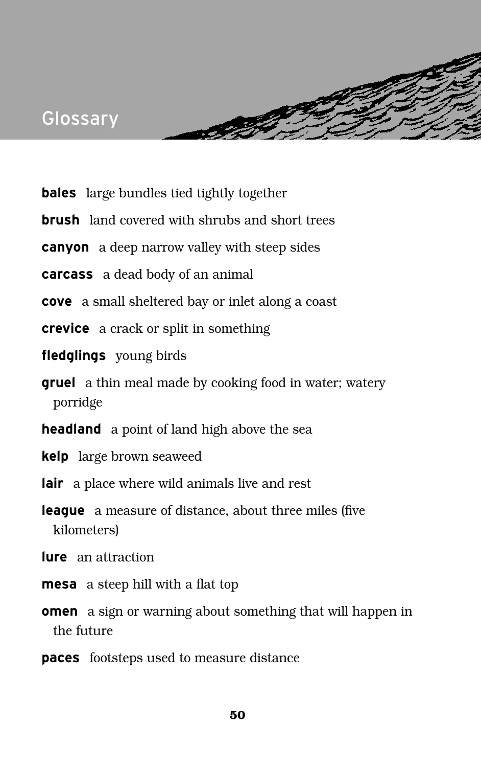# Glossary

**bales** large bundles tied tightly together

**brush** land covered with shrubs and short trees

**canyon** a deep narrow valley with steep sides

**carcass** a dead body of an animal

**cove** a small sheltered bay or inlet along a coast

**crevice** a crack or split in something

**fledglings** young birds

**gruel** a thin meal made by cooking food in water; watery porridge

**headland** a point of land high above the sea

**kelp** large brown seaweed

**lair** a place where wild animals live and rest

**league** a measure of distance, about three miles (five kilometers)

**lure** an attraction

**mesa** a steep hill with a flat top

**omen** a sign or warning about something that will happen in the future

**paces** footsteps used to measure distance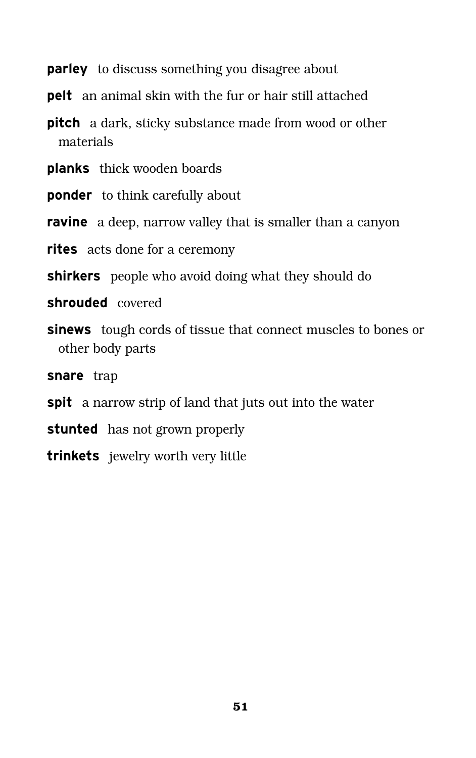**parley** to discuss something you disagree about

**pelt** an animal skin with the fur or hair still attached

**pitch** a dark, sticky substance made from wood or other materials

**planks** thick wooden boards

**ponder** to think carefully about

**ravine** a deep, narrow valley that is smaller than a canyon

**rites** acts done for a ceremony

**shirkers** people who avoid doing what they should do

**shrouded** covered

**sinews** tough cords of tissue that connect muscles to bones or other body parts

**snare** trap

**spit** a narrow strip of land that juts out into the water

**stunted** has not grown properly

**trinkets** jewelry worth very little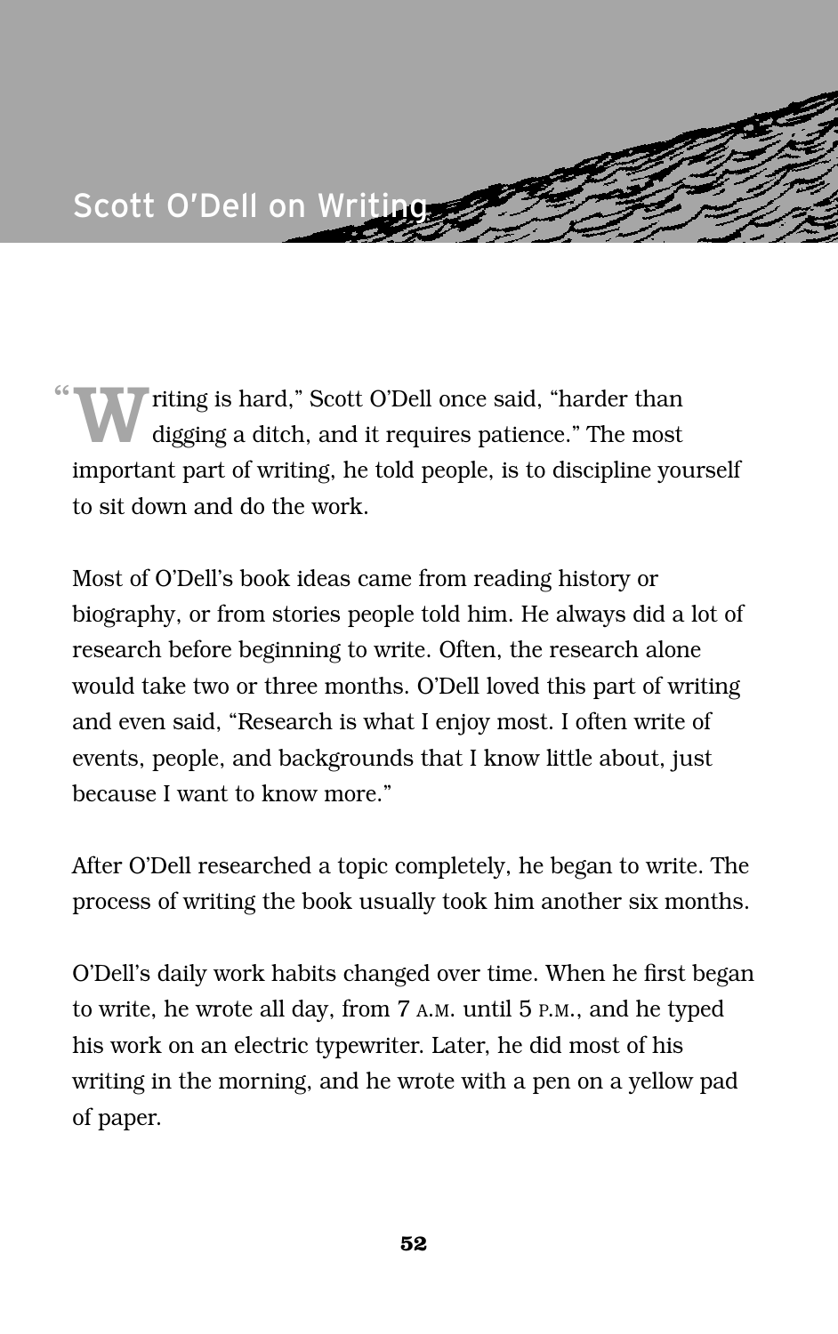# Scott O'Dell on Writing

"Writing is hard," Scott O'Dell once said, "harder than digging a ditch, and it requires patience." The most important part of writing, he told people, is to discipline yourself to sit down and do the work.

Most of O'Dell's book ideas came from reading history or biography, or from stories people told him. He always did a lot of research before beginning to write. Often, the research alone would take two or three months. O'Dell loved this part of writing and even said, "Research is what I enjoy most. I often write of events, people, and backgrounds that I know little about, just because I want to know more."

After O'Dell researched a topic completely, he began to write. The process of writing the book usually took him another six months.

O'Dell's daily work habits changed over time. When he first began to write, he wrote all day, from 7 A.M. until 5 P.M., and he typed his work on an electric typewriter. Later, he did most of his writing in the morning, and he wrote with a pen on a yellow pad of paper.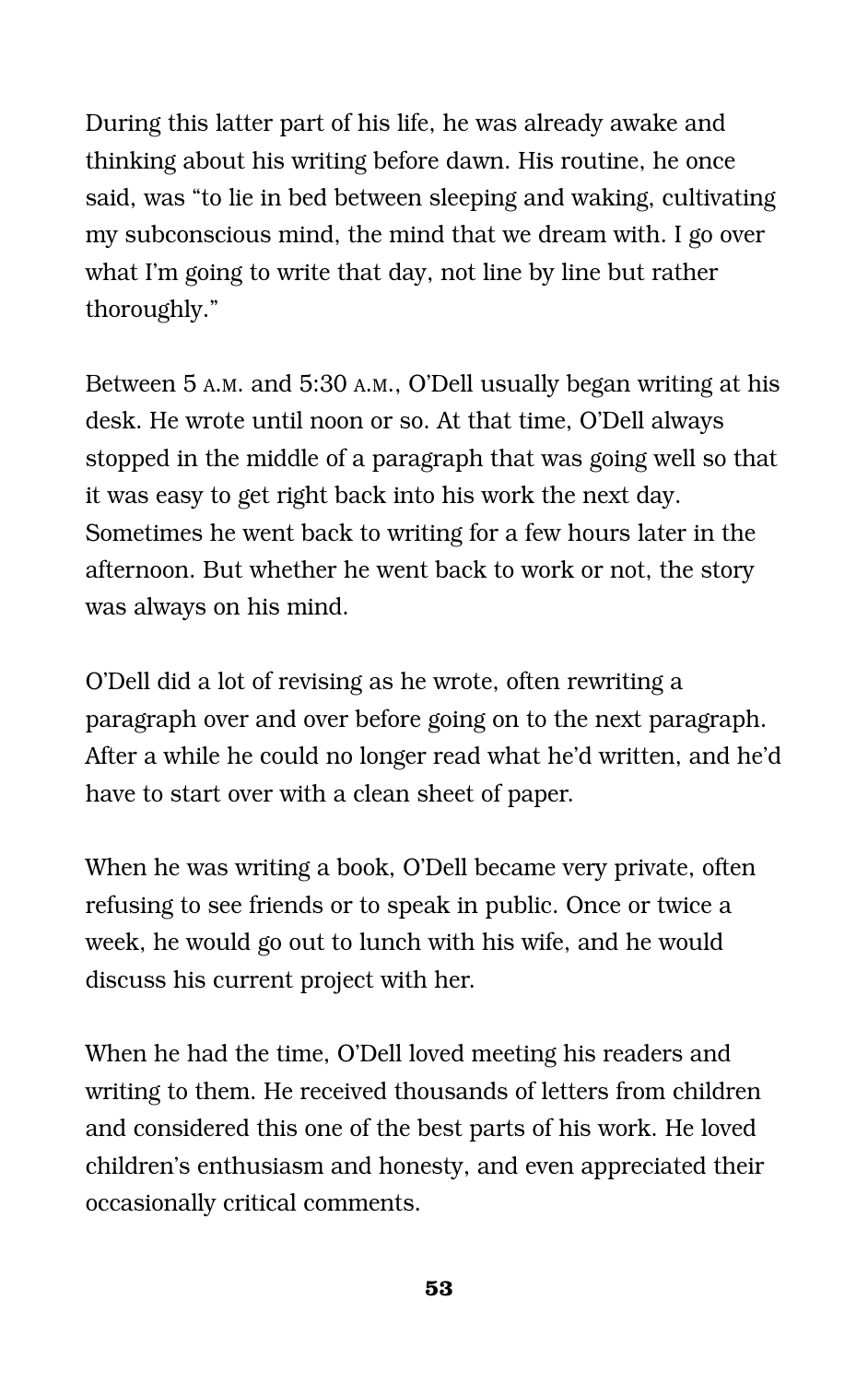During this latter part of his life, he was already awake and thinking about his writing before dawn. His routine, he once said, was "to lie in bed between sleeping and waking, cultivating my subconscious mind, the mind that we dream with. I go over what I'm going to write that day, not line by line but rather thoroughly."

Between 5 A.M. and 5:30 A.M., O'Dell usually began writing at his desk. He wrote until noon or so. At that time, O'Dell always stopped in the middle of a paragraph that was going well so that it was easy to get right back into his work the next day. Sometimes he went back to writing for a few hours later in the afternoon. But whether he went back to work or not, the story was always on his mind.

O'Dell did a lot of revising as he wrote, often rewriting a paragraph over and over before going on to the next paragraph. After a while he could no longer read what he'd written, and he'd have to start over with a clean sheet of paper.

When he was writing a book, O'Dell became very private, often refusing to see friends or to speak in public. Once or twice a week, he would go out to lunch with his wife, and he would discuss his current project with her.

When he had the time, O'Dell loved meeting his readers and writing to them. He received thousands of letters from children and considered this one of the best parts of his work. He loved children's enthusiasm and honesty, and even appreciated their occasionally critical comments.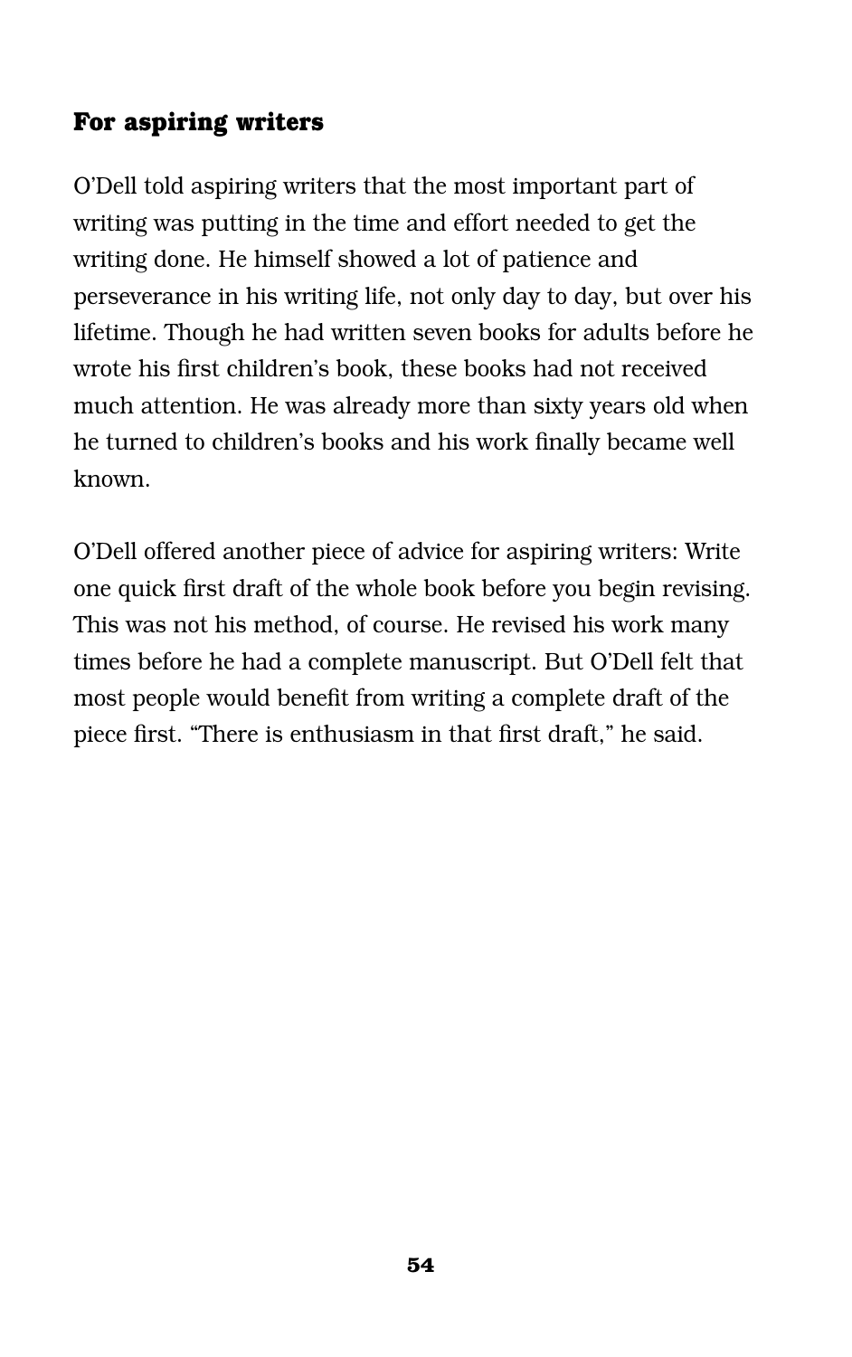## For aspiring writers

O'Dell told aspiring writers that the most important part of writing was putting in the time and effort needed to get the writing done. He himself showed a lot of patience and perseverance in his writing life, not only day to day, but over his lifetime. Though he had written seven books for adults before he wrote his first children's book, these books had not received much attention. He was already more than sixty years old when he turned to children's books and his work finally became well known.

O'Dell offered another piece of advice for aspiring writers: Write one quick first draft of the whole book before you begin revising. This was not his method, of course. He revised his work many times before he had a complete manuscript. But O'Dell felt that most people would benefit from writing a complete draft of the piece first. "There is enthusiasm in that first draft," he said.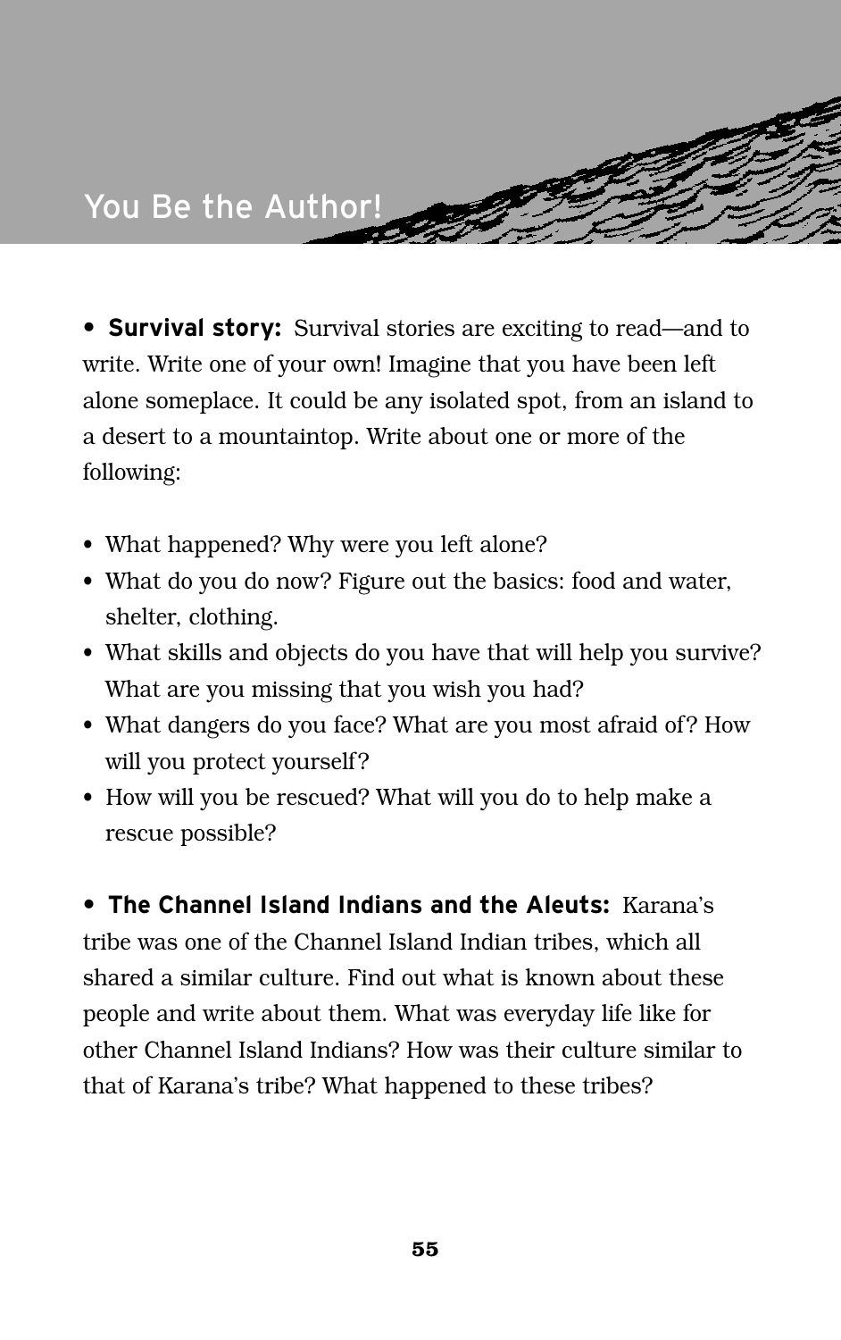# You Be the Author!

- **Survival story:** Survival stories are exciting to read—and to write. Write one of your own! Imagine that you have been left alone someplace. It could be any isolated spot, from an island to a desert to a mountaintop. Write about one or more of the following:

  - What happened? Why were you left alone?
  - What do you do now? Figure out the basics: food and water, shelter, clothing.
  - What skills and objects do you have that will help you survive? What are you missing that you wish you had?
  - What dangers do you face? What are you most afraid of? How will you protect yourself?
  - How will you be rescued? What will you do to help make a rescue possible?

- **The Channel Island Indians and the Aleuts:** Karana's tribe was one of the Channel Island Indian tribes, which all shared a similar culture. Find out what is known about these people and write about them. What was everyday life like for other Channel Island Indians? How was their culture similar to that of Karana's tribe? What happened to these tribes?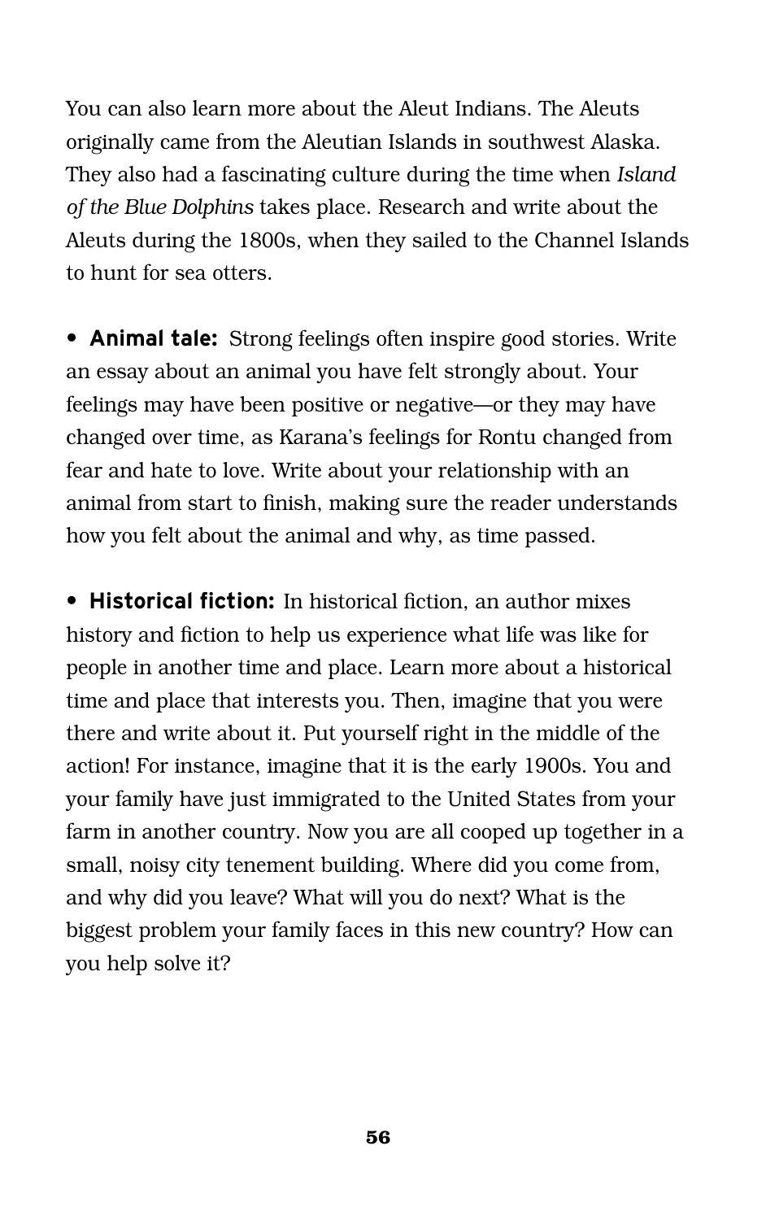You can also learn more about the Aleut Indians. The Aleuts originally came from the Aleutian Islands in southwest Alaska. They also had a fascinating culture during the time when *Island of the Blue Dolphins* takes place. Research and write about the Aleuts during the 1800s, when they sailed to the Channel Islands to hunt for sea otters.

- **Animal tale:** Strong feelings often inspire good stories. Write an essay about an animal you have felt strongly about. Your feelings may have been positive or negative—or they may have changed over time, as Karana's feelings for Rontu changed from fear and hate to love. Write about your relationship with an animal from start to finish, making sure the reader understands how you felt about the animal and why, as time passed.

- **Historical fiction:** In historical fiction, an author mixes history and fiction to help us experience what life was like for people in another time and place. Learn more about a historical time and place that interests you. Then, imagine that you were there and write about it. Put yourself right in the middle of the action! For instance, imagine that it is the early 1900s. You and your family have just immigrated to the United States from your farm in another country. Now you are all cooped up together in a small, noisy city tenement building. Where did you come from, and why did you leave? What will you do next? What is the biggest problem your family faces in this new country? How can you help solve it?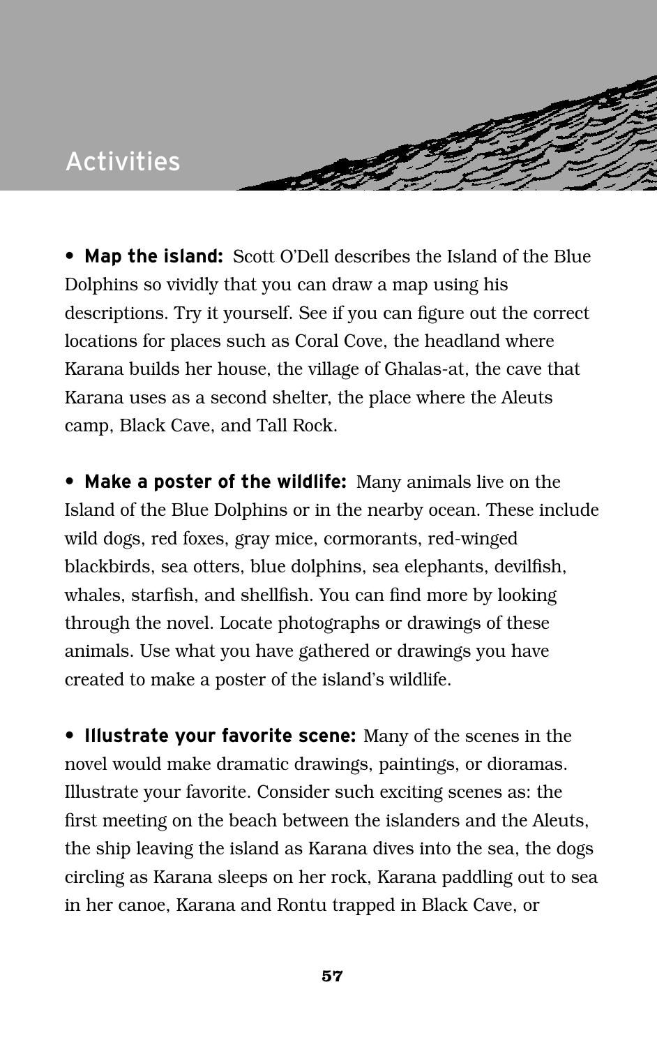# Activities

- **Map the island:** Scott O'Dell describes the Island of the Blue Dolphins so vividly that you can draw a map using his descriptions. Try it yourself. See if you can figure out the correct locations for places such as Coral Cove, the headland where Karana builds her house, the village of Ghalas-at, the cave that Karana uses as a second shelter, the place where the Aleuts camp, Black Cave, and Tall Rock.

- **Make a poster of the wildlife:** Many animals live on the Island of the Blue Dolphins or in the nearby ocean. These include wild dogs, red foxes, gray mice, cormorants, red-winged blackbirds, sea otters, blue dolphins, sea elephants, devilfish, whales, starfish, and shellfish. You can find more by looking through the novel. Locate photographs or drawings of these animals. Use what you have gathered or drawings you have created to make a poster of the island's wildlife.

- **Illustrate your favorite scene:** Many of the scenes in the novel would make dramatic drawings, paintings, or dioramas. Illustrate your favorite. Consider such exciting scenes as: the first meeting on the beach between the islanders and the Aleuts, the ship leaving the island as Karana dives into the sea, the dogs circling as Karana sleeps on her rock, Karana paddling out to sea in her canoe, Karana and Rontu trapped in Black Cave, or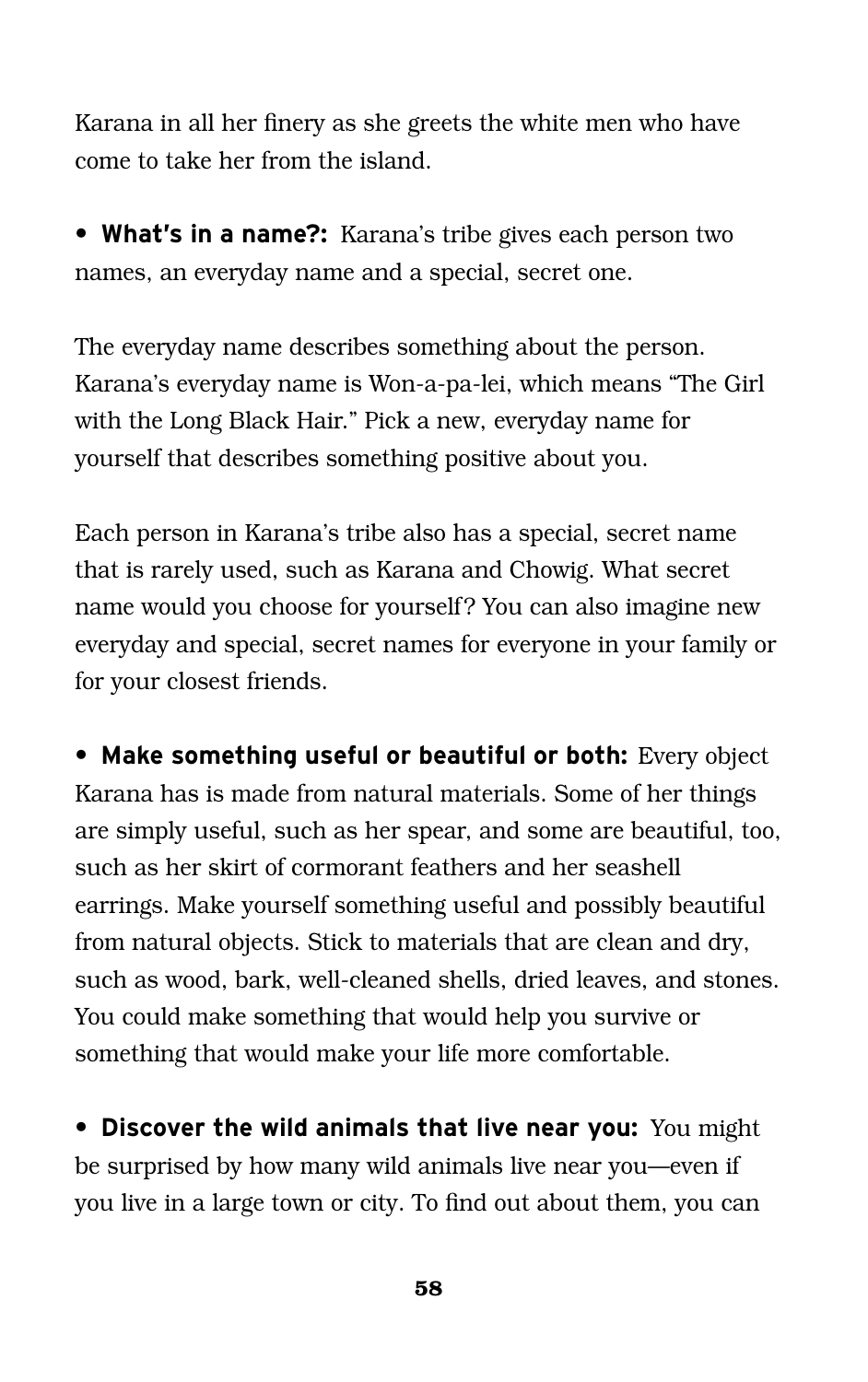Karana in all her finery as she greets the white men who have come to take her from the island.

- **What's in a name?:** Karana's tribe gives each person two names, an everyday name and a special, secret one.

The everyday name describes something about the person. Karana's everyday name is Won-a-pa-lei, which means "The Girl with the Long Black Hair." Pick a new, everyday name for yourself that describes something positive about you.

Each person in Karana's tribe also has a special, secret name that is rarely used, such as Karana and Chowig. What secret name would you choose for yourself? You can also imagine new everyday and special, secret names for everyone in your family or for your closest friends.

- **Make something useful or beautiful or both:** Every object Karana has is made from natural materials. Some of her things are simply useful, such as her spear, and some are beautiful, too, such as her skirt of cormorant feathers and her seashell earrings. Make yourself something useful and possibly beautiful from natural objects. Stick to materials that are clean and dry, such as wood, bark, well-cleaned shells, dried leaves, and stones. You could make something that would help you survive or something that would make your life more comfortable.

- **Discover the wild animals that live near you:** You might be surprised by how many wild animals live near you—even if you live in a large town or city. To find out about them, you can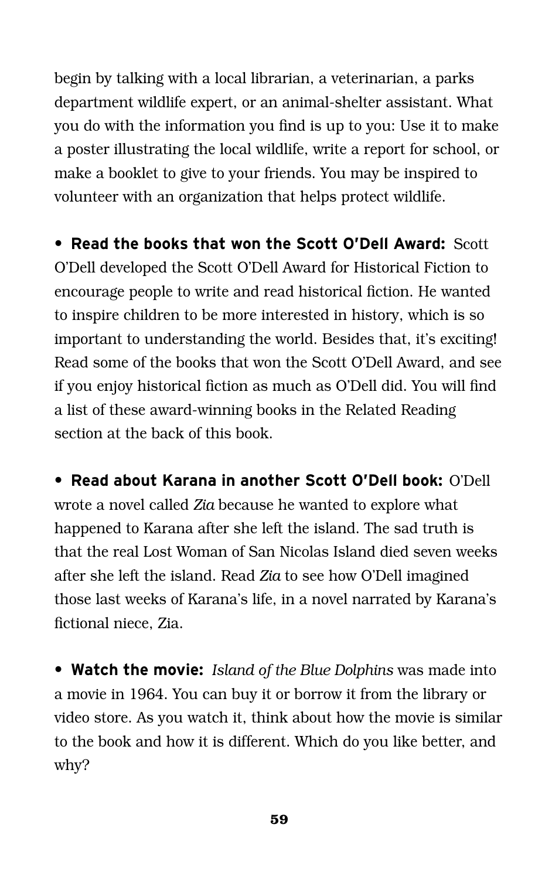begin by talking with a local librarian, a veterinarian, a parks department wildlife expert, or an animal-shelter assistant. What you do with the information you find is up to you: Use it to make a poster illustrating the local wildlife, write a report for school, or make a booklet to give to your friends. You may be inspired to volunteer with an organization that helps protect wildlife.

- **Read the books that won the Scott O'Dell Award:** Scott O'Dell developed the Scott O'Dell Award for Historical Fiction to encourage people to write and read historical fiction. He wanted to inspire children to be more interested in history, which is so important to understanding the world. Besides that, it's exciting! Read some of the books that won the Scott O'Dell Award, and see if you enjoy historical fiction as much as O'Dell did. You will find a list of these award-winning books in the Related Reading section at the back of this book.

- **Read about Karana in another Scott O'Dell book:** O'Dell wrote a novel called *Zia* because he wanted to explore what happened to Karana after she left the island. The sad truth is that the real Lost Woman of San Nicolas Island died seven weeks after she left the island. Read *Zia* to see how O'Dell imagined those last weeks of Karana's life, in a novel narrated by Karana's fictional niece, Zia.

- **Watch the movie:** *Island of the Blue Dolphins* was made into a movie in 1964. You can buy it or borrow it from the library or video store. As you watch it, think about how the movie is similar to the book and how it is different. Which do you like better, and why?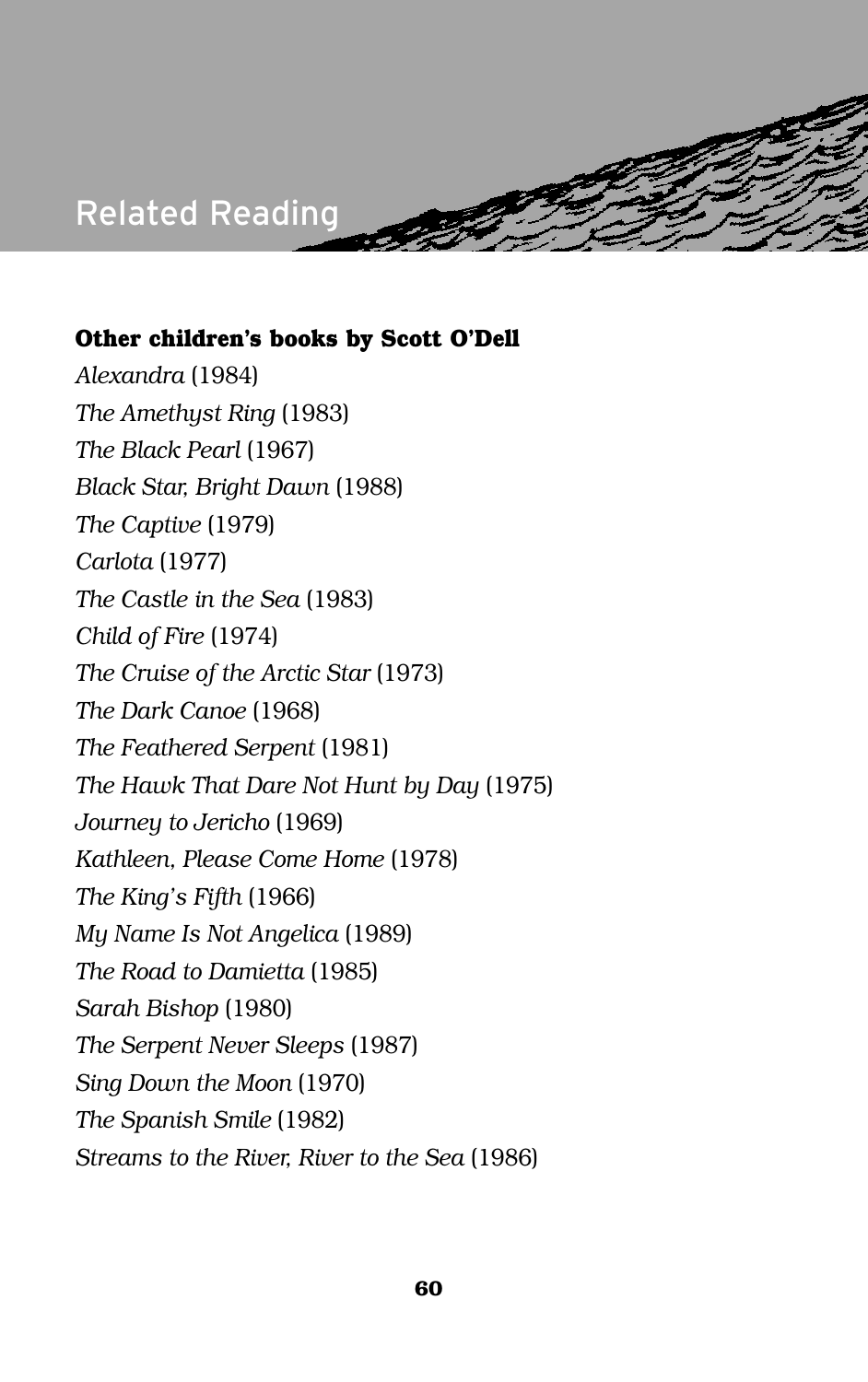# Related Reading

**Other children's books by Scott O'Dell**

*Alexandra* (1984)
*The Amethyst Ring* (1983)
*The Black Pearl* (1967)
*Black Star, Bright Dawn* (1988)
*The Captive* (1979)
*Carlota* (1977)
*The Castle in the Sea* (1983)
*Child of Fire* (1974)
*The Cruise of the Arctic Star* (1973)
*The Dark Canoe* (1968)
*The Feathered Serpent* (1981)
*The Hawk That Dare Not Hunt by Day* (1975)
*Journey to Jericho* (1969)
*Kathleen, Please Come Home* (1978)
*The King's Fifth* (1966)
*My Name Is Not Angelica* (1989)
*The Road to Damietta* (1985)
*Sarah Bishop* (1980)
*The Serpent Never Sleeps* (1987)
*Sing Down the Moon* (1970)
*The Spanish Smile* (1982)
*Streams to the River, River to the Sea* (1986)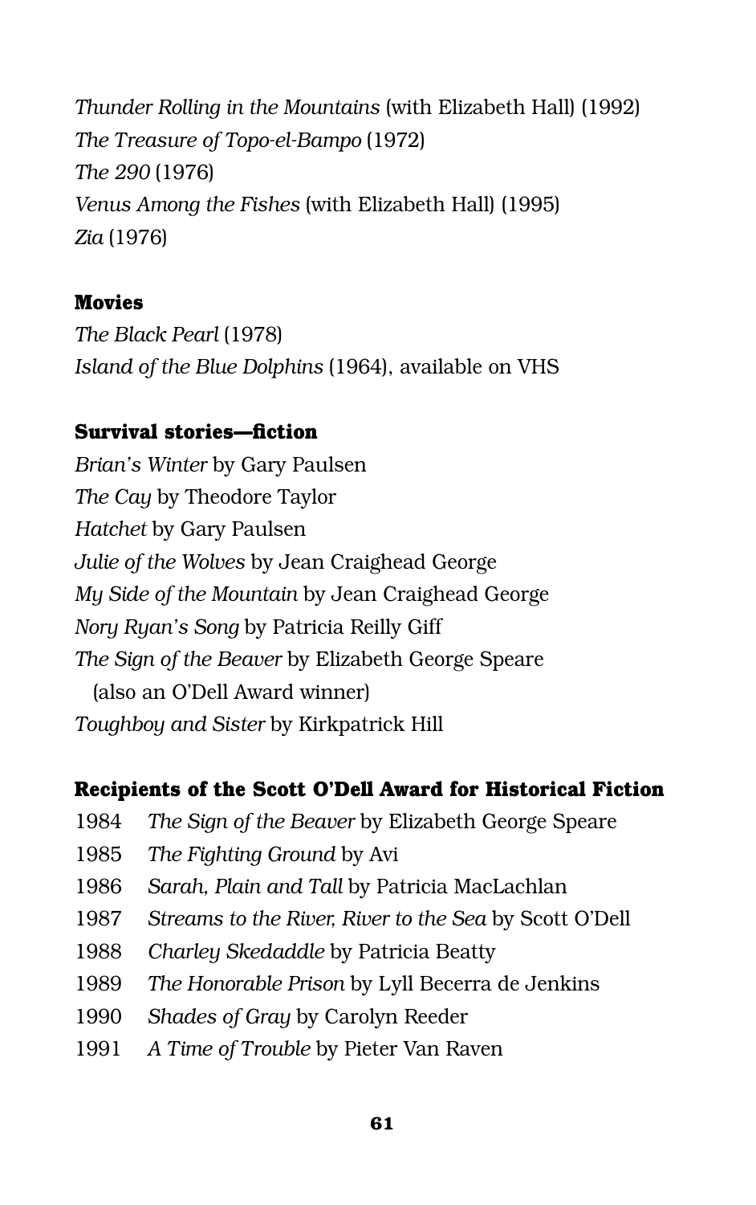*Thunder Rolling in the Mountains* (with Elizabeth Hall) (1992)
*The Treasure of Topo-el-Bampo* (1972)
*The 290* (1976)
*Venus Among the Fishes* (with Elizabeth Hall) (1995)
*Zia* (1976)

**Movies**

*The Black Pearl* (1978)
*Island of the Blue Dolphins* (1964), available on VHS

**Survival stories—fiction**

*Brian's Winter* by Gary Paulsen
*The Cay* by Theodore Taylor
*Hatchet* by Gary Paulsen
*Julie of the Wolves* by Jean Craighead George
*My Side of the Mountain* by Jean Craighead George
*Nory Ryan's Song* by Patricia Reilly Giff
*The Sign of the Beaver* by Elizabeth George Speare (also an O'Dell Award winner)
*Toughboy and Sister* by Kirkpatrick Hill

**Recipients of the Scott O'Dell Award for Historical Fiction**

1984 *The Sign of the Beaver* by Elizabeth George Speare
1985 *The Fighting Ground* by Avi
1986 *Sarah, Plain and Tall* by Patricia MacLachlan
1987 *Streams to the River, River to the Sea* by Scott O'Dell
1988 *Charley Skedaddle* by Patricia Beatty
1989 *The Honorable Prison* by Lyll Becerra de Jenkins
1990 *Shades of Gray* by Carolyn Reeder
1991 *A Time of Trouble* by Pieter Van Raven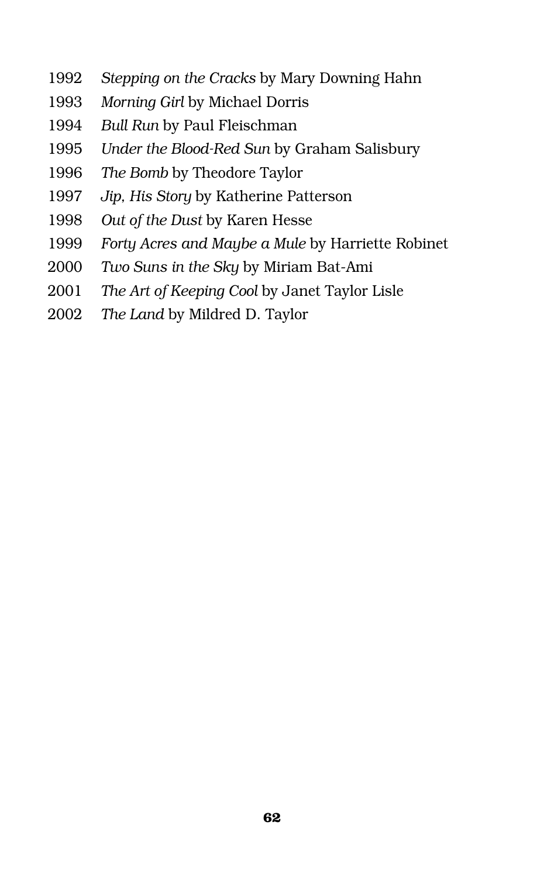1992 *Stepping on the Cracks* by Mary Downing Hahn
1993 *Morning Girl* by Michael Dorris
1994 *Bull Run* by Paul Fleischman
1995 *Under the Blood-Red Sun* by Graham Salisbury
1996 *The Bomb* by Theodore Taylor
1997 *Jip, His Story* by Katherine Patterson
1998 *Out of the Dust* by Karen Hesse
1999 *Forty Acres and Maybe a Mule* by Harriette Robinet
2000 *Two Suns in the Sky* by Miriam Bat-Ami
2001 *The Art of Keeping Cool* by Janet Taylor Lisle
2002 *The Land* by Mildred D. Taylor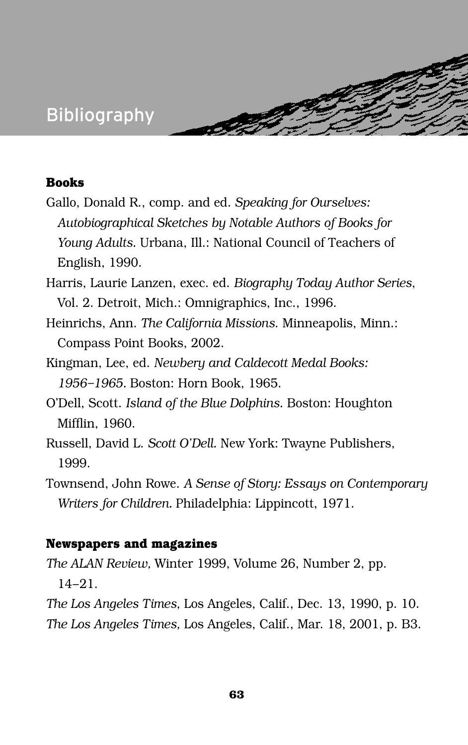# Bibliography

### Books

Gallo, Donald R., comp. and ed. *Speaking for Ourselves: Autobiographical Sketches by Notable Authors of Books for Young Adults.* Urbana, Ill.: National Council of Teachers of English, 1990.

Harris, Laurie Lanzen, exec. ed. *Biography Today Author Series*, Vol. 2. Detroit, Mich.: Omnigraphics, Inc., 1996.

Heinrichs, Ann. *The California Missions.* Minneapolis, Minn.: Compass Point Books, 2002.

Kingman, Lee, ed. *Newbery and Caldecott Medal Books: 1956–1965.* Boston: Horn Book, 1965.

O'Dell, Scott. *Island of the Blue Dolphins.* Boston: Houghton Mifflin, 1960.

Russell, David L. *Scott O'Dell.* New York: Twayne Publishers, 1999.

Townsend, John Rowe. *A Sense of Story: Essays on Contemporary Writers for Children.* Philadelphia: Lippincott, 1971.

### Newspapers and magazines

*The ALAN Review,* Winter 1999, Volume 26, Number 2, pp. 14–21.

*The Los Angeles Times,* Los Angeles, Calif., Dec. 13, 1990, p. 10.

*The Los Angeles Times,* Los Angeles, Calif., Mar. 18, 2001, p. B3.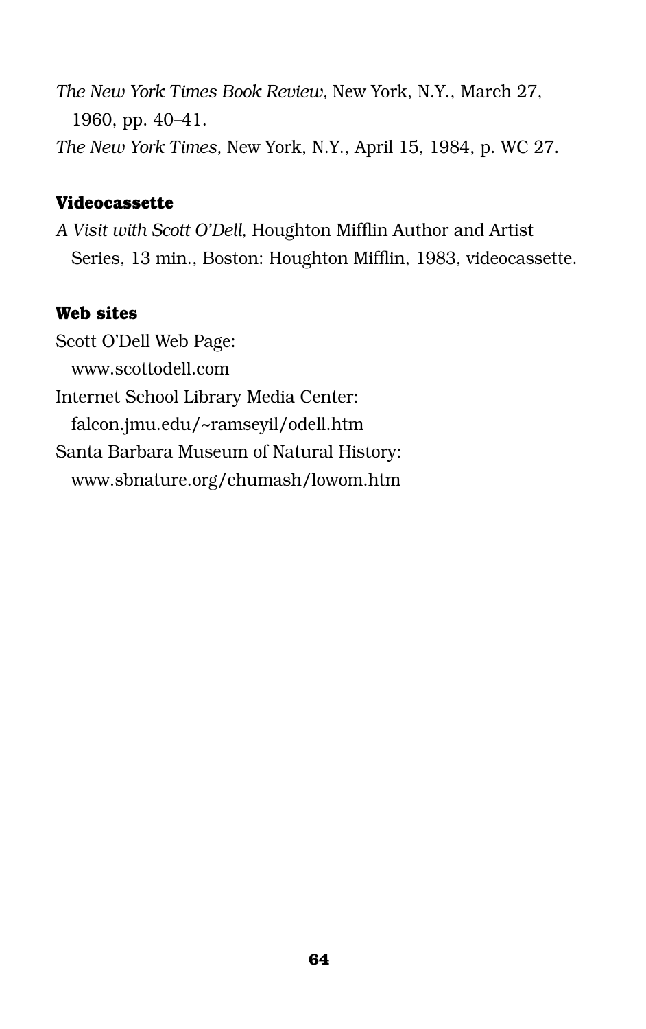*The New York Times Book Review,* New York, N.Y., March 27, 1960, pp. 40–41.

*The New York Times,* New York, N.Y., April 15, 1984, p. WC 27.

### Videocassette

*A Visit with Scott O'Dell,* Houghton Mifflin Author and Artist Series, 13 min., Boston: Houghton Mifflin, 1983, videocassette.

### Web sites

Scott O'Dell Web Page:
www.scottodell.com

Internet School Library Media Center:
falcon.jmu.edu/~ramseyil/odell.htm

Santa Barbara Museum of Natural History:
www.sbnature.org/chumash/lowom.htm